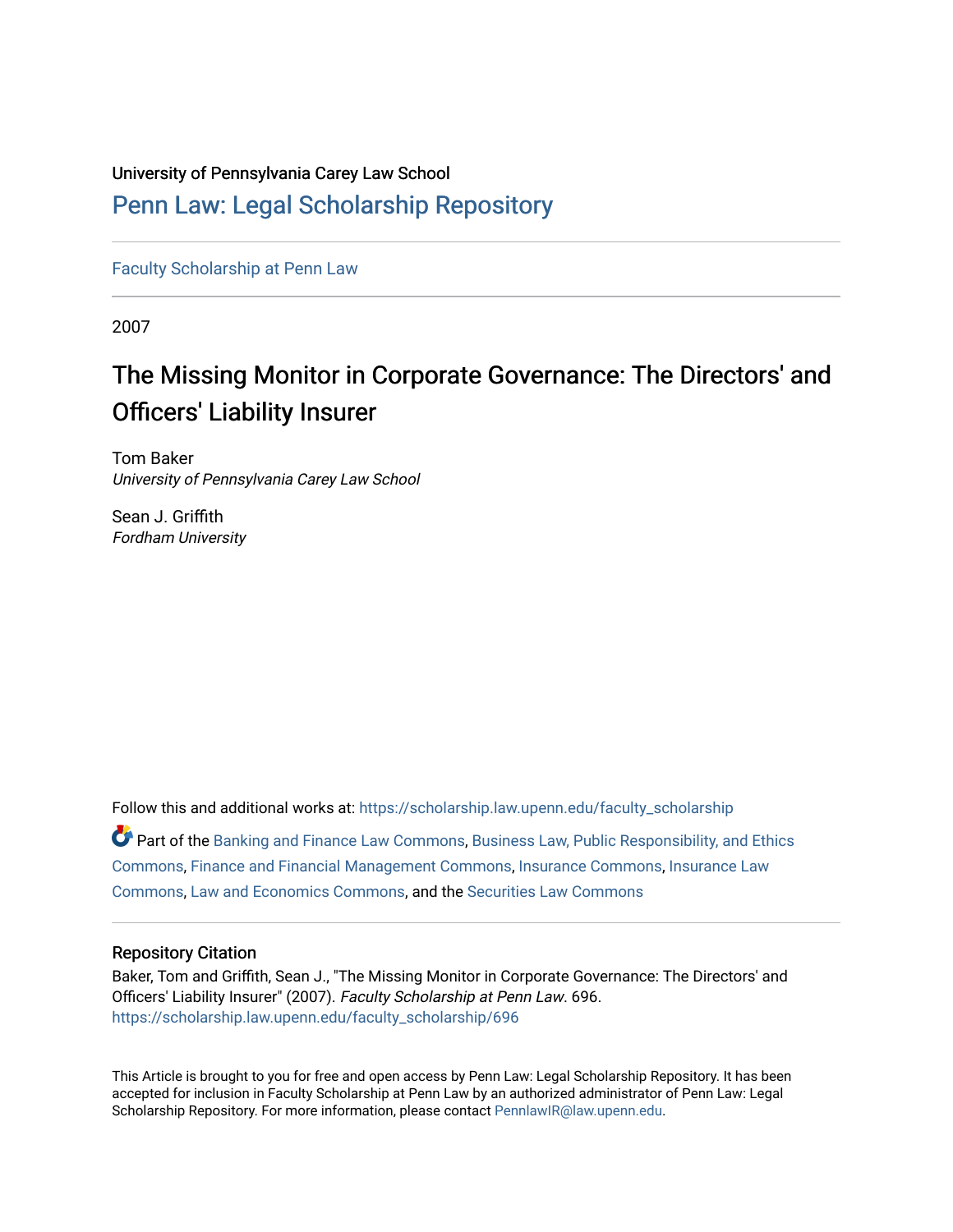University of Pennsylvania Carey Law School

## Penn Law: Legal Scholarship Repository

Faculty Scholarship at Penn Law

2007

# The Missing Monitor in Corporate Governance: The Directors' and Officers' Liability Insurer

Tom Baker
*University of Pennsylvania Carey Law School*

Sean J. Griffith
*Fordham University*

Follow this and additional works at: https://scholarship.law.upenn.edu/faculty_scholarship

Part of the Banking and Finance Law Commons, Business Law, Public Responsibility, and Ethics Commons, Finance and Financial Management Commons, Insurance Commons, Insurance Law Commons, Law and Economics Commons, and the Securities Law Commons

### Repository Citation

Baker, Tom and Griffith, Sean J., "The Missing Monitor in Corporate Governance: The Directors' and Officers' Liability Insurer" (2007). *Faculty Scholarship at Penn Law*. 696.
https://scholarship.law.upenn.edu/faculty_scholarship/696

This Article is brought to you for free and open access by Penn Law: Legal Scholarship Repository. It has been accepted for inclusion in Faculty Scholarship at Penn Law by an authorized administrator of Penn Law: Legal Scholarship Repository. For more information, please contact PennlawIR@law.upenn.edu.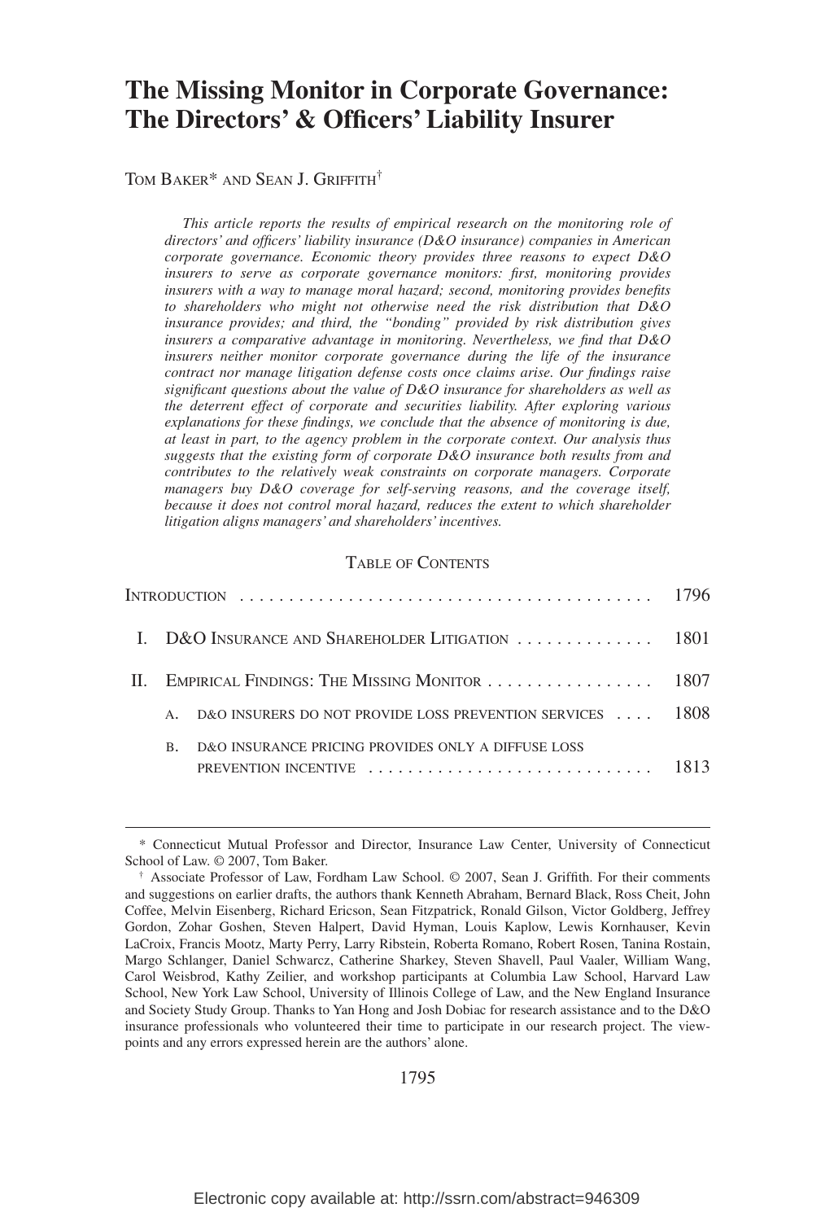# The Missing Monitor in Corporate Governance: The Directors' & Officers' Liability Insurer

TOM BAKER* AND SEAN J. GRIFFITH†

*This article reports the results of empirical research on the monitoring role of directors' and officers' liability insurance (D&O insurance) companies in American corporate governance. Economic theory provides three reasons to expect D&O insurers to serve as corporate governance monitors: first, monitoring provides insurers with a way to manage moral hazard; second, monitoring provides benefits to shareholders who might not otherwise need the risk distribution that D&O insurance provides; and third, the "bonding" provided by risk distribution gives insurers a comparative advantage in monitoring. Nevertheless, we find that D&O insurers neither monitor corporate governance during the life of the insurance contract nor manage litigation defense costs once claims arise. Our findings raise significant questions about the value of D&O insurance for shareholders as well as the deterrent effect of corporate and securities liability. After exploring various explanations for these findings, we conclude that the absence of monitoring is due, at least in part, to the agency problem in the corporate context. Our analysis thus suggests that the existing form of corporate D&O insurance both results from and contributes to the relatively weak constraints on corporate managers. Corporate managers buy D&O coverage for self-serving reasons, and the coverage itself, because it does not control moral hazard, reduces the extent to which shareholder litigation aligns managers' and shareholders' incentives.*

TABLE OF CONTENTS

| | | |
|---|---|---|
| INTRODUCTION | | 1796 |
| I. | D&O INSURANCE AND SHAREHOLDER LITIGATION | 1801 |
| II. | EMPIRICAL FINDINGS: THE MISSING MONITOR | 1807 |
| | A. D&O INSURERS DO NOT PROVIDE LOSS PREVENTION SERVICES | 1808 |
| | B. D&O INSURANCE PRICING PROVIDES ONLY A DIFFUSE LOSS PREVENTION INCENTIVE | 1813 |

\* Connecticut Mutual Professor and Director, Insurance Law Center, University of Connecticut School of Law. © 2007, Tom Baker.

† Associate Professor of Law, Fordham Law School. © 2007, Sean J. Griffith. For their comments and suggestions on earlier drafts, the authors thank Kenneth Abraham, Bernard Black, Ross Cheit, John Coffee, Melvin Eisenberg, Richard Ericson, Sean Fitzpatrick, Ronald Gilson, Victor Goldberg, Jeffrey Gordon, Zohar Goshen, Steven Halpert, David Hyman, Louis Kaplow, Lewis Kornhauser, Kevin LaCroix, Francis Mootz, Marty Perry, Larry Ribstein, Roberta Romano, Robert Rosen, Tanina Rostain, Margo Schlanger, Daniel Schwarcz, Catherine Sharkey, Steven Shavell, Paul Vaaler, William Wang, Carol Weisbrod, Kathy Zeilier, and workshop participants at Columbia Law School, Harvard Law School, New York Law School, University of Illinois College of Law, and the New England Insurance and Society Study Group. Thanks to Yan Hong and Josh Dobiac for research assistance and to the D&O insurance professionals who volunteered their time to participate in our research project. The viewpoints and any errors expressed herein are the authors' alone.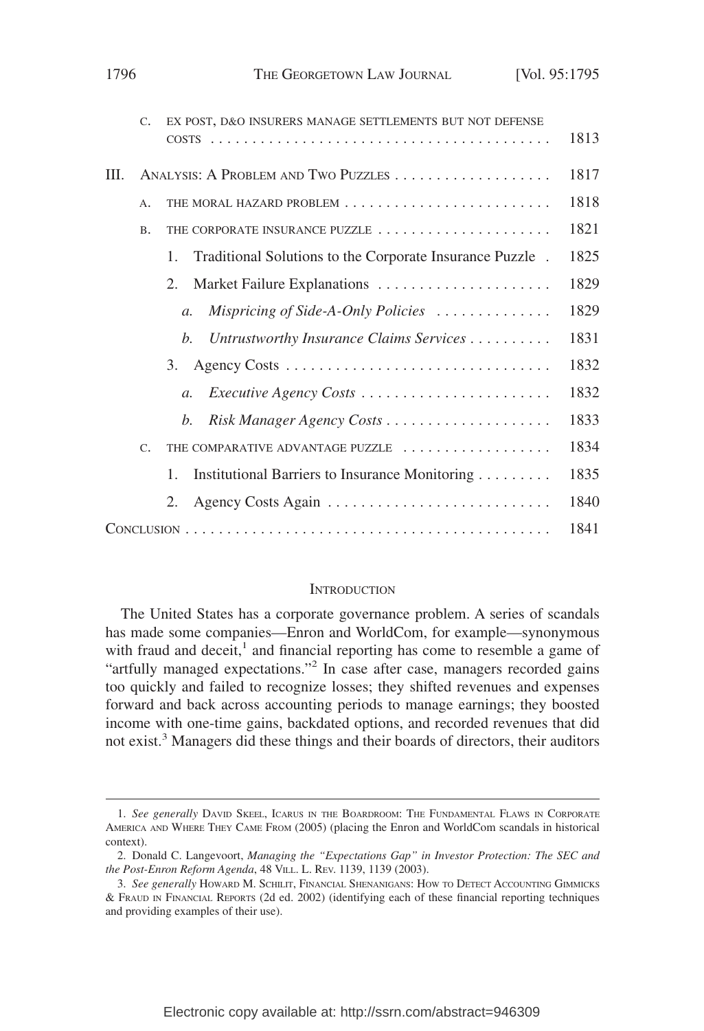C. EX POST, D&O INSURERS MANAGE SETTLEMENTS BUT NOT DEFENSE COSTS ........ 1813

III. ANALYSIS: A PROBLEM AND TWO PUZZLES ........ 1817

A. THE MORAL HAZARD PROBLEM ........ 1818

B. THE CORPORATE INSURANCE PUZZLE ........ 1821

1. Traditional Solutions to the Corporate Insurance Puzzle ........ 1825

2. Market Failure Explanations ........ 1829

*a. Mispricing of Side-A-Only Policies* ........ 1829

*b. Untrustworthy Insurance Claims Services* ........ 1831

3. Agency Costs ........ 1832

*a. Executive Agency Costs* ........ 1832

*b. Risk Manager Agency Costs* ........ 1833

C. THE COMPARATIVE ADVANTAGE PUZZLE ........ 1834

1. Institutional Barriers to Insurance Monitoring ........ 1835

2. Agency Costs Again ........ 1840

CONCLUSION ........ 1841

## INTRODUCTION

The United States has a corporate governance problem. A series of scandals has made some companies—Enron and WorldCom, for example—synonymous with fraud and deceit,[1] and financial reporting has come to resemble a game of "artfully managed expectations."[2] In case after case, managers recorded gains too quickly and failed to recognize losses; they shifted revenues and expenses forward and back across accounting periods to manage earnings; they boosted income with one-time gains, backdated options, and recorded revenues that did not exist.[3] Managers did these things and their boards of directors, their auditors

---

1. *See generally* DAVID SKEEL, ICARUS IN THE BOARDROOM: THE FUNDAMENTAL FLAWS IN CORPORATE AMERICA AND WHERE THEY CAME FROM (2005) (placing the Enron and WorldCom scandals in historical context).

2. Donald C. Langevoort, *Managing the "Expectations Gap" in Investor Protection: The SEC and the Post-Enron Reform Agenda*, 48 VILL. L. REV. 1139, 1139 (2003).

3. *See generally* HOWARD M. SCHILIT, FINANCIAL SHENANIGANS: HOW TO DETECT ACCOUNTING GIMMICKS & FRAUD IN FINANCIAL REPORTS (2d ed. 2002) (identifying each of these financial reporting techniques and providing examples of their use).

Electronic copy available at: http://ssrn.com/abstract=946309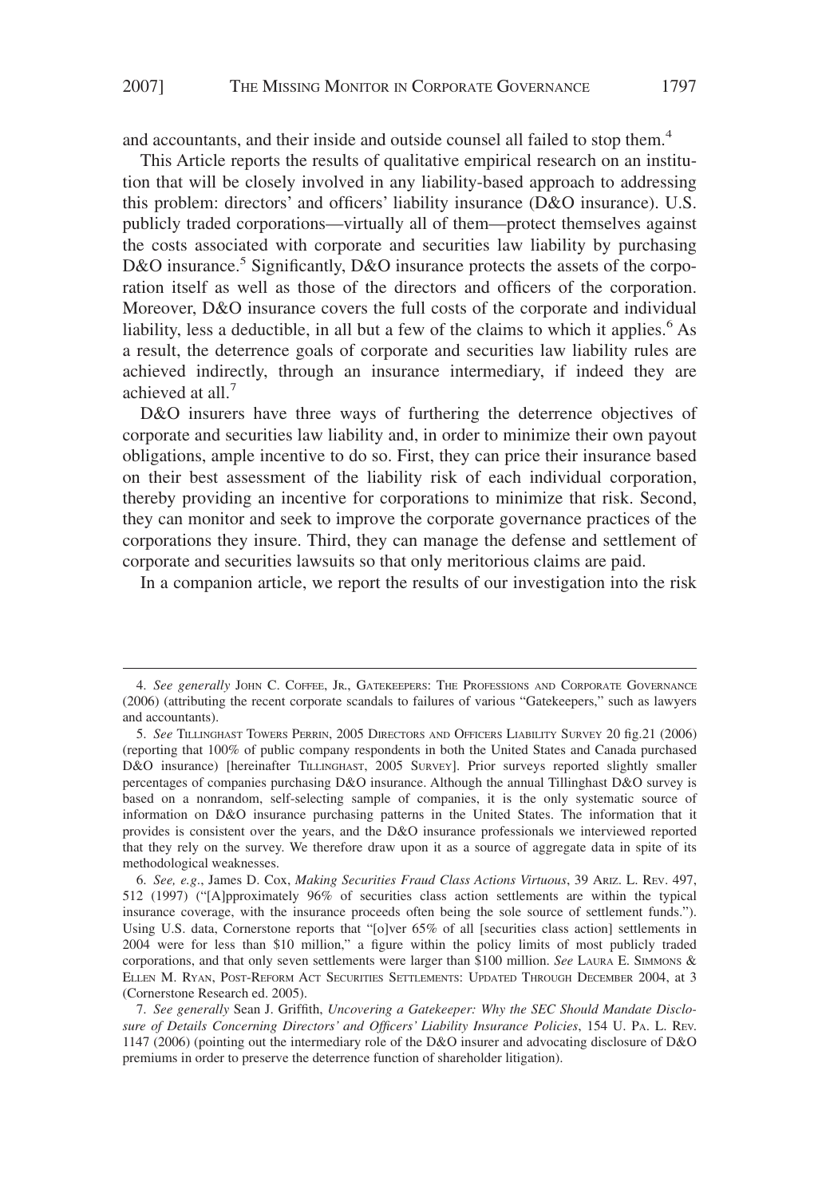and accountants, and their inside and outside counsel all failed to stop them.[4]

This Article reports the results of qualitative empirical research on an institution that will be closely involved in any liability-based approach to addressing this problem: directors' and officers' liability insurance (D&O insurance). U.S. publicly traded corporations—virtually all of them—protect themselves against the costs associated with corporate and securities law liability by purchasing D&O insurance.[5] Significantly, D&O insurance protects the assets of the corporation itself as well as those of the directors and officers of the corporation. Moreover, D&O insurance covers the full costs of the corporate and individual liability, less a deductible, in all but a few of the claims to which it applies.[6] As a result, the deterrence goals of corporate and securities law liability rules are achieved indirectly, through an insurance intermediary, if indeed they are achieved at all.[7]

D&O insurers have three ways of furthering the deterrence objectives of corporate and securities law liability and, in order to minimize their own payout obligations, ample incentive to do so. First, they can price their insurance based on their best assessment of the liability risk of each individual corporation, thereby providing an incentive for corporations to minimize that risk. Second, they can monitor and seek to improve the corporate governance practices of the corporations they insure. Third, they can manage the defense and settlement of corporate and securities lawsuits so that only meritorious claims are paid.

In a companion article, we report the results of our investigation into the risk

---

4. *See generally* John C. Coffee, Jr., Gatekeepers: The Professions and Corporate Governance (2006) (attributing the recent corporate scandals to failures of various "Gatekeepers," such as lawyers and accountants).

5. *See* Tillinghast Towers Perrin, 2005 Directors and Officers Liability Survey 20 fig.21 (2006) (reporting that 100% of public company respondents in both the United States and Canada purchased D&O insurance) [hereinafter Tillinghast, 2005 Survey]. Prior surveys reported slightly smaller percentages of companies purchasing D&O insurance. Although the annual Tillinghast D&O survey is based on a nonrandom, self-selecting sample of companies, it is the only systematic source of information on D&O insurance purchasing patterns in the United States. The information that it provides is consistent over the years, and the D&O insurance professionals we interviewed reported that they rely on the survey. We therefore draw upon it as a source of aggregate data in spite of its methodological weaknesses.

6. *See, e.g.*, James D. Cox, *Making Securities Fraud Class Actions Virtuous*, 39 Ariz. L. Rev. 497, 512 (1997) ("[A]pproximately 96% of securities class action settlements are within the typical insurance coverage, with the insurance proceeds often being the sole source of settlement funds."). Using U.S. data, Cornerstone reports that "[o]ver 65% of all [securities class action] settlements in 2004 were for less than $10 million," a figure within the policy limits of most publicly traded corporations, and that only seven settlements were larger than $100 million. *See* Laura E. Simmons & Ellen M. Ryan, Post-Reform Act Securities Settlements: Updated Through December 2004, at 3 (Cornerstone Research ed. 2005).

7. *See generally* Sean J. Griffith, *Uncovering a Gatekeeper: Why the SEC Should Mandate Disclosure of Details Concerning Directors' and Officers' Liability Insurance Policies*, 154 U. Pa. L. Rev. 1147 (2006) (pointing out the intermediary role of the D&O insurer and advocating disclosure of D&O premiums in order to preserve the deterrence function of shareholder litigation).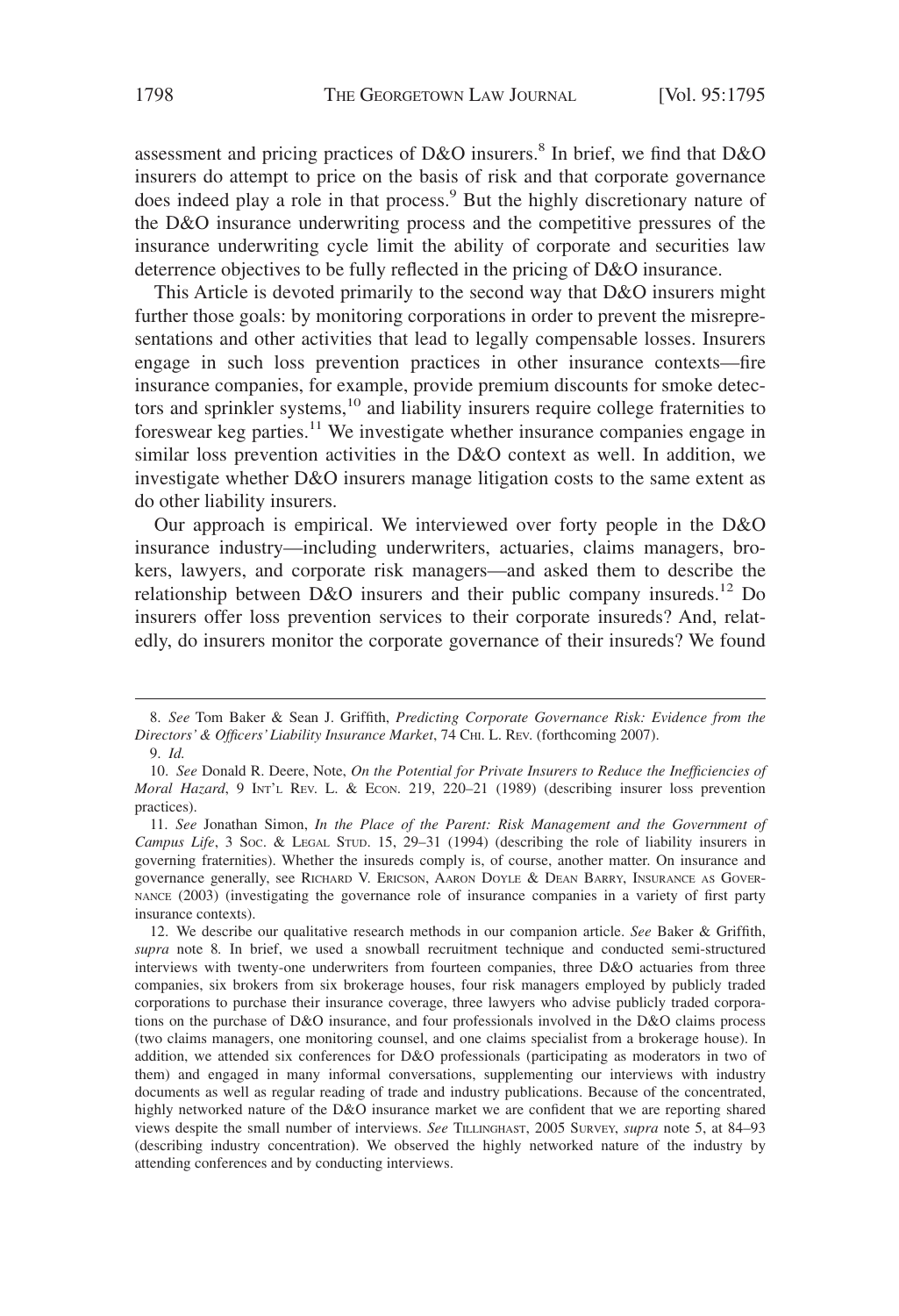assessment and pricing practices of D&O insurers.[8] In brief, we find that D&O insurers do attempt to price on the basis of risk and that corporate governance does indeed play a role in that process.[9] But the highly discretionary nature of the D&O insurance underwriting process and the competitive pressures of the insurance underwriting cycle limit the ability of corporate and securities law deterrence objectives to be fully reflected in the pricing of D&O insurance.

This Article is devoted primarily to the second way that D&O insurers might further those goals: by monitoring corporations in order to prevent the misrepresentations and other activities that lead to legally compensable losses. Insurers engage in such loss prevention practices in other insurance contexts—fire insurance companies, for example, provide premium discounts for smoke detectors and sprinkler systems,[10] and liability insurers require college fraternities to foreswear keg parties.[11] We investigate whether insurance companies engage in similar loss prevention activities in the D&O context as well. In addition, we investigate whether D&O insurers manage litigation costs to the same extent as do other liability insurers.

Our approach is empirical. We interviewed over forty people in the D&O insurance industry—including underwriters, actuaries, claims managers, brokers, lawyers, and corporate risk managers—and asked them to describe the relationship between D&O insurers and their public company insureds.[12] Do insurers offer loss prevention services to their corporate insureds? And, relatedly, do insurers monitor the corporate governance of their insureds? We found

---

8. *See* Tom Baker & Sean J. Griffith, *Predicting Corporate Governance Risk: Evidence from the Directors' & Officers' Liability Insurance Market*, 74 CHI. L. REV. (forthcoming 2007).

9. *Id.*

10. *See* Donald R. Deere, Note, *On the Potential for Private Insurers to Reduce the Inefficiencies of Moral Hazard*, 9 INT'L REV. L. & ECON. 219, 220–21 (1989) (describing insurer loss prevention practices).

11. *See* Jonathan Simon, *In the Place of the Parent: Risk Management and the Government of Campus Life*, 3 SOC. & LEGAL STUD. 15, 29–31 (1994) (describing the role of liability insurers in governing fraternities). Whether the insureds comply is, of course, another matter. On insurance and governance generally, see RICHARD V. ERICSON, AARON DOYLE & DEAN BARRY, INSURANCE AS GOVERNANCE (2003) (investigating the governance role of insurance companies in a variety of first party insurance contexts).

12. We describe our qualitative research methods in our companion article. *See* Baker & Griffith, *supra* note 8. In brief, we used a snowball recruitment technique and conducted semi-structured interviews with twenty-one underwriters from fourteen companies, three D&O actuaries from three companies, six brokers from six brokerage houses, four risk managers employed by publicly traded corporations to purchase their insurance coverage, three lawyers who advise publicly traded corporations on the purchase of D&O insurance, and four professionals involved in the D&O claims process (two claims managers, one monitoring counsel, and one claims specialist from a brokerage house). In addition, we attended six conferences for D&O professionals (participating as moderators in two of them) and engaged in many informal conversations, supplementing our interviews with industry documents as well as regular reading of trade and industry publications. Because of the concentrated, highly networked nature of the D&O insurance market we are confident that we are reporting shared views despite the small number of interviews. *See* TILLINGHAST, 2005 SURVEY, *supra* note 5, at 84–93 (describing industry concentration). We observed the highly networked nature of the industry by attending conferences and by conducting interviews.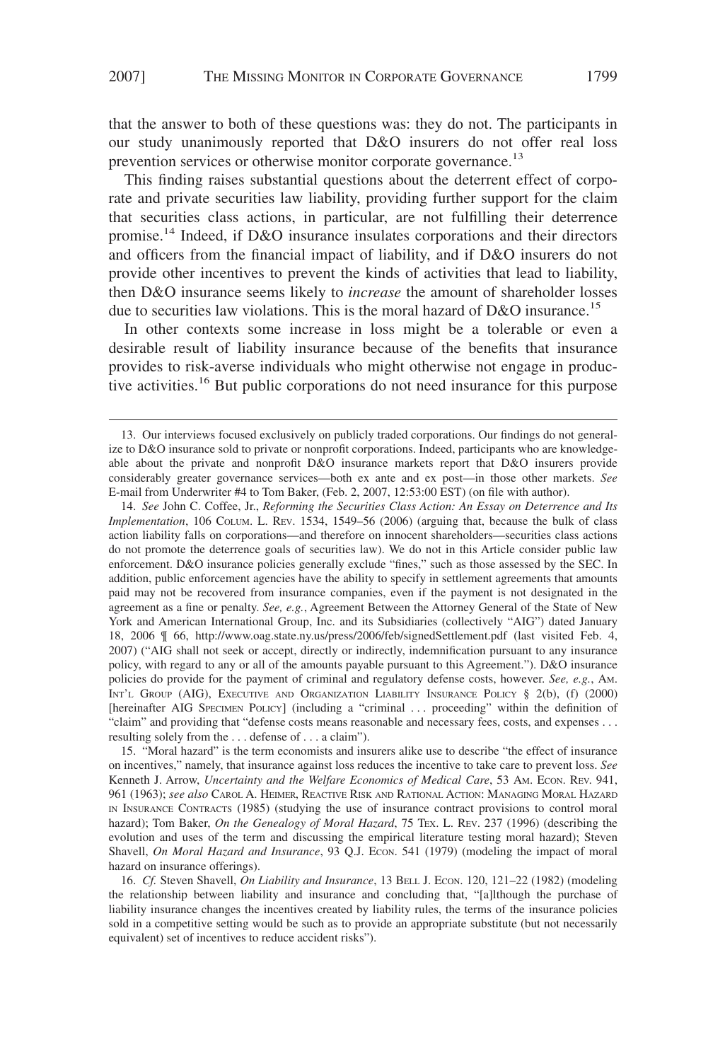that the answer to both of these questions was: they do not. The participants in our study unanimously reported that D&O insurers do not offer real loss prevention services or otherwise monitor corporate governance.[13]

This finding raises substantial questions about the deterrent effect of corporate and private securities law liability, providing further support for the claim that securities class actions, in particular, are not fulfilling their deterrence promise.[14] Indeed, if D&O insurance insulates corporations and their directors and officers from the financial impact of liability, and if D&O insurers do not provide other incentives to prevent the kinds of activities that lead to liability, then D&O insurance seems likely to *increase* the amount of shareholder losses due to securities law violations. This is the moral hazard of D&O insurance.[15]

In other contexts some increase in loss might be a tolerable or even a desirable result of liability insurance because of the benefits that insurance provides to risk-averse individuals who might otherwise not engage in productive activities.[16] But public corporations do not need insurance for this purpose

---

13. Our interviews focused exclusively on publicly traded corporations. Our findings do not generalize to D&O insurance sold to private or nonprofit corporations. Indeed, participants who are knowledgeable about the private and nonprofit D&O insurance markets report that D&O insurers provide considerably greater governance services—both ex ante and ex post—in those other markets. *See* E-mail from Underwriter #4 to Tom Baker, (Feb. 2, 2007, 12:53:00 EST) (on file with author).

14. *See* John C. Coffee, Jr., *Reforming the Securities Class Action: An Essay on Deterrence and Its Implementation*, 106 COLUM. L. REV. 1534, 1549–56 (2006) (arguing that, because the bulk of class action liability falls on corporations—and therefore on innocent shareholders—securities class actions do not promote the deterrence goals of securities law). We do not in this Article consider public law enforcement. D&O insurance policies generally exclude "fines," such as those assessed by the SEC. In addition, public enforcement agencies have the ability to specify in settlement agreements that amounts paid may not be recovered from insurance companies, even if the payment is not designated in the agreement as a fine or penalty. *See, e.g.*, Agreement Between the Attorney General of the State of New York and American International Group, Inc. and its Subsidiaries (collectively "AIG") dated January 18, 2006 ¶ 66, http://www.oag.state.ny.us/press/2006/feb/signedSettlement.pdf (last visited Feb. 4, 2007) ("AIG shall not seek or accept, directly or indirectly, indemnification pursuant to any insurance policy, with regard to any or all of the amounts payable pursuant to this Agreement."). D&O insurance policies do provide for the payment of criminal and regulatory defense costs, however. *See, e.g.*, AM. INT'L GROUP (AIG), EXECUTIVE AND ORGANIZATION LIABILITY INSURANCE POLICY § 2(b), (f) (2000) [hereinafter AIG SPECIMEN POLICY] (including a "criminal . . . proceeding" within the definition of "claim" and providing that "defense costs means reasonable and necessary fees, costs, and expenses . . . resulting solely from the . . . defense of . . . a claim").

15. "Moral hazard" is the term economists and insurers alike use to describe "the effect of insurance on incentives," namely, that insurance against loss reduces the incentive to take care to prevent loss. *See* Kenneth J. Arrow, *Uncertainty and the Welfare Economics of Medical Care*, 53 AM. ECON. REV. 941, 961 (1963); *see also* CAROL A. HEIMER, REACTIVE RISK AND RATIONAL ACTION: MANAGING MORAL HAZARD IN INSURANCE CONTRACTS (1985) (studying the use of insurance contract provisions to control moral hazard); Tom Baker, *On the Genealogy of Moral Hazard*, 75 TEX. L. REV. 237 (1996) (describing the evolution and uses of the term and discussing the empirical literature testing moral hazard); Steven Shavell, *On Moral Hazard and Insurance*, 93 Q.J. ECON. 541 (1979) (modeling the impact of moral hazard on insurance offerings).

16. *Cf.* Steven Shavell, *On Liability and Insurance*, 13 BELL J. ECON. 120, 121–22 (1982) (modeling the relationship between liability and insurance and concluding that, "[a]lthough the purchase of liability insurance changes the incentives created by liability rules, the terms of the insurance policies sold in a competitive setting would be such as to provide an appropriate substitute (but not necessarily equivalent) set of incentives to reduce accident risks").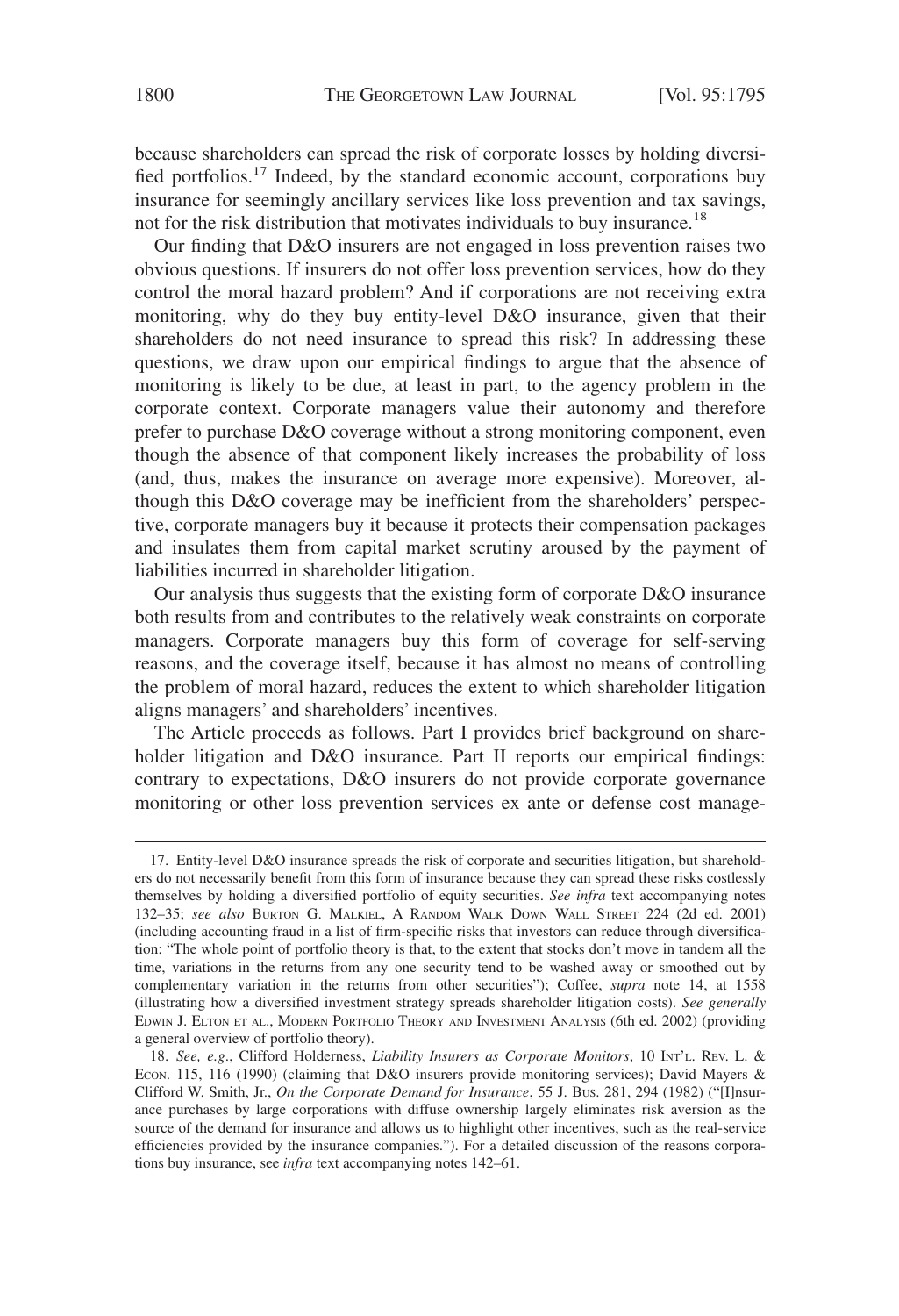because shareholders can spread the risk of corporate losses by holding diversified portfolios.[17] Indeed, by the standard economic account, corporations buy insurance for seemingly ancillary services like loss prevention and tax savings, not for the risk distribution that motivates individuals to buy insurance.[18]

Our finding that D&O insurers are not engaged in loss prevention raises two obvious questions. If insurers do not offer loss prevention services, how do they control the moral hazard problem? And if corporations are not receiving extra monitoring, why do they buy entity-level D&O insurance, given that their shareholders do not need insurance to spread this risk? In addressing these questions, we draw upon our empirical findings to argue that the absence of monitoring is likely to be due, at least in part, to the agency problem in the corporate context. Corporate managers value their autonomy and therefore prefer to purchase D&O coverage without a strong monitoring component, even though the absence of that component likely increases the probability of loss (and, thus, makes the insurance on average more expensive). Moreover, although this D&O coverage may be inefficient from the shareholders' perspective, corporate managers buy it because it protects their compensation packages and insulates them from capital market scrutiny aroused by the payment of liabilities incurred in shareholder litigation.

Our analysis thus suggests that the existing form of corporate D&O insurance both results from and contributes to the relatively weak constraints on corporate managers. Corporate managers buy this form of coverage for self-serving reasons, and the coverage itself, because it has almost no means of controlling the problem of moral hazard, reduces the extent to which shareholder litigation aligns managers' and shareholders' incentives.

The Article proceeds as follows. Part I provides brief background on shareholder litigation and D&O insurance. Part II reports our empirical findings: contrary to expectations, D&O insurers do not provide corporate governance monitoring or other loss prevention services ex ante or defense cost manage-

---

17. Entity-level D&O insurance spreads the risk of corporate and securities litigation, but shareholders do not necessarily benefit from this form of insurance because they can spread these risks costlessly themselves by holding a diversified portfolio of equity securities. *See infra* text accompanying notes 132–35; *see also* Burton G. Malkiel, A Random Walk Down Wall Street 224 (2d ed. 2001) (including accounting fraud in a list of firm-specific risks that investors can reduce through diversification: "The whole point of portfolio theory is that, to the extent that stocks don't move in tandem all the time, variations in the returns from any one security tend to be washed away or smoothed out by complementary variation in the returns from other securities"); Coffee, *supra* note 14, at 1558 (illustrating how a diversified investment strategy spreads shareholder litigation costs). *See generally* Edwin J. Elton et al., Modern Portfolio Theory and Investment Analysis (6th ed. 2002) (providing a general overview of portfolio theory).

18. *See, e.g.*, Clifford Holderness, *Liability Insurers as Corporate Monitors*, 10 Int'l. Rev. L. & Econ. 115, 116 (1990) (claiming that D&O insurers provide monitoring services); David Mayers & Clifford W. Smith, Jr., *On the Corporate Demand for Insurance*, 55 J. Bus. 281, 294 (1982) ("[I]nsurance purchases by large corporations with diffuse ownership largely eliminates risk aversion as the source of the demand for insurance and allows us to highlight other incentives, such as the real-service efficiencies provided by the insurance companies."). For a detailed discussion of the reasons corporations buy insurance, see *infra* text accompanying notes 142–61.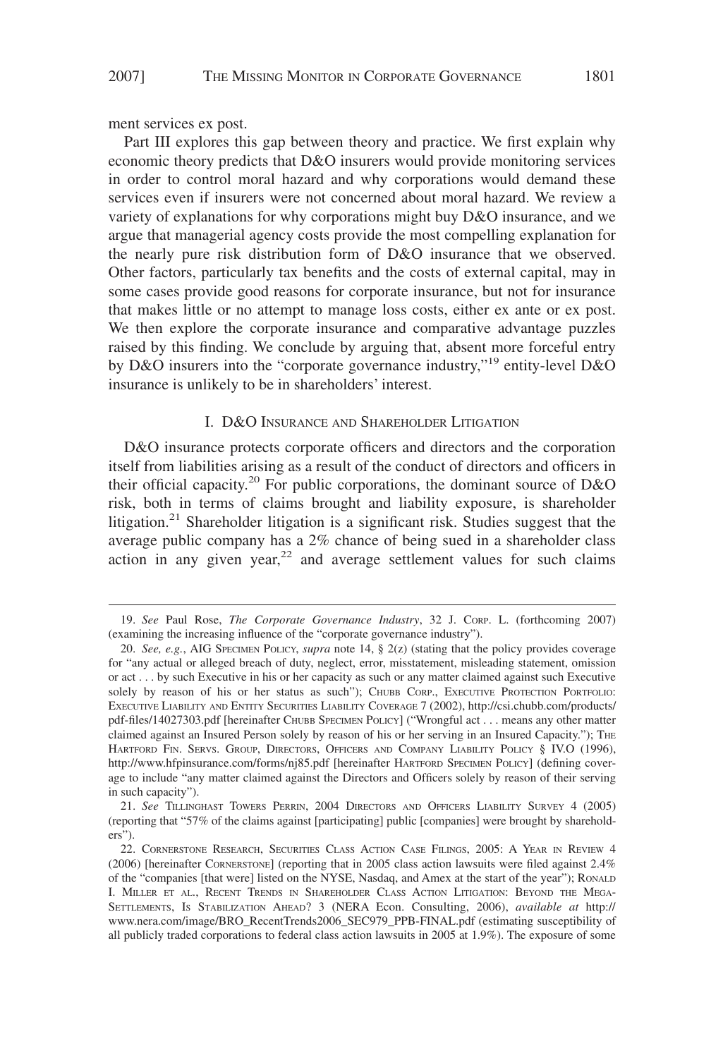ment services ex post.

Part III explores this gap between theory and practice. We first explain why economic theory predicts that D&O insurers would provide monitoring services in order to control moral hazard and why corporations would demand these services even if insurers were not concerned about moral hazard. We review a variety of explanations for why corporations might buy D&O insurance, and we argue that managerial agency costs provide the most compelling explanation for the nearly pure risk distribution form of D&O insurance that we observed. Other factors, particularly tax benefits and the costs of external capital, may in some cases provide good reasons for corporate insurance, but not for insurance that makes little or no attempt to manage loss costs, either ex ante or ex post. We then explore the corporate insurance and comparative advantage puzzles raised by this finding. We conclude by arguing that, absent more forceful entry by D&O insurers into the "corporate governance industry,"[19] entity-level D&O insurance is unlikely to be in shareholders' interest.

## I. D&O Insurance and Shareholder Litigation

D&O insurance protects corporate officers and directors and the corporation itself from liabilities arising as a result of the conduct of directors and officers in their official capacity.[20] For public corporations, the dominant source of D&O risk, both in terms of claims brought and liability exposure, is shareholder litigation.[21] Shareholder litigation is a significant risk. Studies suggest that the average public company has a 2% chance of being sued in a shareholder class action in any given year,[22] and average settlement values for such claims

---

19. *See* Paul Rose, *The Corporate Governance Industry*, 32 J. Corp. L. (forthcoming 2007) (examining the increasing influence of the "corporate governance industry").

20. *See, e.g.*, AIG Specimen Policy, *supra* note 14, § 2(z) (stating that the policy provides coverage for "any actual or alleged breach of duty, neglect, error, misstatement, misleading statement, omission or act . . . by such Executive in his or her capacity as such or any matter claimed against such Executive solely by reason of his or her status as such"); Chubb Corp., Executive Protection Portfolio: Executive Liability and Entity Securities Liability Coverage 7 (2002), http://csi.chubb.com/products/pdf-files/14027303.pdf [hereinafter Chubb Specimen Policy] ("Wrongful act . . . means any other matter claimed against an Insured Person solely by reason of his or her serving in an Insured Capacity."); The Hartford Fin. Servs. Group, Directors, Officers and Company Liability Policy § IV.O (1996), http://www.hfpinsurance.com/forms/nj85.pdf [hereinafter Hartford Specimen Policy] (defining coverage to include "any matter claimed against the Directors and Officers solely by reason of their serving in such capacity").

21. *See* Tillinghast Towers Perrin, 2004 Directors and Officers Liability Survey 4 (2005) (reporting that "57% of the claims against [participating] public [companies] were brought by shareholders").

22. Cornerstone Research, Securities Class Action Case Filings, 2005: A Year in Review 4 (2006) [hereinafter Cornerstone] (reporting that in 2005 class action lawsuits were filed against 2.4% of the "companies [that were] listed on the NYSE, Nasdaq, and Amex at the start of the year"); Ronald I. Miller et al., Recent Trends in Shareholder Class Action Litigation: Beyond the Mega-Settlements, Is Stabilization Ahead? 3 (NERA Econ. Consulting, 2006), *available at* http://www.nera.com/image/BRO_RecentTrends2006_SEC979_PPB-FINAL.pdf (estimating susceptibility of all publicly traded corporations to federal class action lawsuits in 2005 at 1.9%). The exposure of some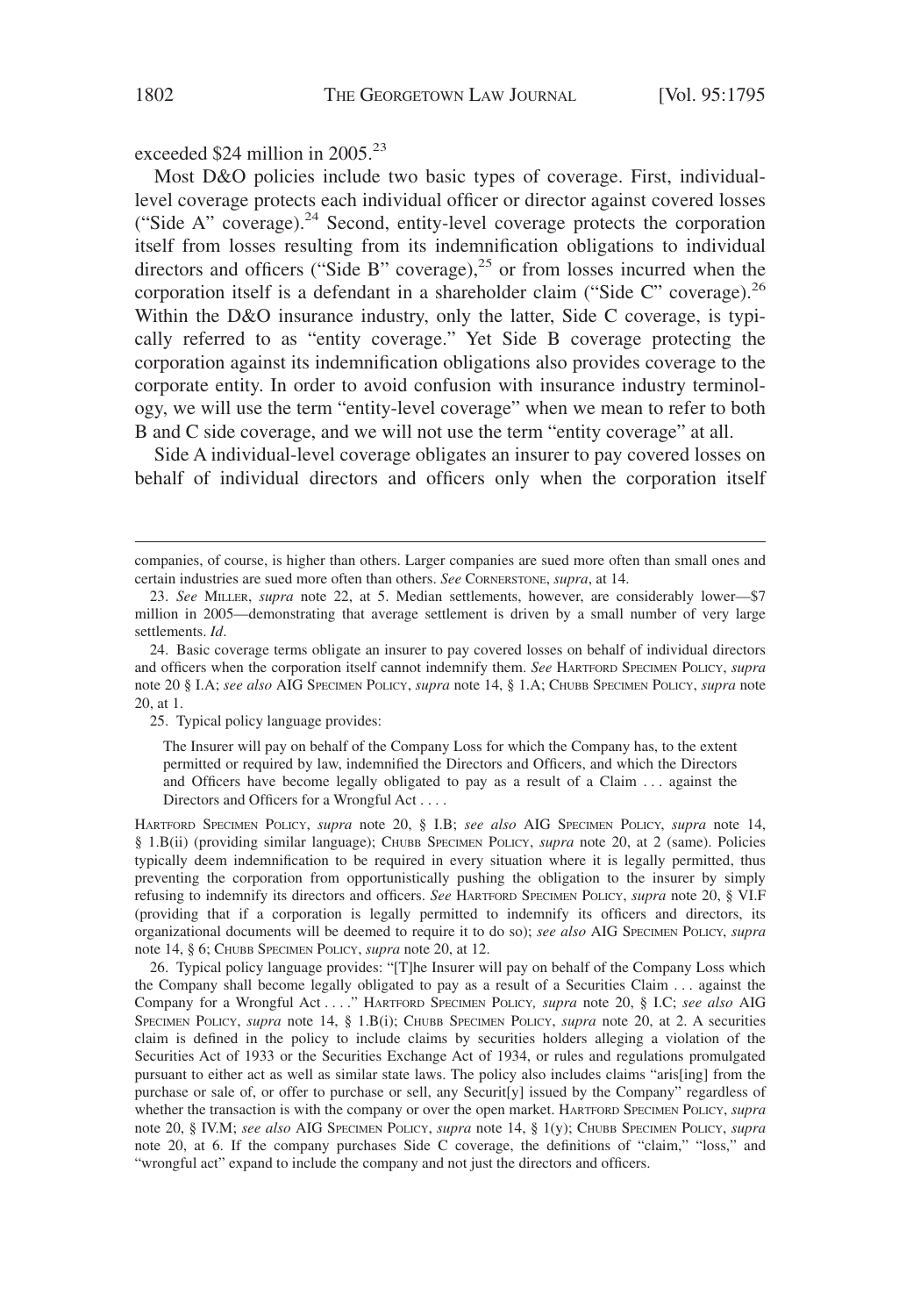exceeded $24 million in 2005.[23]

Most D&O policies include two basic types of coverage. First, individual-level coverage protects each individual officer or director against covered losses ("Side A" coverage).[24] Second, entity-level coverage protects the corporation itself from losses resulting from its indemnification obligations to individual directors and officers ("Side B" coverage),[25] or from losses incurred when the corporation itself is a defendant in a shareholder claim ("Side C" coverage).[26] Within the D&O insurance industry, only the latter, Side C coverage, is typically referred to as "entity coverage." Yet Side B coverage protecting the corporation against its indemnification obligations also provides coverage to the corporate entity. In order to avoid confusion with insurance industry terminology, we will use the term "entity-level coverage" when we mean to refer to both B and C side coverage, and we will not use the term "entity coverage" at all.

Side A individual-level coverage obligates an insurer to pay covered losses on behalf of individual directors and officers only when the corporation itself

---

companies, of course, is higher than others. Larger companies are sued more often than small ones and certain industries are sued more often than others. *See* CORNERSTONE, *supra*, at 14.

23. *See* MILLER, *supra* note 22, at 5. Median settlements, however, are considerably lower—$7 million in 2005—demonstrating that average settlement is driven by a small number of very large settlements. *Id*.

24. Basic coverage terms obligate an insurer to pay covered losses on behalf of individual directors and officers when the corporation itself cannot indemnify them. *See* HARTFORD SPECIMEN POLICY, *supra* note 20 § I.A; *see also* AIG SPECIMEN POLICY, *supra* note 14, § 1.A; CHUBB SPECIMEN POLICY, *supra* note 20, at 1.

25. Typical policy language provides:

> The Insurer will pay on behalf of the Company Loss for which the Company has, to the extent permitted or required by law, indemnified the Directors and Officers, and which the Directors and Officers have become legally obligated to pay as a result of a Claim . . . against the Directors and Officers for a Wrongful Act . . . .

HARTFORD SPECIMEN POLICY, *supra* note 20, § I.B; *see also* AIG SPECIMEN POLICY, *supra* note 14, § 1.B(ii) (providing similar language); CHUBB SPECIMEN POLICY, *supra* note 20, at 2 (same). Policies typically deem indemnification to be required in every situation where it is legally permitted, thus preventing the corporation from opportunistically pushing the obligation to the insurer by simply refusing to indemnify its directors and officers. *See* HARTFORD SPECIMEN POLICY, *supra* note 20, § VI.F (providing that if a corporation is legally permitted to indemnify its officers and directors, its organizational documents will be deemed to require it to do so); *see also* AIG SPECIMEN POLICY, *supra* note 14, § 6; CHUBB SPECIMEN POLICY, *supra* note 20, at 12.

26. Typical policy language provides: "[T]he Insurer will pay on behalf of the Company Loss which the Company shall become legally obligated to pay as a result of a Securities Claim . . . against the Company for a Wrongful Act . . . ." HARTFORD SPECIMEN POLICY*, supra* note 20, § I.C; *see also* AIG SPECIMEN POLICY, *supra* note 14, § 1.B(i); CHUBB SPECIMEN POLICY, *supra* note 20, at 2. A securities claim is defined in the policy to include claims by securities holders alleging a violation of the Securities Act of 1933 or the Securities Exchange Act of 1934, or rules and regulations promulgated pursuant to either act as well as similar state laws. The policy also includes claims "aris[ing] from the purchase or sale of, or offer to purchase or sell, any Securit[y] issued by the Company" regardless of whether the transaction is with the company or over the open market. HARTFORD SPECIMEN POLICY, *supra* note 20, § IV.M; *see also* AIG SPECIMEN POLICY, *supra* note 14, § 1(y); CHUBB SPECIMEN POLICY, *supra* note 20, at 6. If the company purchases Side C coverage, the definitions of "claim," "loss," and "wrongful act" expand to include the company and not just the directors and officers.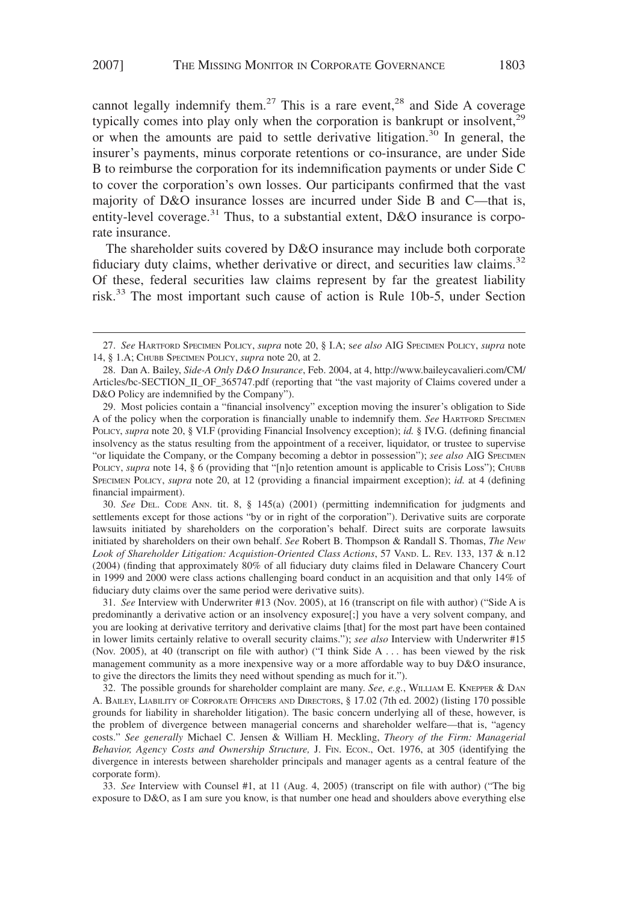cannot legally indemnify them.[27] This is a rare event,[28] and Side A coverage typically comes into play only when the corporation is bankrupt or insolvent,[29] or when the amounts are paid to settle derivative litigation.[30] In general, the insurer's payments, minus corporate retentions or co-insurance, are under Side B to reimburse the corporation for its indemnification payments or under Side C to cover the corporation's own losses. Our participants confirmed that the vast majority of D&O insurance losses are incurred under Side B and C—that is, entity-level coverage.[31] Thus, to a substantial extent, D&O insurance is corporate insurance.

The shareholder suits covered by D&O insurance may include both corporate fiduciary duty claims, whether derivative or direct, and securities law claims.[32] Of these, federal securities law claims represent by far the greatest liability risk.[33] The most important such cause of action is Rule 10b-5, under Section

---

27. *See* Hartford Specimen Policy, *supra* note 20, § I.A; s*ee also* AIG Specimen Policy, *supra* note 14, § 1.A; Chubb Specimen Policy, *supra* note 20, at 2.

28. Dan A. Bailey, *Side-A Only D&O Insurance*, Feb. 2004, at 4, http://www.baileycavalieri.com/CM/Articles/bc-SECTION_II_OF_365747.pdf (reporting that "the vast majority of Claims covered under a D&O Policy are indemnified by the Company").

29. Most policies contain a "financial insolvency" exception moving the insurer's obligation to Side A of the policy when the corporation is financially unable to indemnify them. *See* Hartford Specimen Policy, *supra* note 20, § VI.F (providing Financial Insolvency exception); *id.* § IV.G. (defining financial insolvency as the status resulting from the appointment of a receiver, liquidator, or trustee to supervise "or liquidate the Company, or the Company becoming a debtor in possession"); *see also* AIG Specimen Policy, *supra* note 14, § 6 (providing that "[n]o retention amount is applicable to Crisis Loss"); Chubb Specimen Policy, *supra* note 20, at 12 (providing a financial impairment exception); *id.* at 4 (defining financial impairment).

30. *See* Del. Code Ann. tit. 8, § 145(a) (2001) (permitting indemnification for judgments and settlements except for those actions "by or in right of the corporation"). Derivative suits are corporate lawsuits initiated by shareholders on the corporation's behalf. Direct suits are corporate lawsuits initiated by shareholders on their own behalf. *See* Robert B. Thompson & Randall S. Thomas, *The New Look of Shareholder Litigation: Acquistion-Oriented Class Actions*, 57 Vand. L. Rev. 133, 137 & n.12 (2004) (finding that approximately 80% of all fiduciary duty claims filed in Delaware Chancery Court in 1999 and 2000 were class actions challenging board conduct in an acquisition and that only 14% of fiduciary duty claims over the same period were derivative suits).

31. *See* Interview with Underwriter #13 (Nov. 2005), at 16 (transcript on file with author) ("Side A is predominantly a derivative action or an insolvency exposure[;] you have a very solvent company, and you are looking at derivative territory and derivative claims [that] for the most part have been contained in lower limits certainly relative to overall security claims."); *see also* Interview with Underwriter #15 (Nov. 2005), at 40 (transcript on file with author) ("I think Side A . . . has been viewed by the risk management community as a more inexpensive way or a more affordable way to buy D&O insurance, to give the directors the limits they need without spending as much for it.").

32. The possible grounds for shareholder complaint are many. *See, e.g.*, William E. Knepper & Dan A. Bailey, Liability of Corporate Officers and Directors, § 17.02 (7th ed. 2002) (listing 170 possible grounds for liability in shareholder litigation). The basic concern underlying all of these, however, is the problem of divergence between managerial concerns and shareholder welfare—that is, "agency costs." *See generally* Michael C. Jensen & William H. Meckling, *Theory of the Firm: Managerial Behavior, Agency Costs and Ownership Structure,* J. Fin. Econ., Oct. 1976, at 305 (identifying the divergence in interests between shareholder principals and manager agents as a central feature of the corporate form).

33. *See* Interview with Counsel #1, at 11 (Aug. 4, 2005) (transcript on file with author) ("The big exposure to D&O, as I am sure you know, is that number one head and shoulders above everything else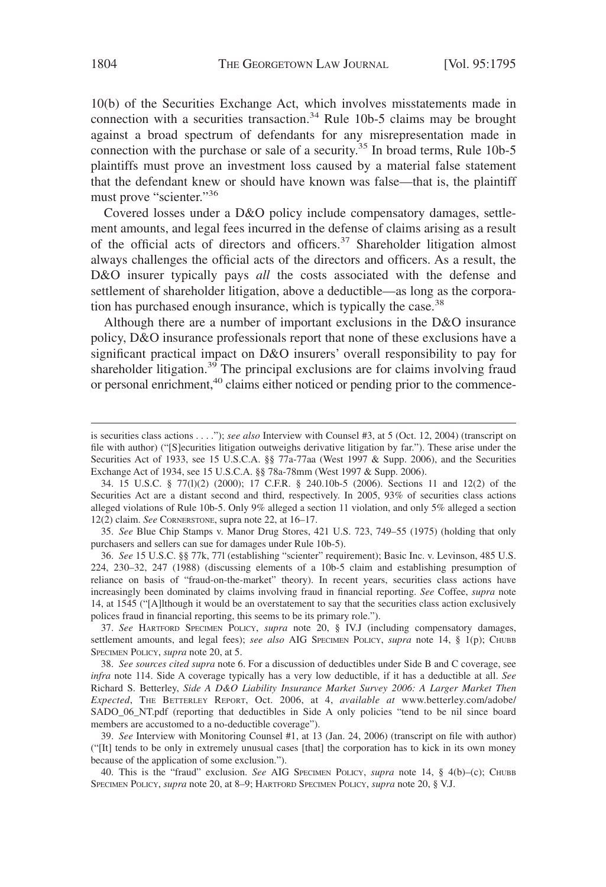10(b) of the Securities Exchange Act, which involves misstatements made in connection with a securities transaction.[34] Rule 10b-5 claims may be brought against a broad spectrum of defendants for any misrepresentation made in connection with the purchase or sale of a security.[35] In broad terms, Rule 10b-5 plaintiffs must prove an investment loss caused by a material false statement that the defendant knew or should have known was false—that is, the plaintiff must prove "scienter."[36]

Covered losses under a D&O policy include compensatory damages, settlement amounts, and legal fees incurred in the defense of claims arising as a result of the official acts of directors and officers.[37] Shareholder litigation almost always challenges the official acts of the directors and officers. As a result, the D&O insurer typically pays *all* the costs associated with the defense and settlement of shareholder litigation, above a deductible—as long as the corporation has purchased enough insurance, which is typically the case.[38]

Although there are a number of important exclusions in the D&O insurance policy, D&O insurance professionals report that none of these exclusions have a significant practical impact on D&O insurers' overall responsibility to pay for shareholder litigation.[39] The principal exclusions are for claims involving fraud or personal enrichment,[40] claims either noticed or pending prior to the commence-

---

is securities class actions . . . ."); *see also* Interview with Counsel #3, at 5 (Oct. 12, 2004) (transcript on file with author) ("[S]ecurities litigation outweighs derivative litigation by far."). These arise under the Securities Act of 1933, see 15 U.S.C.A. §§ 77a-77aa (West 1997 & Supp. 2006), and the Securities Exchange Act of 1934, see 15 U.S.C.A. §§ 78a-78mm (West 1997 & Supp. 2006).

34. 15 U.S.C. § 77(l)(2) (2000); 17 C.F.R. § 240.10b-5 (2006). Sections 11 and 12(2) of the Securities Act are a distant second and third, respectively. In 2005, 93% of securities class actions alleged violations of Rule 10b-5. Only 9% alleged a section 11 violation, and only 5% alleged a section 12(2) claim. *See* CORNERSTONE, supra note 22, at 16–17.

35. *See* Blue Chip Stamps v. Manor Drug Stores, 421 U.S. 723, 749–55 (1975) (holding that only purchasers and sellers can sue for damages under Rule 10b-5).

36. *See* 15 U.S.C. §§ 77k, 77l (establishing "scienter" requirement); Basic Inc. v. Levinson, 485 U.S. 224, 230–32, 247 (1988) (discussing elements of a 10b-5 claim and establishing presumption of reliance on basis of "fraud-on-the-market" theory). In recent years, securities class actions have increasingly been dominated by claims involving fraud in financial reporting. *See* Coffee, *supra* note 14, at 1545 ("[A]lthough it would be an overstatement to say that the securities class action exclusively polices fraud in financial reporting, this seems to be its primary role.").

37. *See* HARTFORD SPECIMEN POLICY, *supra* note 20, § IV.J (including compensatory damages, settlement amounts, and legal fees); *see also* AIG SPECIMEN POLICY, *supra* note 14, § 1(p); CHUBB SPECIMEN POLICY, *supra* note 20, at 5.

38. *See sources cited supra* note 6. For a discussion of deductibles under Side B and C coverage, see *infra* note 114. Side A coverage typically has a very low deductible, if it has a deductible at all. *See* Richard S. Betterley, *Side A D&O Liability Insurance Market Survey 2006: A Larger Market Then Expected*, THE BETTERLEY REPORT, Oct. 2006, at 4, *available at* www.betterley.com/adobe/SADO_06_NT.pdf (reporting that deductibles in Side A only policies "tend to be nil since board members are accustomed to a no-deductible coverage").

39. *See* Interview with Monitoring Counsel #1, at 13 (Jan. 24, 2006) (transcript on file with author) ("[It] tends to be only in extremely unusual cases [that] the corporation has to kick in its own money because of the application of some exclusion.").

40. This is the "fraud" exclusion. *See* AIG SPECIMEN POLICY, *supra* note 14, § 4(b)–(c); CHUBB SPECIMEN POLICY, *supra* note 20, at 8–9; HARTFORD SPECIMEN POLICY, *supra* note 20, § V.J.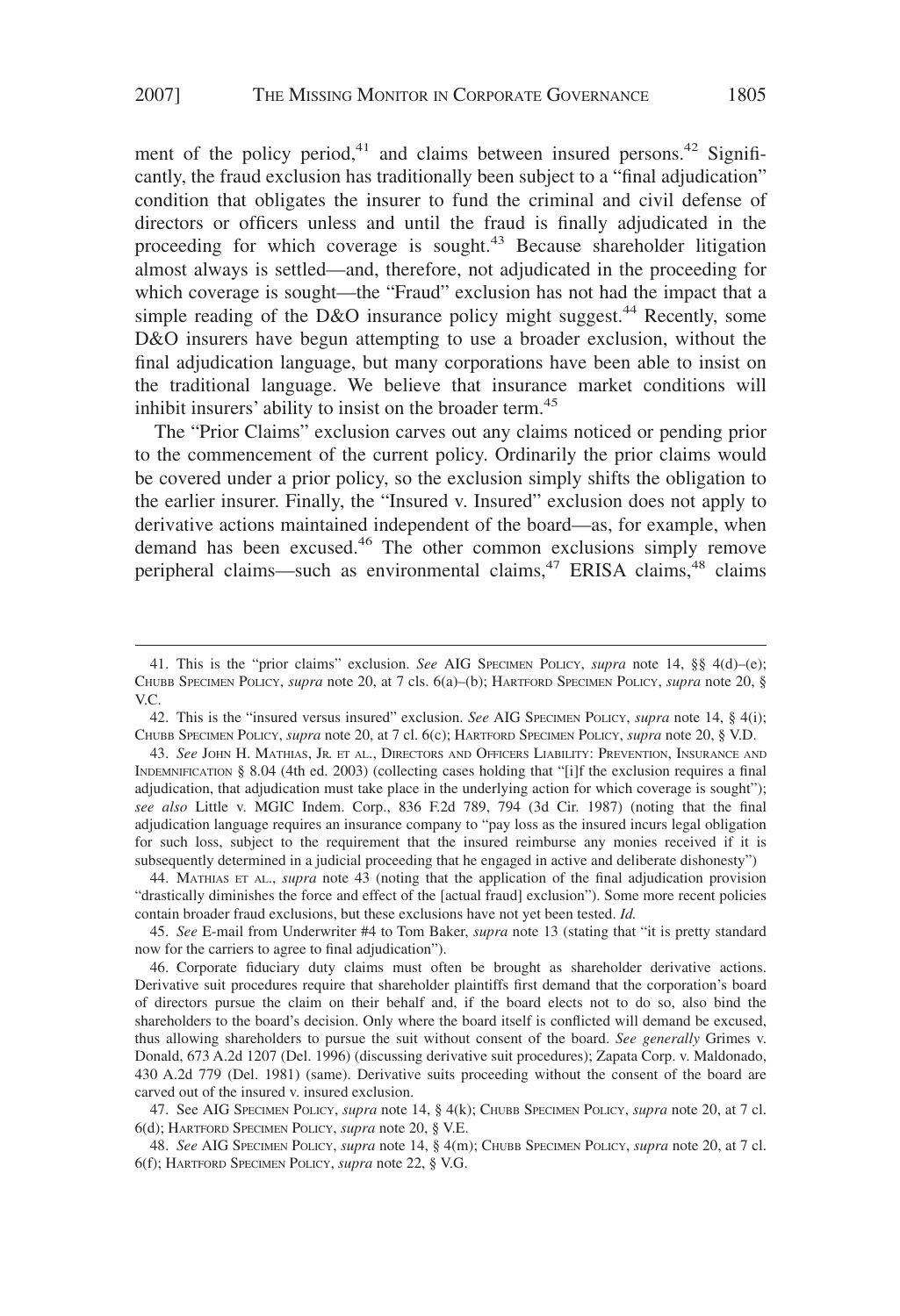ment of the policy period,[41] and claims between insured persons.[42] Significantly, the fraud exclusion has traditionally been subject to a "final adjudication" condition that obligates the insurer to fund the criminal and civil defense of directors or officers unless and until the fraud is finally adjudicated in the proceeding for which coverage is sought.[43] Because shareholder litigation almost always is settled—and, therefore, not adjudicated in the proceeding for which coverage is sought—the "Fraud" exclusion has not had the impact that a simple reading of the D&O insurance policy might suggest.[44] Recently, some D&O insurers have begun attempting to use a broader exclusion, without the final adjudication language, but many corporations have been able to insist on the traditional language. We believe that insurance market conditions will inhibit insurers' ability to insist on the broader term.[45]

The "Prior Claims" exclusion carves out any claims noticed or pending prior to the commencement of the current policy. Ordinarily the prior claims would be covered under a prior policy, so the exclusion simply shifts the obligation to the earlier insurer. Finally, the "Insured v. Insured" exclusion does not apply to derivative actions maintained independent of the board—as, for example, when demand has been excused.[46] The other common exclusions simply remove peripheral claims—such as environmental claims,[47] ERISA claims,[48] claims

---

41. This is the "prior claims" exclusion. *See* AIG SPECIMEN POLICY, *supra* note 14, §§ 4(d)–(e); CHUBB SPECIMEN POLICY, *supra* note 20, at 7 cls. 6(a)–(b); HARTFORD SPECIMEN POLICY, *supra* note 20, § V.C.

42. This is the "insured versus insured" exclusion. *See* AIG SPECIMEN POLICY, *supra* note 14, § 4(i); CHUBB SPECIMEN POLICY, *supra* note 20, at 7 cl. 6(c); HARTFORD SPECIMEN POLICY, *supra* note 20, § V.D.

43. *See* JOHN H. MATHIAS, JR. ET AL., DIRECTORS AND OFFICERS LIABILITY: PREVENTION, INSURANCE AND INDEMNIFICATION § 8.04 (4th ed. 2003) (collecting cases holding that "[i]f the exclusion requires a final adjudication, that adjudication must take place in the underlying action for which coverage is sought"); *see also* Little v. MGIC Indem. Corp., 836 F.2d 789, 794 (3d Cir. 1987) (noting that the final adjudication language requires an insurance company to "pay loss as the insured incurs legal obligation for such loss, subject to the requirement that the insured reimburse any monies received if it is subsequently determined in a judicial proceeding that he engaged in active and deliberate dishonesty")

44. MATHIAS ET AL., *supra* note 43 (noting that the application of the final adjudication provision "drastically diminishes the force and effect of the [actual fraud] exclusion"). Some more recent policies contain broader fraud exclusions, but these exclusions have not yet been tested. *Id.*

45. *See* E-mail from Underwriter #4 to Tom Baker, *supra* note 13 (stating that "it is pretty standard now for the carriers to agree to final adjudication").

46. Corporate fiduciary duty claims must often be brought as shareholder derivative actions. Derivative suit procedures require that shareholder plaintiffs first demand that the corporation's board of directors pursue the claim on their behalf and, if the board elects not to do so, also bind the shareholders to the board's decision. Only where the board itself is conflicted will demand be excused, thus allowing shareholders to pursue the suit without consent of the board. *See generally* Grimes v. Donald, 673 A.2d 1207 (Del. 1996) (discussing derivative suit procedures); Zapata Corp. v. Maldonado, 430 A.2d 779 (Del. 1981) (same). Derivative suits proceeding without the consent of the board are carved out of the insured v. insured exclusion.

47. See AIG SPECIMEN POLICY, *supra* note 14, § 4(k); CHUBB SPECIMEN POLICY, *supra* note 20, at 7 cl. 6(d); HARTFORD SPECIMEN POLICY, *supra* note 20, § V.E.

48. *See* AIG SPECIMEN POLICY, *supra* note 14, § 4(m); CHUBB SPECIMEN POLICY, *supra* note 20, at 7 cl. 6(f); HARTFORD SPECIMEN POLICY, *supra* note 22, § V.G.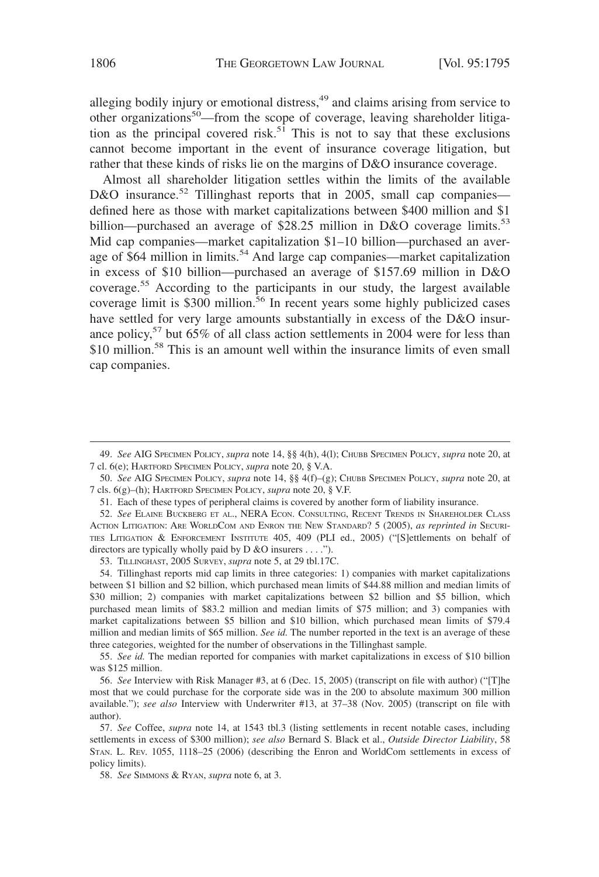alleging bodily injury or emotional distress,[49] and claims arising from service to other organizations[50]—from the scope of coverage, leaving shareholder litigation as the principal covered risk.[51] This is not to say that these exclusions cannot become important in the event of insurance coverage litigation, but rather that these kinds of risks lie on the margins of D&O insurance coverage.

Almost all shareholder litigation settles within the limits of the available D&O insurance.[52] Tillinghast reports that in 2005, small cap companies—defined here as those with market capitalizations between $400 million and $1 billion—purchased an average of $28.25 million in D&O coverage limits.[53] Mid cap companies—market capitalization $1–10 billion—purchased an average of $64 million in limits.[54] And large cap companies—market capitalization in excess of $10 billion—purchased an average of $157.69 million in D&O coverage.[55] According to the participants in our study, the largest available coverage limit is $300 million.[56] In recent years some highly publicized cases have settled for very large amounts substantially in excess of the D&O insurance policy,[57] but 65% of all class action settlements in 2004 were for less than $10 million.[58] This is an amount well within the insurance limits of even small cap companies.

---

49. *See* AIG Specimen Policy, *supra* note 14, §§ 4(h), 4(l); Chubb Specimen Policy, *supra* note 20, at 7 cl. 6(e); Hartford Specimen Policy, *supra* note 20, § V.A.

50. *See* AIG Specimen Policy, *supra* note 14, §§ 4(f)–(g); Chubb Specimen Policy, *supra* note 20, at 7 cls. 6(g)–(h); Hartford Specimen Policy, *supra* note 20, § V.F.

51. Each of these types of peripheral claims is covered by another form of liability insurance.

52. *See* Elaine Buckberg et al., NERA Econ. Consulting, Recent Trends in Shareholder Class Action Litigation: Are WorldCom and Enron the New Standard? 5 (2005), *as reprinted in* Securities Litigation & Enforcement Institute 405, 409 (PLI ed., 2005) ("[S]ettlements on behalf of directors are typically wholly paid by D &O insurers . . . .").

53. Tillinghast, 2005 Survey, *supra* note 5, at 29 tbl.17C.

54. Tillinghast reports mid cap limits in three categories: 1) companies with market capitalizations between $1 billion and $2 billion, which purchased mean limits of $44.88 million and median limits of $30 million; 2) companies with market capitalizations between $2 billion and $5 billion, which purchased mean limits of $83.2 million and median limits of $75 million; and 3) companies with market capitalizations between $5 billion and $10 billion, which purchased mean limits of $79.4 million and median limits of $65 million. *See id.* The number reported in the text is an average of these three categories, weighted for the number of observations in the Tillinghast sample.

55. *See id.* The median reported for companies with market capitalizations in excess of $10 billion was $125 million.

56. *See* Interview with Risk Manager #3, at 6 (Dec. 15, 2005) (transcript on file with author) ("[T]he most that we could purchase for the corporate side was in the 200 to absolute maximum 300 million available."); *see also* Interview with Underwriter #13, at 37–38 (Nov. 2005) (transcript on file with author).

57. *See* Coffee, *supra* note 14, at 1543 tbl.3 (listing settlements in recent notable cases, including settlements in excess of $300 million); *see also* Bernard S. Black et al., *Outside Director Liability*, 58 Stan. L. Rev. 1055, 1118–25 (2006) (describing the Enron and WorldCom settlements in excess of policy limits).

58. *See* Simmons & Ryan, *supra* note 6, at 3.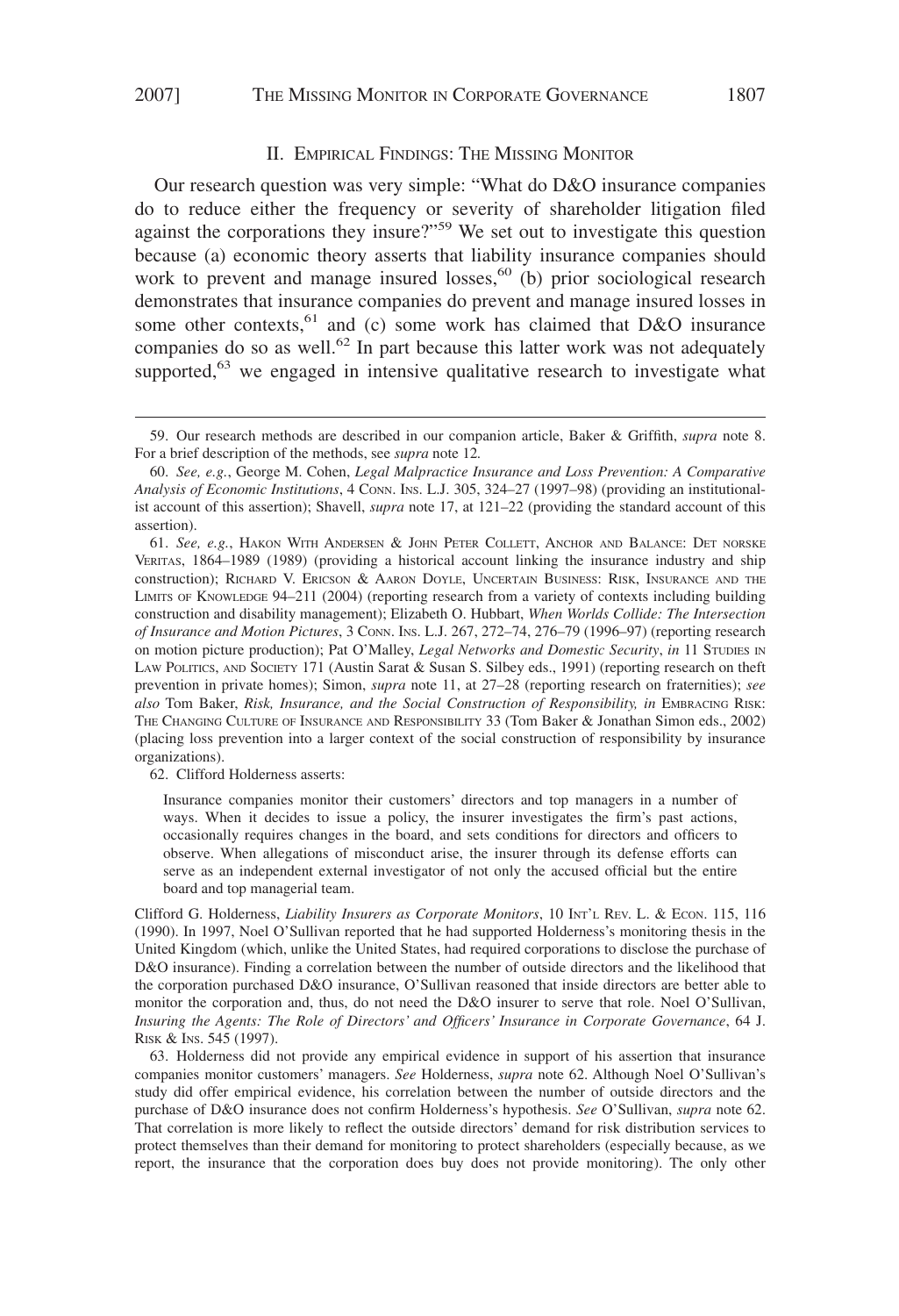## II. Empirical Findings: The Missing Monitor

Our research question was very simple: "What do D&O insurance companies do to reduce either the frequency or severity of shareholder litigation filed against the corporations they insure?"[59] We set out to investigate this question because (a) economic theory asserts that liability insurance companies should work to prevent and manage insured losses,[60] (b) prior sociological research demonstrates that insurance companies do prevent and manage insured losses in some other contexts,[61] and (c) some work has claimed that D&O insurance companies do so as well.[62] In part because this latter work was not adequately supported,[63] we engaged in intensive qualitative research to investigate what

---

59. Our research methods are described in our companion article, Baker & Griffith, *supra* note 8. For a brief description of the methods, see *supra* note 12.

60. *See, e.g.*, George M. Cohen, *Legal Malpractice Insurance and Loss Prevention: A Comparative Analysis of Economic Institutions*, 4 Conn. Ins. L.J. 305, 324–27 (1997–98) (providing an institutionalist account of this assertion); Shavell, *supra* note 17, at 121–22 (providing the standard account of this assertion).

61. *See, e.g.*, Hakon With Andersen & John Peter Collett, Anchor and Balance: Det norske Veritas, 1864–1989 (1989) (providing a historical account linking the insurance industry and ship construction); Richard V. Ericson & Aaron Doyle, Uncertain Business: Risk, Insurance and the Limits of Knowledge 94–211 (2004) (reporting research from a variety of contexts including building construction and disability management); Elizabeth O. Hubbart, *When Worlds Collide: The Intersection of Insurance and Motion Pictures*, 3 Conn. Ins. L.J. 267, 272–74, 276–79 (1996–97) (reporting research on motion picture production); Pat O'Malley, *Legal Networks and Domestic Security*, *in* 11 Studies in Law Politics, and Society 171 (Austin Sarat & Susan S. Silbey eds., 1991) (reporting research on theft prevention in private homes); Simon, *supra* note 11, at 27–28 (reporting research on fraternities); *see also* Tom Baker, *Risk, Insurance, and the Social Construction of Responsibility, in* Embracing Risk: The Changing Culture of Insurance and Responsibility 33 (Tom Baker & Jonathan Simon eds., 2002) (placing loss prevention into a larger context of the social construction of responsibility by insurance organizations).

62. Clifford Holderness asserts:

> Insurance companies monitor their customers' directors and top managers in a number of ways. When it decides to issue a policy, the insurer investigates the firm's past actions, occasionally requires changes in the board, and sets conditions for directors and officers to observe. When allegations of misconduct arise, the insurer through its defense efforts can serve as an independent external investigator of not only the accused official but the entire board and top managerial team.

Clifford G. Holderness, *Liability Insurers as Corporate Monitors*, 10 Int'l Rev. L. & Econ. 115, 116 (1990). In 1997, Noel O'Sullivan reported that he had supported Holderness's monitoring thesis in the United Kingdom (which, unlike the United States, had required corporations to disclose the purchase of D&O insurance). Finding a correlation between the number of outside directors and the likelihood that the corporation purchased D&O insurance, O'Sullivan reasoned that inside directors are better able to monitor the corporation and, thus, do not need the D&O insurer to serve that role. Noel O'Sullivan, *Insuring the Agents: The Role of Directors' and Officers' Insurance in Corporate Governance*, 64 J. Risk & Ins. 545 (1997).

63. Holderness did not provide any empirical evidence in support of his assertion that insurance companies monitor customers' managers. *See* Holderness, *supra* note 62. Although Noel O'Sullivan's study did offer empirical evidence, his correlation between the number of outside directors and the purchase of D&O insurance does not confirm Holderness's hypothesis. *See* O'Sullivan, *supra* note 62. That correlation is more likely to reflect the outside directors' demand for risk distribution services to protect themselves than their demand for monitoring to protect shareholders (especially because, as we report, the insurance that the corporation does buy does not provide monitoring). The only other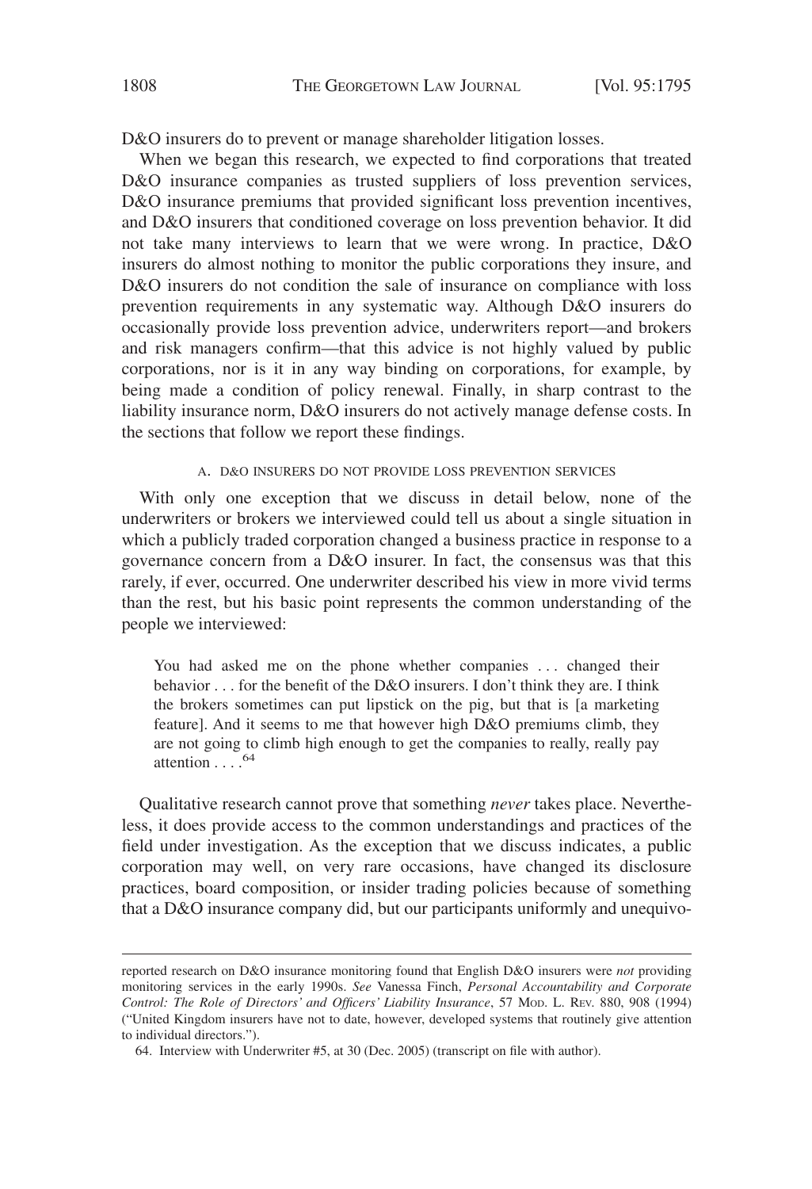D&O insurers do to prevent or manage shareholder litigation losses.

When we began this research, we expected to find corporations that treated D&O insurance companies as trusted suppliers of loss prevention services, D&O insurance premiums that provided significant loss prevention incentives, and D&O insurers that conditioned coverage on loss prevention behavior. It did not take many interviews to learn that we were wrong. In practice, D&O insurers do almost nothing to monitor the public corporations they insure, and D&O insurers do not condition the sale of insurance on compliance with loss prevention requirements in any systematic way. Although D&O insurers do occasionally provide loss prevention advice, underwriters report—and brokers and risk managers confirm—that this advice is not highly valued by public corporations, nor is it in any way binding on corporations, for example, by being made a condition of policy renewal. Finally, in sharp contrast to the liability insurance norm, D&O insurers do not actively manage defense costs. In the sections that follow we report these findings.

### A. D&O INSURERS DO NOT PROVIDE LOSS PREVENTION SERVICES

With only one exception that we discuss in detail below, none of the underwriters or brokers we interviewed could tell us about a single situation in which a publicly traded corporation changed a business practice in response to a governance concern from a D&O insurer. In fact, the consensus was that this rarely, if ever, occurred. One underwriter described his view in more vivid terms than the rest, but his basic point represents the common understanding of the people we interviewed:

> You had asked me on the phone whether companies . . . changed their behavior . . . for the benefit of the D&O insurers. I don't think they are. I think the brokers sometimes can put lipstick on the pig, but that is [a marketing feature]. And it seems to me that however high D&O premiums climb, they are not going to climb high enough to get the companies to really, really pay attention . . . .[64]

Qualitative research cannot prove that something *never* takes place. Nevertheless, it does provide access to the common understandings and practices of the field under investigation. As the exception that we discuss indicates, a public corporation may well, on very rare occasions, have changed its disclosure practices, board composition, or insider trading policies because of something that a D&O insurance company did, but our participants uniformly and unequivo-

---

reported research on D&O insurance monitoring found that English D&O insurers were *not* providing monitoring services in the early 1990s. *See* Vanessa Finch, *Personal Accountability and Corporate Control: The Role of Directors' and Officers' Liability Insurance*, 57 MOD. L. REV. 880, 908 (1994) ("United Kingdom insurers have not to date, however, developed systems that routinely give attention to individual directors.").

64. Interview with Underwriter #5, at 30 (Dec. 2005) (transcript on file with author).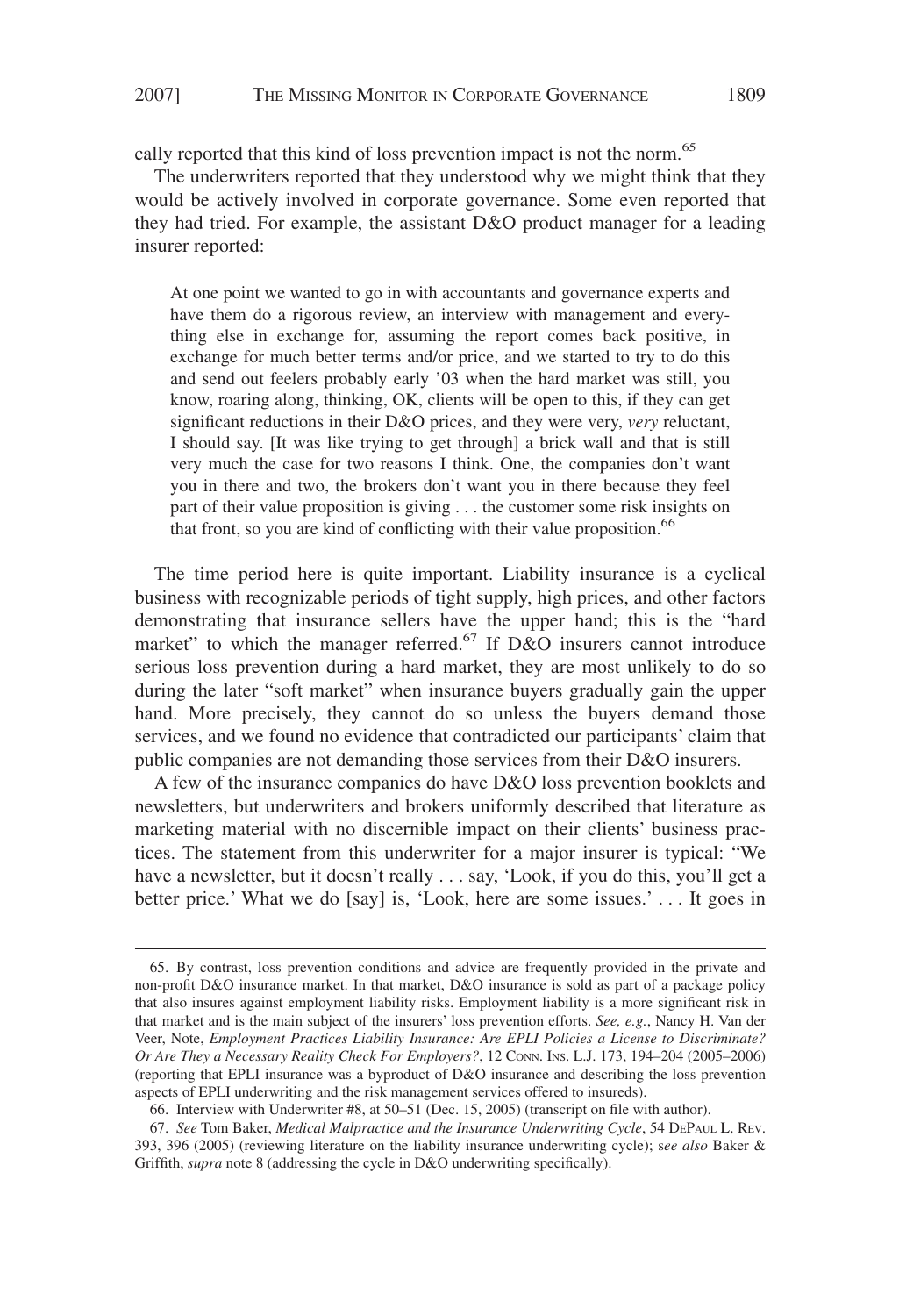cally reported that this kind of loss prevention impact is not the norm.[65]

The underwriters reported that they understood why we might think that they would be actively involved in corporate governance. Some even reported that they had tried. For example, the assistant D&O product manager for a leading insurer reported:

> At one point we wanted to go in with accountants and governance experts and have them do a rigorous review, an interview with management and everything else in exchange for, assuming the report comes back positive, in exchange for much better terms and/or price, and we started to try to do this and send out feelers probably early '03 when the hard market was still, you know, roaring along, thinking, OK, clients will be open to this, if they can get significant reductions in their D&O prices, and they were very, *very* reluctant, I should say. [It was like trying to get through] a brick wall and that is still very much the case for two reasons I think. One, the companies don't want you in there and two, the brokers don't want you in there because they feel part of their value proposition is giving . . . the customer some risk insights on that front, so you are kind of conflicting with their value proposition.[66]

The time period here is quite important. Liability insurance is a cyclical business with recognizable periods of tight supply, high prices, and other factors demonstrating that insurance sellers have the upper hand; this is the "hard market" to which the manager referred.[67] If D&O insurers cannot introduce serious loss prevention during a hard market, they are most unlikely to do so during the later "soft market" when insurance buyers gradually gain the upper hand. More precisely, they cannot do so unless the buyers demand those services, and we found no evidence that contradicted our participants' claim that public companies are not demanding those services from their D&O insurers.

A few of the insurance companies do have D&O loss prevention booklets and newsletters, but underwriters and brokers uniformly described that literature as marketing material with no discernible impact on their clients' business practices. The statement from this underwriter for a major insurer is typical: "We have a newsletter, but it doesn't really . . . say, 'Look, if you do this, you'll get a better price.' What we do [say] is, 'Look, here are some issues.' . . . It goes in

---

65. By contrast, loss prevention conditions and advice are frequently provided in the private and non-profit D&O insurance market. In that market, D&O insurance is sold as part of a package policy that also insures against employment liability risks. Employment liability is a more significant risk in that market and is the main subject of the insurers' loss prevention efforts. *See, e.g.*, Nancy H. Van der Veer, Note, *Employment Practices Liability Insurance: Are EPLI Policies a License to Discriminate? Or Are They a Necessary Reality Check For Employers?*, 12 Conn. Ins. L.J. 173, 194–204 (2005–2006) (reporting that EPLI insurance was a byproduct of D&O insurance and describing the loss prevention aspects of EPLI underwriting and the risk management services offered to insureds).

66. Interview with Underwriter #8, at 50–51 (Dec. 15, 2005) (transcript on file with author).

67. *See* Tom Baker, *Medical Malpractice and the Insurance Underwriting Cycle*, 54 DePaul L. Rev. 393, 396 (2005) (reviewing literature on the liability insurance underwriting cycle); s*ee also* Baker & Griffith, *supra* note 8 (addressing the cycle in D&O underwriting specifically).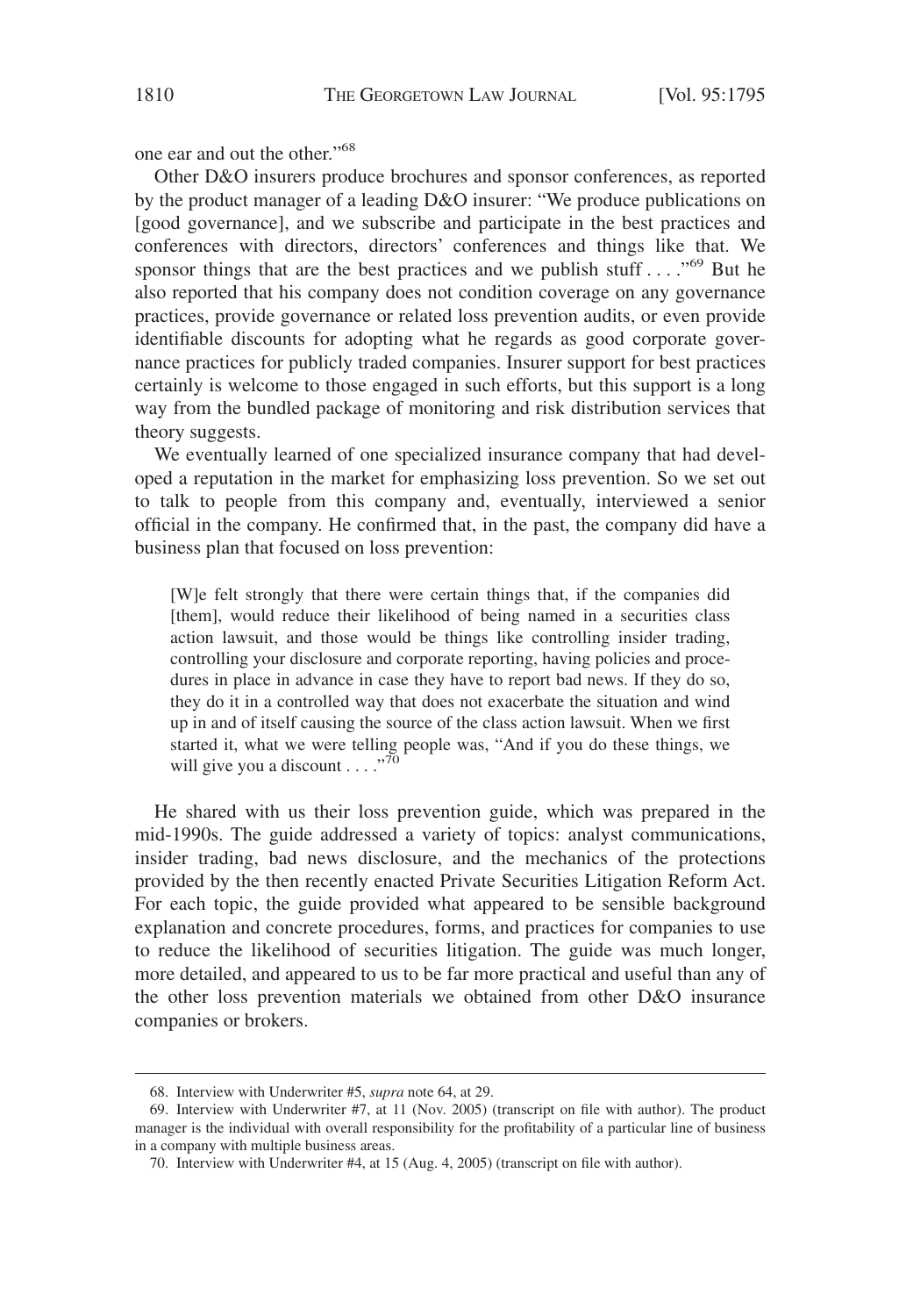one ear and out the other."[68]

Other D&O insurers produce brochures and sponsor conferences, as reported by the product manager of a leading D&O insurer: "We produce publications on [good governance], and we subscribe and participate in the best practices and conferences with directors, directors' conferences and things like that. We sponsor things that are the best practices and we publish stuff . . . ."[69] But he also reported that his company does not condition coverage on any governance practices, provide governance or related loss prevention audits, or even provide identifiable discounts for adopting what he regards as good corporate governance practices for publicly traded companies. Insurer support for best practices certainly is welcome to those engaged in such efforts, but this support is a long way from the bundled package of monitoring and risk distribution services that theory suggests.

We eventually learned of one specialized insurance company that had developed a reputation in the market for emphasizing loss prevention. So we set out to talk to people from this company and, eventually, interviewed a senior official in the company. He confirmed that, in the past, the company did have a business plan that focused on loss prevention:

> [W]e felt strongly that there were certain things that, if the companies did [them], would reduce their likelihood of being named in a securities class action lawsuit, and those would be things like controlling insider trading, controlling your disclosure and corporate reporting, having policies and procedures in place in advance in case they have to report bad news. If they do so, they do it in a controlled way that does not exacerbate the situation and wind up in and of itself causing the source of the class action lawsuit. When we first started it, what we were telling people was, "And if you do these things, we will give you a discount . . . ."[70]

He shared with us their loss prevention guide, which was prepared in the mid-1990s. The guide addressed a variety of topics: analyst communications, insider trading, bad news disclosure, and the mechanics of the protections provided by the then recently enacted Private Securities Litigation Reform Act. For each topic, the guide provided what appeared to be sensible background explanation and concrete procedures, forms, and practices for companies to use to reduce the likelihood of securities litigation. The guide was much longer, more detailed, and appeared to us to be far more practical and useful than any of the other loss prevention materials we obtained from other D&O insurance companies or brokers.

---

68. Interview with Underwriter #5, *supra* note 64, at 29.

69. Interview with Underwriter #7, at 11 (Nov. 2005) (transcript on file with author). The product manager is the individual with overall responsibility for the profitability of a particular line of business in a company with multiple business areas.

70. Interview with Underwriter #4, at 15 (Aug. 4, 2005) (transcript on file with author).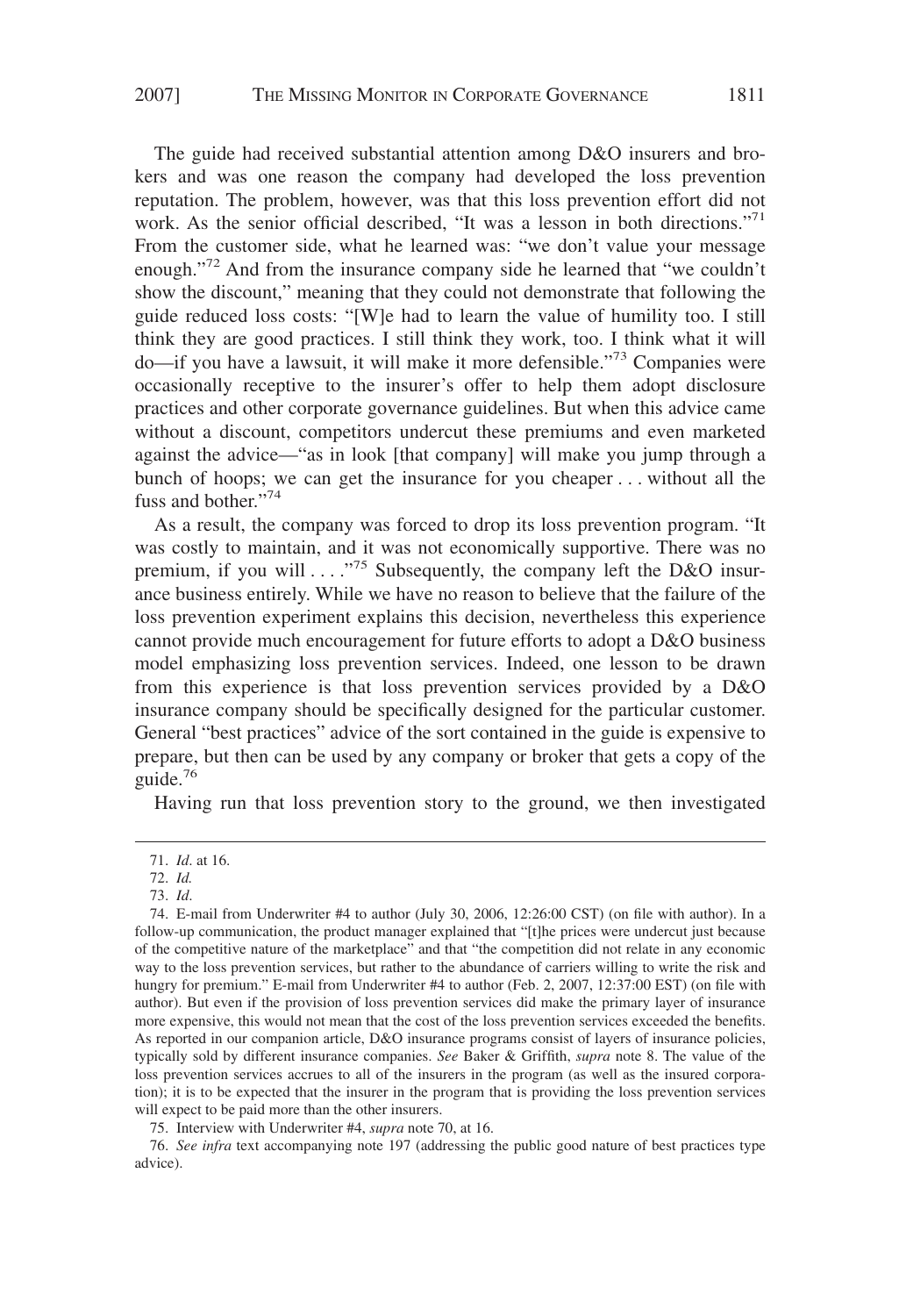The guide had received substantial attention among D&O insurers and brokers and was one reason the company had developed the loss prevention reputation. The problem, however, was that this loss prevention effort did not work. As the senior official described, "It was a lesson in both directions."[71] From the customer side, what he learned was: "we don't value your message enough."[72] And from the insurance company side he learned that "we couldn't show the discount," meaning that they could not demonstrate that following the guide reduced loss costs: "[W]e had to learn the value of humility too. I still think they are good practices. I still think they work, too. I think what it will do—if you have a lawsuit, it will make it more defensible."[73] Companies were occasionally receptive to the insurer's offer to help them adopt disclosure practices and other corporate governance guidelines. But when this advice came without a discount, competitors undercut these premiums and even marketed against the advice—"as in look [that company] will make you jump through a bunch of hoops; we can get the insurance for you cheaper . . . without all the fuss and bother."[74]

As a result, the company was forced to drop its loss prevention program. "It was costly to maintain, and it was not economically supportive. There was no premium, if you will . . . ."[75] Subsequently, the company left the D&O insurance business entirely. While we have no reason to believe that the failure of the loss prevention experiment explains this decision, nevertheless this experience cannot provide much encouragement for future efforts to adopt a D&O business model emphasizing loss prevention services. Indeed, one lesson to be drawn from this experience is that loss prevention services provided by a D&O insurance company should be specifically designed for the particular customer. General "best practices" advice of the sort contained in the guide is expensive to prepare, but then can be used by any company or broker that gets a copy of the guide.[76]

Having run that loss prevention story to the ground, we then investigated

---

71. *Id*. at 16.

72. *Id.*

73. *Id*.

74. E-mail from Underwriter #4 to author (July 30, 2006, 12:26:00 CST) (on file with author). In a follow-up communication, the product manager explained that "[t]he prices were undercut just because of the competitive nature of the marketplace" and that "the competition did not relate in any economic way to the loss prevention services, but rather to the abundance of carriers willing to write the risk and hungry for premium." E-mail from Underwriter #4 to author (Feb. 2, 2007, 12:37:00 EST) (on file with author). But even if the provision of loss prevention services did make the primary layer of insurance more expensive, this would not mean that the cost of the loss prevention services exceeded the benefits. As reported in our companion article, D&O insurance programs consist of layers of insurance policies, typically sold by different insurance companies. *See* Baker & Griffith, *supra* note 8. The value of the loss prevention services accrues to all of the insurers in the program (as well as the insured corporation); it is to be expected that the insurer in the program that is providing the loss prevention services will expect to be paid more than the other insurers.

75. Interview with Underwriter #4, *supra* note 70, at 16.

76. *See infra* text accompanying note 197 (addressing the public good nature of best practices type advice).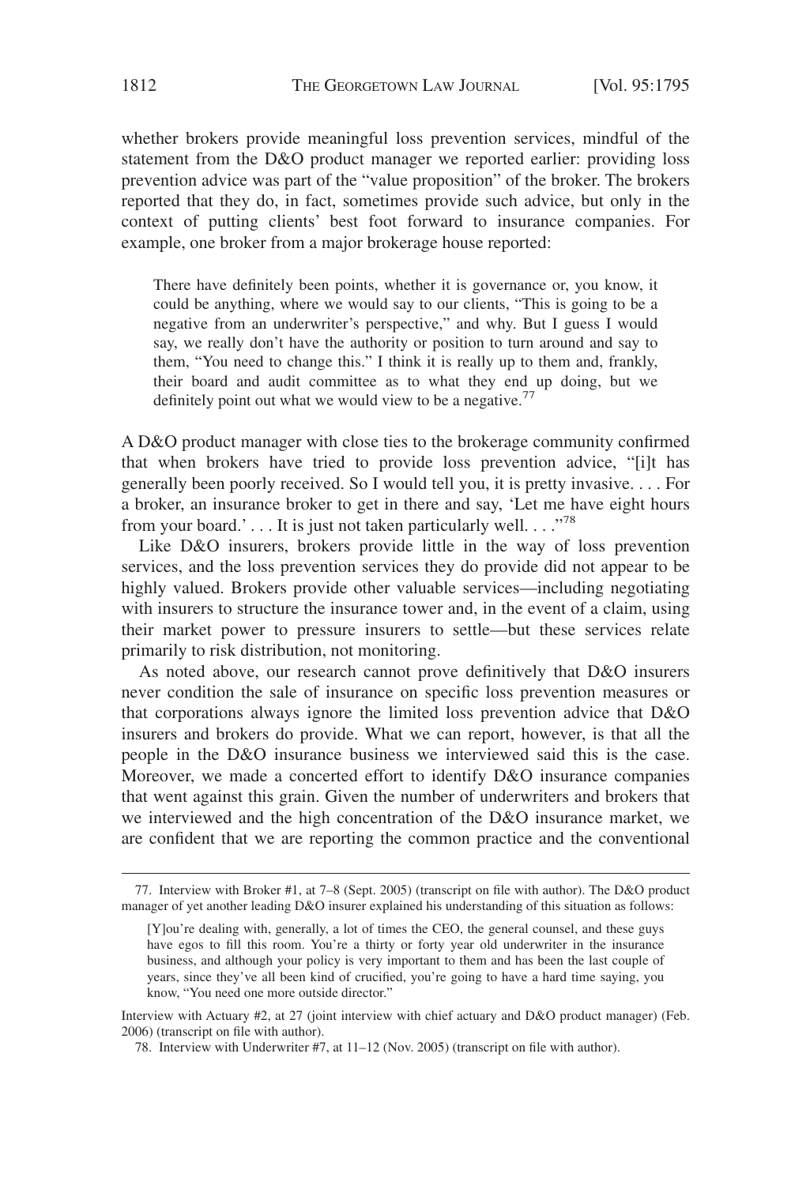whether brokers provide meaningful loss prevention services, mindful of the statement from the D&O product manager we reported earlier: providing loss prevention advice was part of the "value proposition" of the broker. The brokers reported that they do, in fact, sometimes provide such advice, but only in the context of putting clients' best foot forward to insurance companies. For example, one broker from a major brokerage house reported:

> There have definitely been points, whether it is governance or, you know, it could be anything, where we would say to our clients, "This is going to be a negative from an underwriter's perspective," and why. But I guess I would say, we really don't have the authority or position to turn around and say to them, "You need to change this." I think it is really up to them and, frankly, their board and audit committee as to what they end up doing, but we definitely point out what we would view to be a negative.[77]

A D&O product manager with close ties to the brokerage community confirmed that when brokers have tried to provide loss prevention advice, "[i]t has generally been poorly received. So I would tell you, it is pretty invasive. . . . For a broker, an insurance broker to get in there and say, 'Let me have eight hours from your board.' . . . It is just not taken particularly well. . . ."[78]

Like D&O insurers, brokers provide little in the way of loss prevention services, and the loss prevention services they do provide did not appear to be highly valued. Brokers provide other valuable services—including negotiating with insurers to structure the insurance tower and, in the event of a claim, using their market power to pressure insurers to settle—but these services relate primarily to risk distribution, not monitoring.

As noted above, our research cannot prove definitively that D&O insurers never condition the sale of insurance on specific loss prevention measures or that corporations always ignore the limited loss prevention advice that D&O insurers and brokers do provide. What we can report, however, is that all the people in the D&O insurance business we interviewed said this is the case. Moreover, we made a concerted effort to identify D&O insurance companies that went against this grain. Given the number of underwriters and brokers that we interviewed and the high concentration of the D&O insurance market, we are confident that we are reporting the common practice and the conventional

---

77. Interview with Broker #1, at 7–8 (Sept. 2005) (transcript on file with author). The D&O product manager of yet another leading D&O insurer explained his understanding of this situation as follows:

> [Y]ou're dealing with, generally, a lot of times the CEO, the general counsel, and these guys have egos to fill this room. You're a thirty or forty year old underwriter in the insurance business, and although your policy is very important to them and has been the last couple of years, since they've all been kind of crucified, you're going to have a hard time saying, you know, "You need one more outside director."

Interview with Actuary #2, at 27 (joint interview with chief actuary and D&O product manager) (Feb. 2006) (transcript on file with author).

78. Interview with Underwriter #7, at 11–12 (Nov. 2005) (transcript on file with author).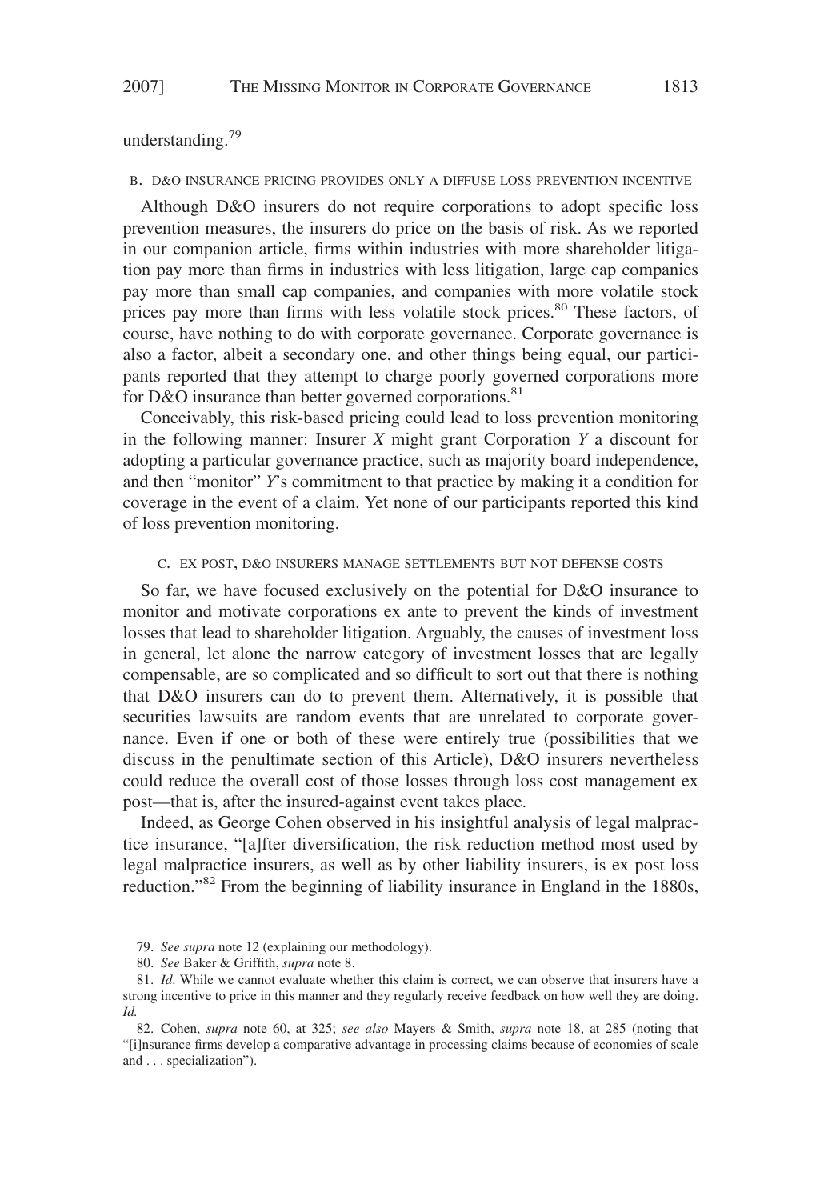understanding.[79]

### B. D&O Insurance Pricing Provides Only a Diffuse Loss Prevention Incentive

Although D&O insurers do not require corporations to adopt specific loss prevention measures, the insurers do price on the basis of risk. As we reported in our companion article, firms within industries with more shareholder litigation pay more than firms in industries with less litigation, large cap companies pay more than small cap companies, and companies with more volatile stock prices pay more than firms with less volatile stock prices.[80] These factors, of course, have nothing to do with corporate governance. Corporate governance is also a factor, albeit a secondary one, and other things being equal, our participants reported that they attempt to charge poorly governed corporations more for D&O insurance than better governed corporations.[81]

Conceivably, this risk-based pricing could lead to loss prevention monitoring in the following manner: Insurer *X* might grant Corporation *Y* a discount for adopting a particular governance practice, such as majority board independence, and then "monitor" *Y*'s commitment to that practice by making it a condition for coverage in the event of a claim. Yet none of our participants reported this kind of loss prevention monitoring.

### C. Ex Post, D&O Insurers Manage Settlements but Not Defense Costs

So far, we have focused exclusively on the potential for D&O insurance to monitor and motivate corporations ex ante to prevent the kinds of investment losses that lead to shareholder litigation. Arguably, the causes of investment loss in general, let alone the narrow category of investment losses that are legally compensable, are so complicated and so difficult to sort out that there is nothing that D&O insurers can do to prevent them. Alternatively, it is possible that securities lawsuits are random events that are unrelated to corporate governance. Even if one or both of these were entirely true (possibilities that we discuss in the penultimate section of this Article), D&O insurers nevertheless could reduce the overall cost of those losses through loss cost management ex post—that is, after the insured-against event takes place.

Indeed, as George Cohen observed in his insightful analysis of legal malpractice insurance, "[a]fter diversification, the risk reduction method most used by legal malpractice insurers, as well as by other liability insurers, is ex post loss reduction."[82] From the beginning of liability insurance in England in the 1880s,

---

79. *See supra* note 12 (explaining our methodology).

80. *See* Baker & Griffith, *supra* note 8.

81. *Id*. While we cannot evaluate whether this claim is correct, we can observe that insurers have a strong incentive to price in this manner and they regularly receive feedback on how well they are doing. *Id.*

82. Cohen, *supra* note 60, at 325; *see also* Mayers & Smith, *supra* note 18, at 285 (noting that "[i]nsurance firms develop a comparative advantage in processing claims because of economies of scale and . . . specialization").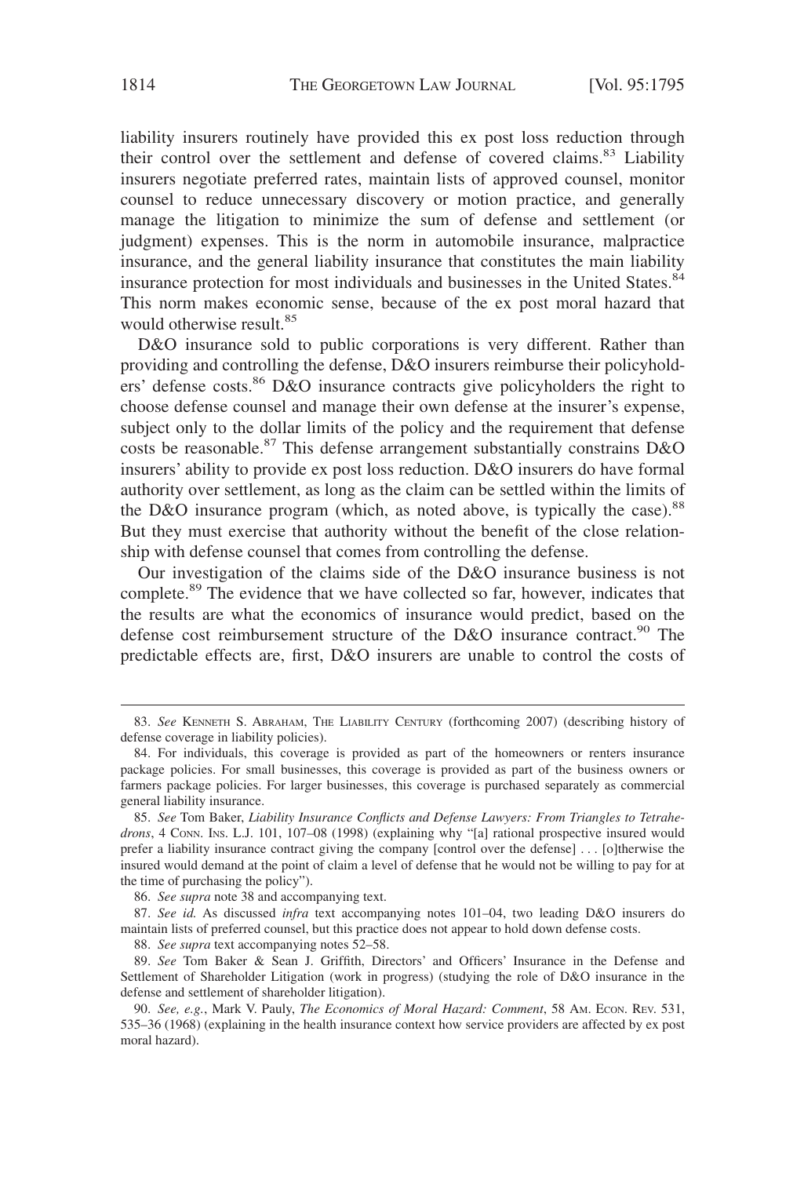liability insurers routinely have provided this ex post loss reduction through their control over the settlement and defense of covered claims.[83] Liability insurers negotiate preferred rates, maintain lists of approved counsel, monitor counsel to reduce unnecessary discovery or motion practice, and generally manage the litigation to minimize the sum of defense and settlement (or judgment) expenses. This is the norm in automobile insurance, malpractice insurance, and the general liability insurance that constitutes the main liability insurance protection for most individuals and businesses in the United States.[84] This norm makes economic sense, because of the ex post moral hazard that would otherwise result.[85]

D&O insurance sold to public corporations is very different. Rather than providing and controlling the defense, D&O insurers reimburse their policyholders' defense costs.[86] D&O insurance contracts give policyholders the right to choose defense counsel and manage their own defense at the insurer's expense, subject only to the dollar limits of the policy and the requirement that defense costs be reasonable.[87] This defense arrangement substantially constrains D&O insurers' ability to provide ex post loss reduction. D&O insurers do have formal authority over settlement, as long as the claim can be settled within the limits of the D&O insurance program (which, as noted above, is typically the case).[88] But they must exercise that authority without the benefit of the close relationship with defense counsel that comes from controlling the defense.

Our investigation of the claims side of the D&O insurance business is not complete.[89] The evidence that we have collected so far, however, indicates that the results are what the economics of insurance would predict, based on the defense cost reimbursement structure of the D&O insurance contract.[90] The predictable effects are, first, D&O insurers are unable to control the costs of

---

83. *See* KENNETH S. ABRAHAM, THE LIABILITY CENTURY (forthcoming 2007) (describing history of defense coverage in liability policies).

84. For individuals, this coverage is provided as part of the homeowners or renters insurance package policies. For small businesses, this coverage is provided as part of the business owners or farmers package policies. For larger businesses, this coverage is purchased separately as commercial general liability insurance.

85. *See* Tom Baker, *Liability Insurance Conflicts and Defense Lawyers: From Triangles to Tetrahedrons*, 4 CONN. INS. L.J. 101, 107–08 (1998) (explaining why "[a] rational prospective insured would prefer a liability insurance contract giving the company [control over the defense] . . . [o]therwise the insured would demand at the point of claim a level of defense that he would not be willing to pay for at the time of purchasing the policy").

86. *See supra* note 38 and accompanying text.

87. *See id.* As discussed *infra* text accompanying notes 101–04, two leading D&O insurers do maintain lists of preferred counsel, but this practice does not appear to hold down defense costs.

88. *See supra* text accompanying notes 52–58.

89. *See* Tom Baker & Sean J. Griffith, Directors' and Officers' Insurance in the Defense and Settlement of Shareholder Litigation (work in progress) (studying the role of D&O insurance in the defense and settlement of shareholder litigation).

90. *See, e.g.*, Mark V. Pauly, *The Economics of Moral Hazard: Comment*, 58 AM. ECON. REV. 531, 535–36 (1968) (explaining in the health insurance context how service providers are affected by ex post moral hazard).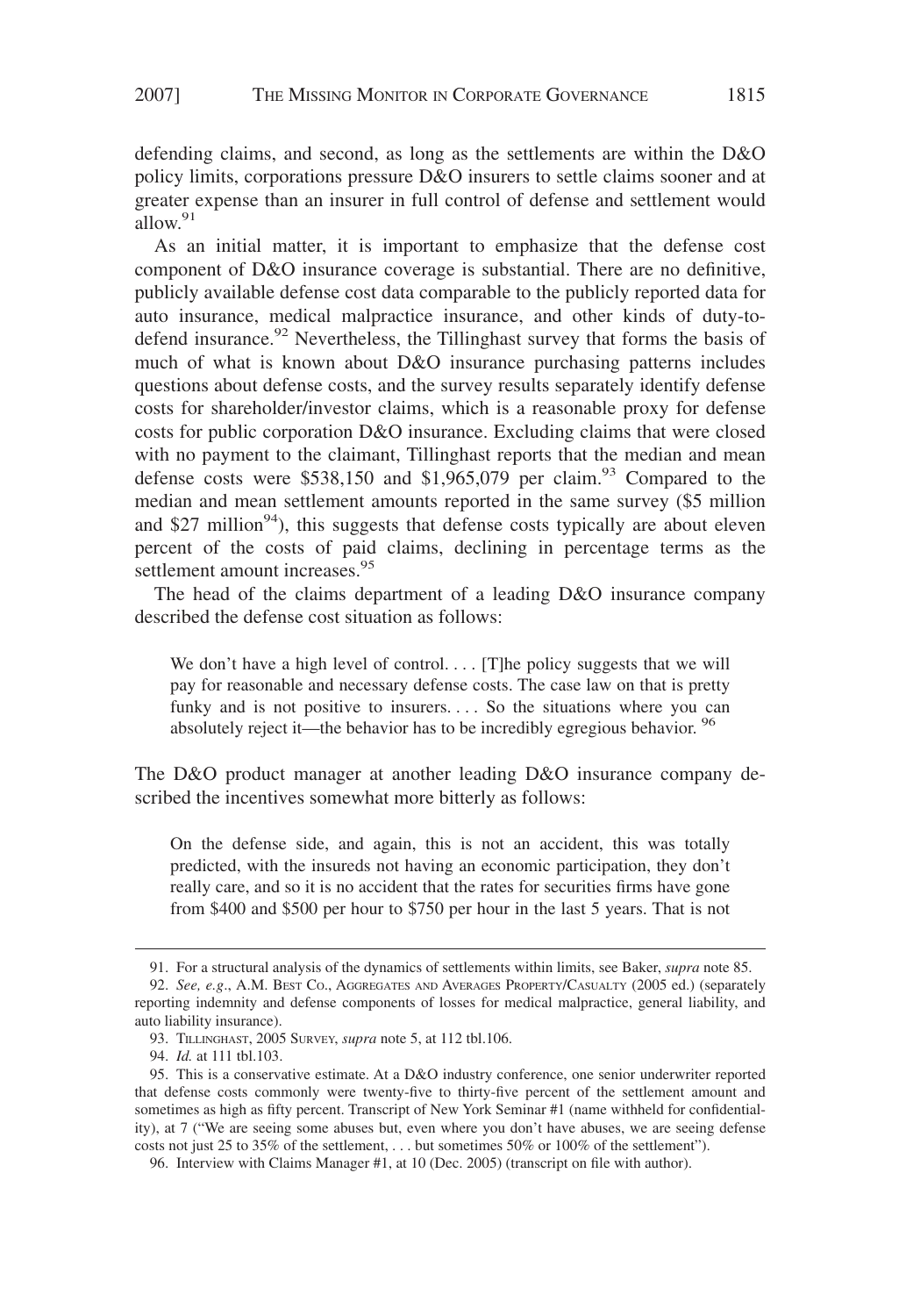defending claims, and second, as long as the settlements are within the D&O policy limits, corporations pressure D&O insurers to settle claims sooner and at greater expense than an insurer in full control of defense and settlement would allow.[91]

As an initial matter, it is important to emphasize that the defense cost component of D&O insurance coverage is substantial. There are no definitive, publicly available defense cost data comparable to the publicly reported data for auto insurance, medical malpractice insurance, and other kinds of duty-to-defend insurance.[92] Nevertheless, the Tillinghast survey that forms the basis of much of what is known about D&O insurance purchasing patterns includes questions about defense costs, and the survey results separately identify defense costs for shareholder/investor claims, which is a reasonable proxy for defense costs for public corporation D&O insurance. Excluding claims that were closed with no payment to the claimant, Tillinghast reports that the median and mean defense costs were $538,150 and $1,965,079 per claim.[93] Compared to the median and mean settlement amounts reported in the same survey ($5 million and $27 million[94]), this suggests that defense costs typically are about eleven percent of the costs of paid claims, declining in percentage terms as the settlement amount increases.[95]

The head of the claims department of a leading D&O insurance company described the defense cost situation as follows:

> We don't have a high level of control. . . . [T]he policy suggests that we will pay for reasonable and necessary defense costs. The case law on that is pretty funky and is not positive to insurers. . . . So the situations where you can absolutely reject it—the behavior has to be incredibly egregious behavior.[96]

The D&O product manager at another leading D&O insurance company described the incentives somewhat more bitterly as follows:

> On the defense side, and again, this is not an accident, this was totally predicted, with the insureds not having an economic participation, they don't really care, and so it is no accident that the rates for securities firms have gone from $400 and $500 per hour to $750 per hour in the last 5 years. That is not

---

91. For a structural analysis of the dynamics of settlements within limits, see Baker, *supra* note 85.

92. *See, e.g*., A.M. Best Co., Aggregates and Averages Property/Casualty (2005 ed.) (separately reporting indemnity and defense components of losses for medical malpractice, general liability, and auto liability insurance).

93. Tillinghast, 2005 Survey, *supra* note 5, at 112 tbl.106.

94. *Id.* at 111 tbl.103.

95. This is a conservative estimate. At a D&O industry conference, one senior underwriter reported that defense costs commonly were twenty-five to thirty-five percent of the settlement amount and sometimes as high as fifty percent. Transcript of New York Seminar #1 (name withheld for confidentiality), at 7 ("We are seeing some abuses but, even where you don't have abuses, we are seeing defense costs not just 25 to 35% of the settlement, . . . but sometimes 50% or 100% of the settlement").

96. Interview with Claims Manager #1, at 10 (Dec. 2005) (transcript on file with author).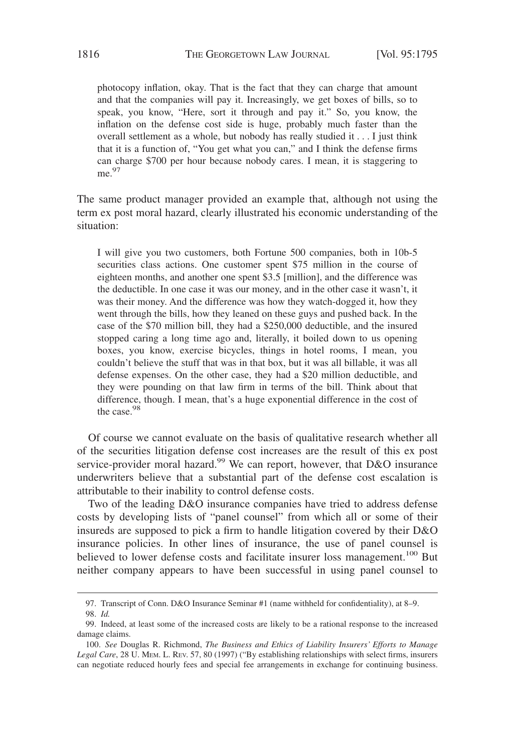> photocopy inflation, okay. That is the fact that they can charge that amount and that the companies will pay it. Increasingly, we get boxes of bills, so to speak, you know, "Here, sort it through and pay it." So, you know, the inflation on the defense cost side is huge, probably much faster than the overall settlement as a whole, but nobody has really studied it . . . I just think that it is a function of, "You get what you can," and I think the defense firms can charge $700 per hour because nobody cares. I mean, it is staggering to me.[97]

The same product manager provided an example that, although not using the term ex post moral hazard, clearly illustrated his economic understanding of the situation:

> I will give you two customers, both Fortune 500 companies, both in 10b-5 securities class actions. One customer spent $75 million in the course of eighteen months, and another one spent $3.5 [million], and the difference was the deductible. In one case it was our money, and in the other case it wasn't, it was their money. And the difference was how they watch-dogged it, how they went through the bills, how they leaned on these guys and pushed back. In the case of the $70 million bill, they had a $250,000 deductible, and the insured stopped caring a long time ago and, literally, it boiled down to us opening boxes, you know, exercise bicycles, things in hotel rooms, I mean, you couldn't believe the stuff that was in that box, but it was all billable, it was all defense expenses. On the other case, they had a $20 million deductible, and they were pounding on that law firm in terms of the bill. Think about that difference, though. I mean, that's a huge exponential difference in the cost of the case.[98]

Of course we cannot evaluate on the basis of qualitative research whether all of the securities litigation defense cost increases are the result of this ex post service-provider moral hazard.[99] We can report, however, that D&O insurance underwriters believe that a substantial part of the defense cost escalation is attributable to their inability to control defense costs.

Two of the leading D&O insurance companies have tried to address defense costs by developing lists of "panel counsel" from which all or some of their insureds are supposed to pick a firm to handle litigation covered by their D&O insurance policies. In other lines of insurance, the use of panel counsel is believed to lower defense costs and facilitate insurer loss management.[100] But neither company appears to have been successful in using panel counsel to

---

97. Transcript of Conn. D&O Insurance Seminar #1 (name withheld for confidentiality), at 8–9.

98. *Id.*

99. Indeed, at least some of the increased costs are likely to be a rational response to the increased damage claims.

100. *See* Douglas R. Richmond, *The Business and Ethics of Liability Insurers' Efforts to Manage Legal Care*, 28 U. Mem. L. Rev. 57, 80 (1997) ("By establishing relationships with select firms, insurers can negotiate reduced hourly fees and special fee arrangements in exchange for continuing business.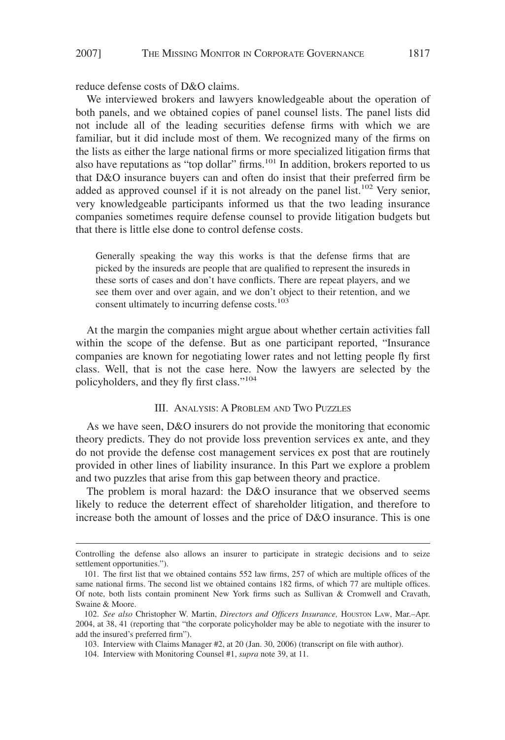reduce defense costs of D&O claims.

We interviewed brokers and lawyers knowledgeable about the operation of both panels, and we obtained copies of panel counsel lists. The panel lists did not include all of the leading securities defense firms with which we are familiar, but it did include most of them. We recognized many of the firms on the lists as either the large national firms or more specialized litigation firms that also have reputations as "top dollar" firms.[101] In addition, brokers reported to us that D&O insurance buyers can and often do insist that their preferred firm be added as approved counsel if it is not already on the panel list.[102] Very senior, very knowledgeable participants informed us that the two leading insurance companies sometimes require defense counsel to provide litigation budgets but that there is little else done to control defense costs.

> Generally speaking the way this works is that the defense firms that are picked by the insureds are people that are qualified to represent the insureds in these sorts of cases and don't have conflicts. There are repeat players, and we see them over and over again, and we don't object to their retention, and we consent ultimately to incurring defense costs.[103]

At the margin the companies might argue about whether certain activities fall within the scope of the defense. But as one participant reported, "Insurance companies are known for negotiating lower rates and not letting people fly first class. Well, that is not the case here. Now the lawyers are selected by the policyholders, and they fly first class."[104]

## III. Analysis: A Problem and Two Puzzles

As we have seen, D&O insurers do not provide the monitoring that economic theory predicts. They do not provide loss prevention services ex ante, and they do not provide the defense cost management services ex post that are routinely provided in other lines of liability insurance. In this Part we explore a problem and two puzzles that arise from this gap between theory and practice.

The problem is moral hazard: the D&O insurance that we observed seems likely to reduce the deterrent effect of shareholder litigation, and therefore to increase both the amount of losses and the price of D&O insurance. This is one

---

Controlling the defense also allows an insurer to participate in strategic decisions and to seize settlement opportunities.").

101. The first list that we obtained contains 552 law firms, 257 of which are multiple offices of the same national firms. The second list we obtained contains 182 firms, of which 77 are multiple offices. Of note, both lists contain prominent New York firms such as Sullivan & Cromwell and Cravath, Swaine & Moore.

102. *See also* Christopher W. Martin, *Directors and Officers Insurance,* Houston Law, Mar.–Apr. 2004, at 38, 41 (reporting that "the corporate policyholder may be able to negotiate with the insurer to add the insured's preferred firm").

103. Interview with Claims Manager #2, at 20 (Jan. 30, 2006) (transcript on file with author).

104. Interview with Monitoring Counsel #1, *supra* note 39, at 11.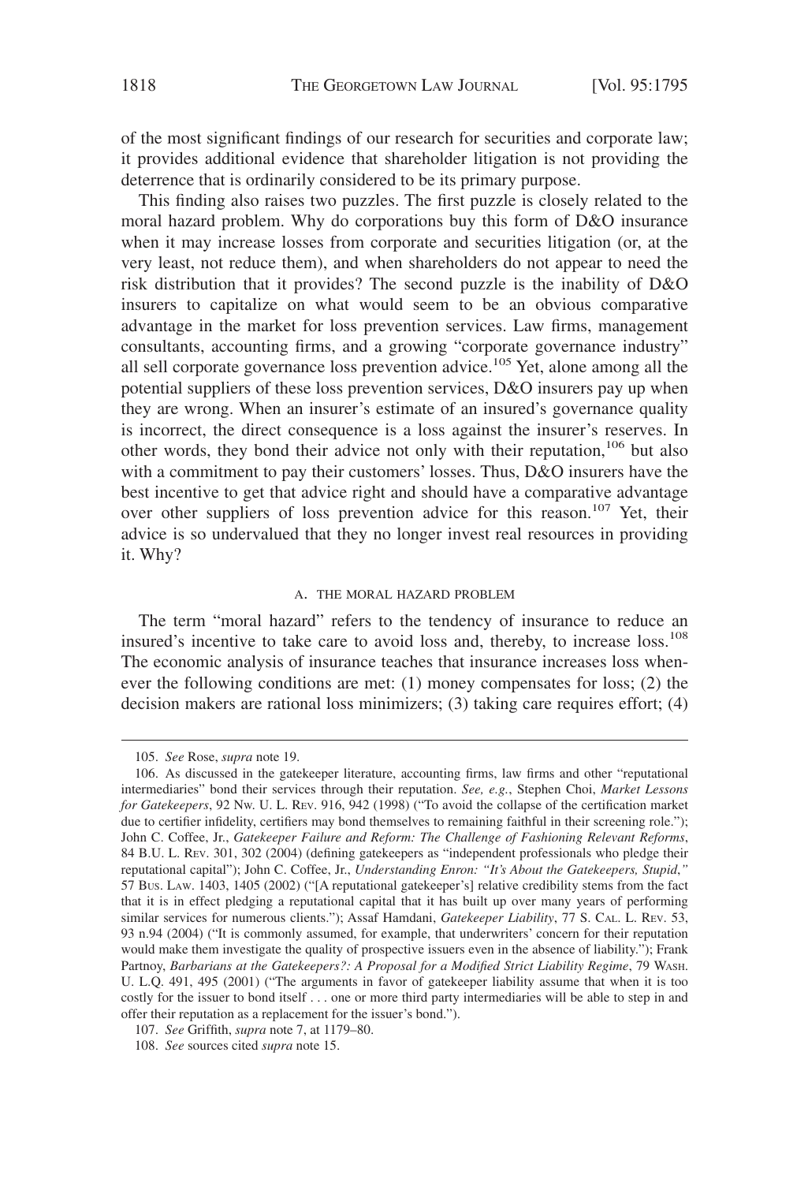of the most significant findings of our research for securities and corporate law; it provides additional evidence that shareholder litigation is not providing the deterrence that is ordinarily considered to be its primary purpose.

This finding also raises two puzzles. The first puzzle is closely related to the moral hazard problem. Why do corporations buy this form of D&O insurance when it may increase losses from corporate and securities litigation (or, at the very least, not reduce them), and when shareholders do not appear to need the risk distribution that it provides? The second puzzle is the inability of D&O insurers to capitalize on what would seem to be an obvious comparative advantage in the market for loss prevention services. Law firms, management consultants, accounting firms, and a growing "corporate governance industry" all sell corporate governance loss prevention advice.[105] Yet, alone among all the potential suppliers of these loss prevention services, D&O insurers pay up when they are wrong. When an insurer's estimate of an insured's governance quality is incorrect, the direct consequence is a loss against the insurer's reserves. In other words, they bond their advice not only with their reputation,[106] but also with a commitment to pay their customers' losses. Thus, D&O insurers have the best incentive to get that advice right and should have a comparative advantage over other suppliers of loss prevention advice for this reason.[107] Yet, their advice is so undervalued that they no longer invest real resources in providing it. Why?

### A. The Moral Hazard Problem

The term "moral hazard" refers to the tendency of insurance to reduce an insured's incentive to take care to avoid loss and, thereby, to increase loss.[108] The economic analysis of insurance teaches that insurance increases loss whenever the following conditions are met: (1) money compensates for loss; (2) the decision makers are rational loss minimizers; (3) taking care requires effort; (4)

---

105. *See* Rose, *supra* note 19.

106. As discussed in the gatekeeper literature, accounting firms, law firms and other "reputational intermediaries" bond their services through their reputation. *See, e.g.*, Stephen Choi, *Market Lessons for Gatekeepers*, 92 Nw. U. L. Rev. 916, 942 (1998) ("To avoid the collapse of the certification market due to certifier infidelity, certifiers may bond themselves to remaining faithful in their screening role."); John C. Coffee, Jr., *Gatekeeper Failure and Reform: The Challenge of Fashioning Relevant Reforms*, 84 B.U. L. Rev. 301, 302 (2004) (defining gatekeepers as "independent professionals who pledge their reputational capital"); John C. Coffee, Jr., *Understanding Enron: "It's About the Gatekeepers, Stupid*,*"* 57 Bus. Law. 1403, 1405 (2002) ("[A reputational gatekeeper's] relative credibility stems from the fact that it is in effect pledging a reputational capital that it has built up over many years of performing similar services for numerous clients."); Assaf Hamdani, *Gatekeeper Liability*, 77 S. Cal. L. Rev. 53, 93 n.94 (2004) ("It is commonly assumed, for example, that underwriters' concern for their reputation would make them investigate the quality of prospective issuers even in the absence of liability."); Frank Partnoy, *Barbarians at the Gatekeepers?: A Proposal for a Modified Strict Liability Regime*, 79 Wash. U. L.Q. 491, 495 (2001) ("The arguments in favor of gatekeeper liability assume that when it is too costly for the issuer to bond itself . . . one or more third party intermediaries will be able to step in and offer their reputation as a replacement for the issuer's bond.").

107. *See* Griffith, *supra* note 7, at 1179–80.

108. *See* sources cited *supra* note 15.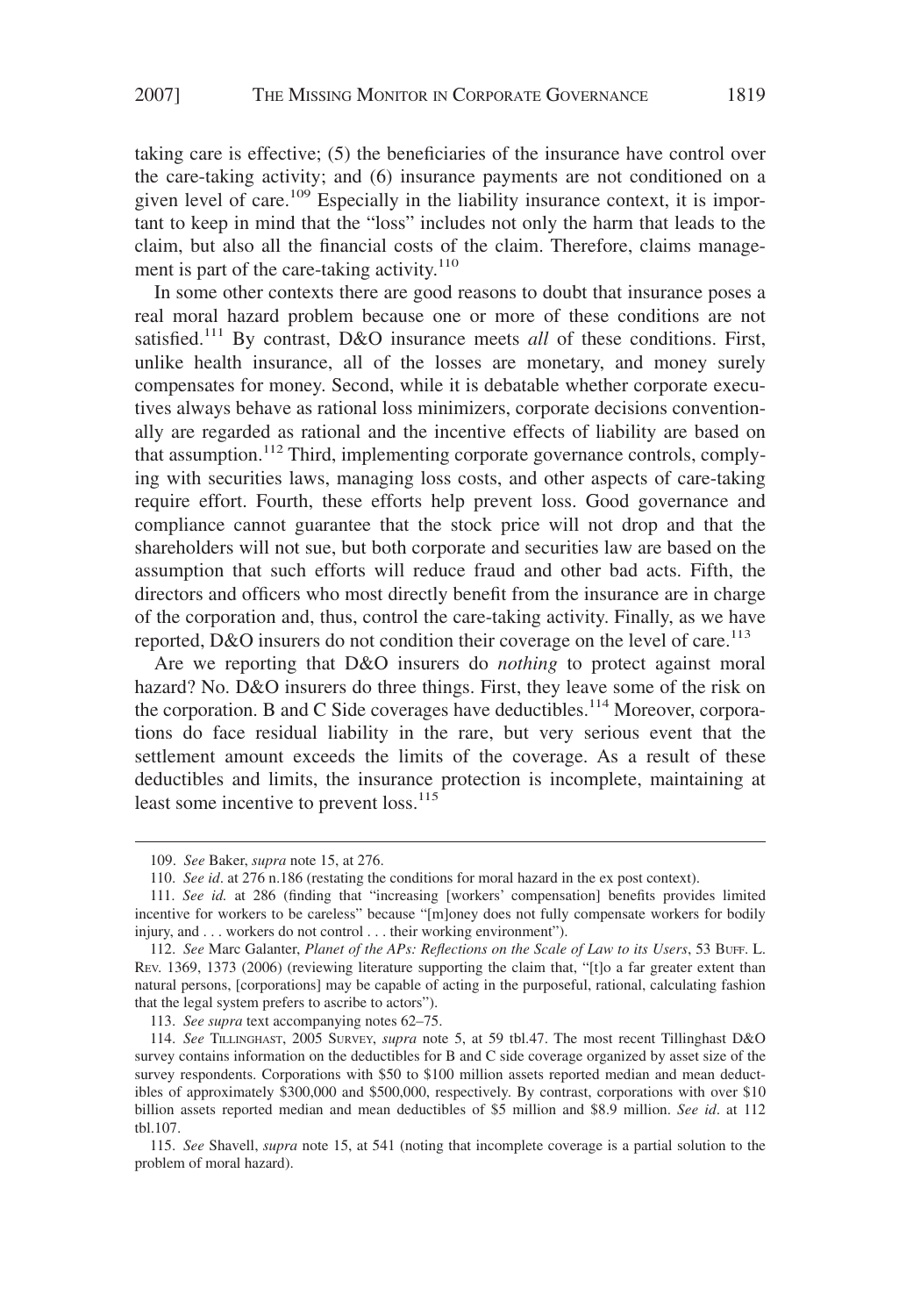taking care is effective; (5) the beneficiaries of the insurance have control over the care-taking activity; and (6) insurance payments are not conditioned on a given level of care.[109] Especially in the liability insurance context, it is important to keep in mind that the "loss" includes not only the harm that leads to the claim, but also all the financial costs of the claim. Therefore, claims management is part of the care-taking activity.[110]

In some other contexts there are good reasons to doubt that insurance poses a real moral hazard problem because one or more of these conditions are not satisfied.[111] By contrast, D&O insurance meets *all* of these conditions. First, unlike health insurance, all of the losses are monetary, and money surely compensates for money. Second, while it is debatable whether corporate executives always behave as rational loss minimizers, corporate decisions conventionally are regarded as rational and the incentive effects of liability are based on that assumption.[112] Third, implementing corporate governance controls, complying with securities laws, managing loss costs, and other aspects of care-taking require effort. Fourth, these efforts help prevent loss. Good governance and compliance cannot guarantee that the stock price will not drop and that the shareholders will not sue, but both corporate and securities law are based on the assumption that such efforts will reduce fraud and other bad acts. Fifth, the directors and officers who most directly benefit from the insurance are in charge of the corporation and, thus, control the care-taking activity. Finally, as we have reported, D&O insurers do not condition their coverage on the level of care.[113]

Are we reporting that D&O insurers do *nothing* to protect against moral hazard? No. D&O insurers do three things. First, they leave some of the risk on the corporation. B and C Side coverages have deductibles.[114] Moreover, corporations do face residual liability in the rare, but very serious event that the settlement amount exceeds the limits of the coverage. As a result of these deductibles and limits, the insurance protection is incomplete, maintaining at least some incentive to prevent loss.[115]

---

109. *See* Baker, *supra* note 15, at 276.

110. *See id*. at 276 n.186 (restating the conditions for moral hazard in the ex post context).

111. *See id.* at 286 (finding that "increasing [workers' compensation] benefits provides limited incentive for workers to be careless" because "[m]oney does not fully compensate workers for bodily injury, and . . . workers do not control . . . their working environment").

112. *See* Marc Galanter, *Planet of the APs: Reflections on the Scale of Law to its Users*, 53 BUFF. L. REV. 1369, 1373 (2006) (reviewing literature supporting the claim that, "[t]o a far greater extent than natural persons, [corporations] may be capable of acting in the purposeful, rational, calculating fashion that the legal system prefers to ascribe to actors").

113. *See supra* text accompanying notes 62–75.

114. *See* TILLINGHAST, 2005 SURVEY, *supra* note 5, at 59 tbl.47. The most recent Tillinghast D&O survey contains information on the deductibles for B and C side coverage organized by asset size of the survey respondents. Corporations with $50 to $100 million assets reported median and mean deductibles of approximately $300,000 and $500,000, respectively. By contrast, corporations with over $10 billion assets reported median and mean deductibles of $5 million and $8.9 million. *See id*. at 112 tbl.107.

115. *See* Shavell, *supra* note 15, at 541 (noting that incomplete coverage is a partial solution to the problem of moral hazard).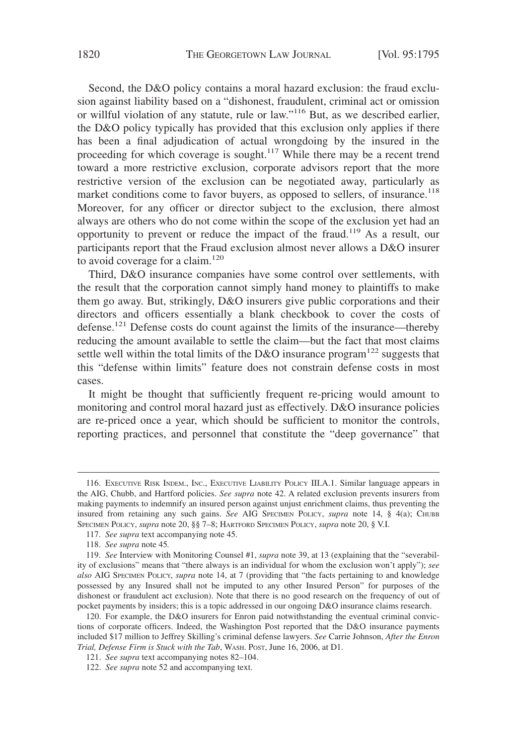Second, the D&O policy contains a moral hazard exclusion: the fraud exclusion against liability based on a "dishonest, fraudulent, criminal act or omission or willful violation of any statute, rule or law."[116] But, as we described earlier, the D&O policy typically has provided that this exclusion only applies if there has been a final adjudication of actual wrongdoing by the insured in the proceeding for which coverage is sought.[117] While there may be a recent trend toward a more restrictive exclusion, corporate advisors report that the more restrictive version of the exclusion can be negotiated away, particularly as market conditions come to favor buyers, as opposed to sellers, of insurance.[118] Moreover, for any officer or director subject to the exclusion, there almost always are others who do not come within the scope of the exclusion yet had an opportunity to prevent or reduce the impact of the fraud.[119] As a result, our participants report that the Fraud exclusion almost never allows a D&O insurer to avoid coverage for a claim.[120]

Third, D&O insurance companies have some control over settlements, with the result that the corporation cannot simply hand money to plaintiffs to make them go away. But, strikingly, D&O insurers give public corporations and their directors and officers essentially a blank checkbook to cover the costs of defense.[121] Defense costs do count against the limits of the insurance—thereby reducing the amount available to settle the claim—but the fact that most claims settle well within the total limits of the D&O insurance program[122] suggests that this "defense within limits" feature does not constrain defense costs in most cases.

It might be thought that sufficiently frequent re-pricing would amount to monitoring and control moral hazard just as effectively. D&O insurance policies are re-priced once a year, which should be sufficient to monitor the controls, reporting practices, and personnel that constitute the "deep governance" that

---

116. Executive Risk Indem., Inc., Executive Liability Policy III.A.1. Similar language appears in the AIG, Chubb, and Hartford policies. *See supra* note 42. A related exclusion prevents insurers from making payments to indemnify an insured person against unjust enrichment claims, thus preventing the insured from retaining any such gains. *See* AIG Specimen Policy, *supra* note 14, § 4(a); Chubb Specimen Policy, *supra* note 20, §§ 7–8; Hartford Specimen Policy, *supra* note 20, § V.I.

117. *See supra* text accompanying note 45.

118. *See supra* note 45*.*

119. *See* Interview with Monitoring Counsel #1, *supra* note 39, at 13 (explaining that the "severability of exclusions" means that "there always is an individual for whom the exclusion won't apply"); *see also* AIG Specimen Policy, *supra* note 14, at 7 (providing that "the facts pertaining to and knowledge possessed by any Insured shall not be imputed to any other Insured Person" for purposes of the dishonest or fraudulent act exclusion). Note that there is no good research on the frequency of out of pocket payments by insiders; this is a topic addressed in our ongoing D&O insurance claims research.

120. For example, the D&O insurers for Enron paid notwithstanding the eventual criminal convictions of corporate officers. Indeed, the Washington Post reported that the D&O insurance payments included $17 million to Jeffrey Skilling's criminal defense lawyers. *See* Carrie Johnson, *After the Enron Trial, Defense Firm is Stuck with the Tab*, Wash. Post, June 16, 2006, at D1.

121. *See supra* text accompanying notes 82–104.

122. *See supra* note 52 and accompanying text.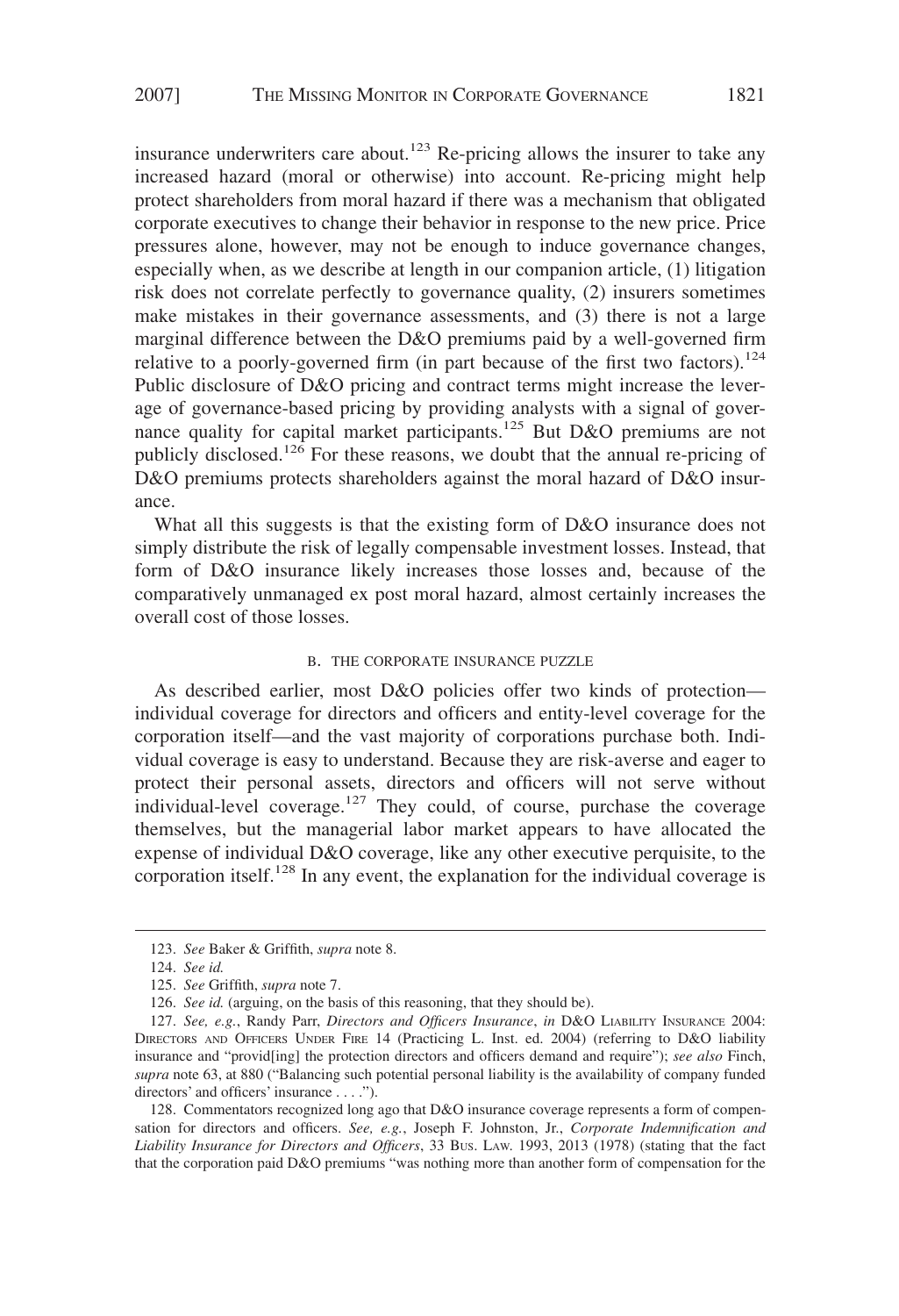insurance underwriters care about.[123] Re-pricing allows the insurer to take any increased hazard (moral or otherwise) into account. Re-pricing might help protect shareholders from moral hazard if there was a mechanism that obligated corporate executives to change their behavior in response to the new price. Price pressures alone, however, may not be enough to induce governance changes, especially when, as we describe at length in our companion article, (1) litigation risk does not correlate perfectly to governance quality, (2) insurers sometimes make mistakes in their governance assessments, and (3) there is not a large marginal difference between the D&O premiums paid by a well-governed firm relative to a poorly-governed firm (in part because of the first two factors).[124] Public disclosure of D&O pricing and contract terms might increase the leverage of governance-based pricing by providing analysts with a signal of governance quality for capital market participants.[125] But D&O premiums are not publicly disclosed.[126] For these reasons, we doubt that the annual re-pricing of D&O premiums protects shareholders against the moral hazard of D&O insurance.

What all this suggests is that the existing form of D&O insurance does not simply distribute the risk of legally compensable investment losses. Instead, that form of D&O insurance likely increases those losses and, because of the comparatively unmanaged ex post moral hazard, almost certainly increases the overall cost of those losses.

### B. THE CORPORATE INSURANCE PUZZLE

As described earlier, most D&O policies offer two kinds of protection—individual coverage for directors and officers and entity-level coverage for the corporation itself—and the vast majority of corporations purchase both. Individual coverage is easy to understand. Because they are risk-averse and eager to protect their personal assets, directors and officers will not serve without individual-level coverage.[127] They could, of course, purchase the coverage themselves, but the managerial labor market appears to have allocated the expense of individual D&O coverage, like any other executive perquisite, to the corporation itself.[128] In any event, the explanation for the individual coverage is

---

123. *See* Baker & Griffith, *supra* note 8.

124. *See id.*

125. *See* Griffith, *supra* note 7.

126. *See id.* (arguing, on the basis of this reasoning, that they should be).

127. *See, e.g.*, Randy Parr, *Directors and Officers Insurance*, *in* D&O LIABILITY INSURANCE 2004: DIRECTORS AND OFFICERS UNDER FIRE 14 (Practicing L. Inst. ed. 2004) (referring to D&O liability insurance and "provid[ing] the protection directors and officers demand and require"); *see also* Finch, *supra* note 63, at 880 ("Balancing such potential personal liability is the availability of company funded directors' and officers' insurance . . . .").

128. Commentators recognized long ago that D&O insurance coverage represents a form of compensation for directors and officers. *See, e.g.*, Joseph F. Johnston, Jr., *Corporate Indemnification and Liability Insurance for Directors and Officers*, 33 BUS. LAW. 1993, 2013 (1978) (stating that the fact that the corporation paid D&O premiums "was nothing more than another form of compensation for the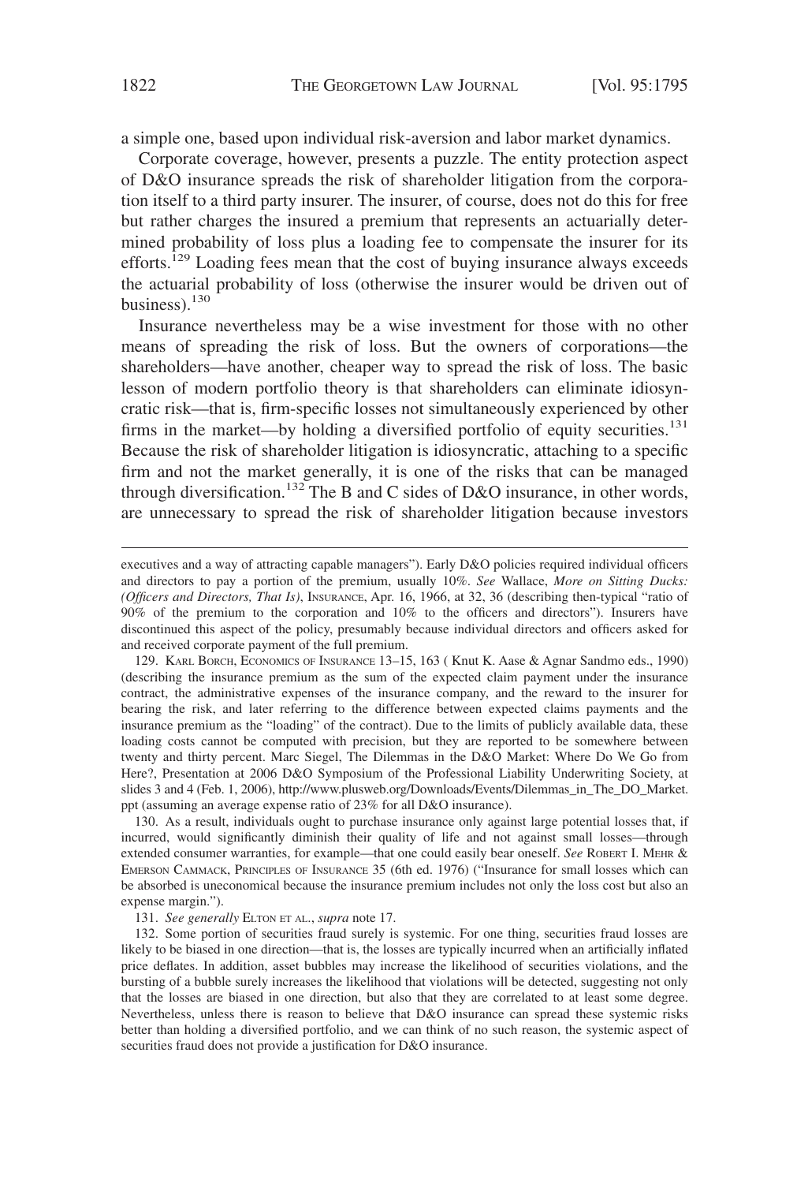a simple one, based upon individual risk-aversion and labor market dynamics.

Corporate coverage, however, presents a puzzle. The entity protection aspect of D&O insurance spreads the risk of shareholder litigation from the corporation itself to a third party insurer. The insurer, of course, does not do this for free but rather charges the insured a premium that represents an actuarially determined probability of loss plus a loading fee to compensate the insurer for its efforts.[129] Loading fees mean that the cost of buying insurance always exceeds the actuarial probability of loss (otherwise the insurer would be driven out of business).[130]

Insurance nevertheless may be a wise investment for those with no other means of spreading the risk of loss. But the owners of corporations—the shareholders—have another, cheaper way to spread the risk of loss. The basic lesson of modern portfolio theory is that shareholders can eliminate idiosyncratic risk—that is, firm-specific losses not simultaneously experienced by other firms in the market—by holding a diversified portfolio of equity securities.[131] Because the risk of shareholder litigation is idiosyncratic, attaching to a specific firm and not the market generally, it is one of the risks that can be managed through diversification.[132] The B and C sides of D&O insurance, in other words, are unnecessary to spread the risk of shareholder litigation because investors

---

executives and a way of attracting capable managers"). Early D&O policies required individual officers and directors to pay a portion of the premium, usually 10%. *See* Wallace, *More on Sitting Ducks: (Officers and Directors, That Is)*, INSURANCE, Apr. 16, 1966, at 32, 36 (describing then-typical "ratio of 90% of the premium to the corporation and 10% to the officers and directors"). Insurers have discontinued this aspect of the policy, presumably because individual directors and officers asked for and received corporate payment of the full premium.

129. KARL BORCH, ECONOMICS OF INSURANCE 13–15, 163 ( Knut K. Aase & Agnar Sandmo eds., 1990) (describing the insurance premium as the sum of the expected claim payment under the insurance contract, the administrative expenses of the insurance company, and the reward to the insurer for bearing the risk, and later referring to the difference between expected claims payments and the insurance premium as the "loading" of the contract). Due to the limits of publicly available data, these loading costs cannot be computed with precision, but they are reported to be somewhere between twenty and thirty percent. Marc Siegel, The Dilemmas in the D&O Market: Where Do We Go from Here?, Presentation at 2006 D&O Symposium of the Professional Liability Underwriting Society, at slides 3 and 4 (Feb. 1, 2006), http://www.plusweb.org/Downloads/Events/Dilemmas_in_The_DO_Market.ppt (assuming an average expense ratio of 23% for all D&O insurance).

130. As a result, individuals ought to purchase insurance only against large potential losses that, if incurred, would significantly diminish their quality of life and not against small losses—through extended consumer warranties, for example—that one could easily bear oneself. *See* ROBERT I. MEHR & EMERSON CAMMACK, PRINCIPLES OF INSURANCE 35 (6th ed. 1976) ("Insurance for small losses which can be absorbed is uneconomical because the insurance premium includes not only the loss cost but also an expense margin.").

131. *See generally* ELTON ET AL., *supra* note 17.

132. Some portion of securities fraud surely is systemic. For one thing, securities fraud losses are likely to be biased in one direction—that is, the losses are typically incurred when an artificially inflated price deflates. In addition, asset bubbles may increase the likelihood of securities violations, and the bursting of a bubble surely increases the likelihood that violations will be detected, suggesting not only that the losses are biased in one direction, but also that they are correlated to at least some degree. Nevertheless, unless there is reason to believe that D&O insurance can spread these systemic risks better than holding a diversified portfolio, and we can think of no such reason, the systemic aspect of securities fraud does not provide a justification for D&O insurance.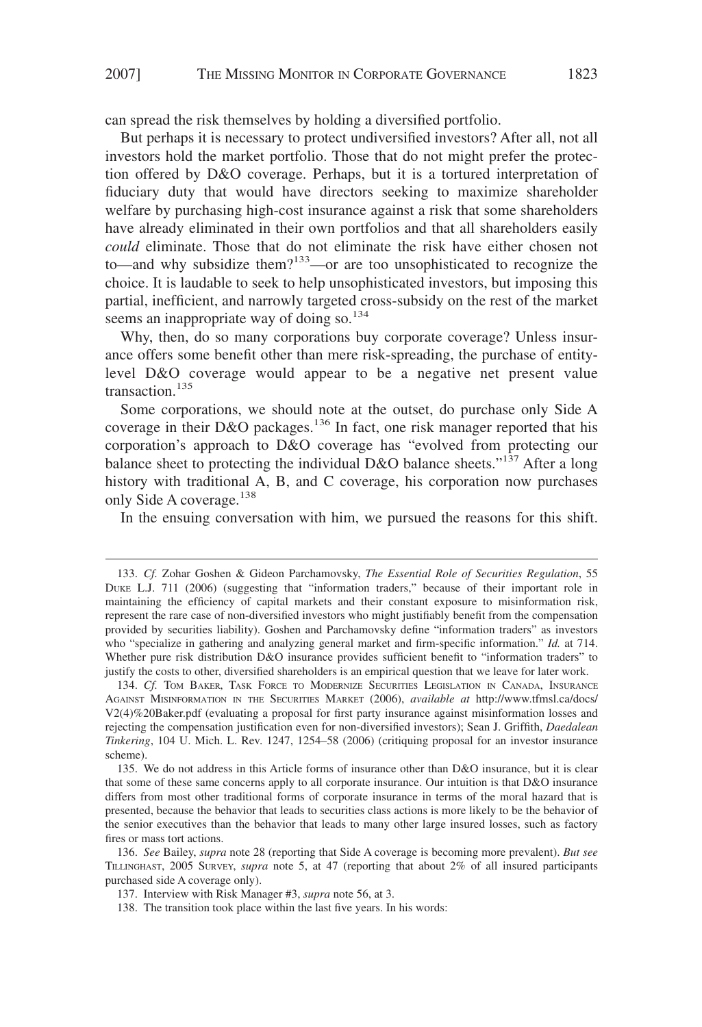can spread the risk themselves by holding a diversified portfolio.

But perhaps it is necessary to protect undiversified investors? After all, not all investors hold the market portfolio. Those that do not might prefer the protection offered by D&O coverage. Perhaps, but it is a tortured interpretation of fiduciary duty that would have directors seeking to maximize shareholder welfare by purchasing high-cost insurance against a risk that some shareholders have already eliminated in their own portfolios and that all shareholders easily *could* eliminate. Those that do not eliminate the risk have either chosen not to—and why subsidize them?[133]—or are too unsophisticated to recognize the choice. It is laudable to seek to help unsophisticated investors, but imposing this partial, inefficient, and narrowly targeted cross-subsidy on the rest of the market seems an inappropriate way of doing so.[134]

Why, then, do so many corporations buy corporate coverage? Unless insurance offers some benefit other than mere risk-spreading, the purchase of entity-level D&O coverage would appear to be a negative net present value transaction.[135]

Some corporations, we should note at the outset, do purchase only Side A coverage in their D&O packages.[136] In fact, one risk manager reported that his corporation's approach to D&O coverage has "evolved from protecting our balance sheet to protecting the individual D&O balance sheets."[137] After a long history with traditional A, B, and C coverage, his corporation now purchases only Side A coverage.[138]

In the ensuing conversation with him, we pursued the reasons for this shift.

---

133. *Cf.* Zohar Goshen & Gideon Parchamovsky, *The Essential Role of Securities Regulation*, 55 Duke L.J. 711 (2006) (suggesting that "information traders," because of their important role in maintaining the efficiency of capital markets and their constant exposure to misinformation risk, represent the rare case of non-diversified investors who might justifiably benefit from the compensation provided by securities liability). Goshen and Parchamovsky define "information traders" as investors who "specialize in gathering and analyzing general market and firm-specific information." *Id.* at 714. Whether pure risk distribution D&O insurance provides sufficient benefit to "information traders" to justify the costs to other, diversified shareholders is an empirical question that we leave for later work.

134. *Cf.* Tom Baker, Task Force to Modernize Securities Legislation in Canada, Insurance Against Misinformation in the Securities Market (2006), *available at* http://www.tfmsl.ca/docs/V2(4)%20Baker.pdf (evaluating a proposal for first party insurance against misinformation losses and rejecting the compensation justification even for non-diversified investors); Sean J. Griffith, *Daedalean Tinkering*, 104 U. Mich. L. Rev. 1247, 1254–58 (2006) (critiquing proposal for an investor insurance scheme).

135. We do not address in this Article forms of insurance other than D&O insurance, but it is clear that some of these same concerns apply to all corporate insurance. Our intuition is that D&O insurance differs from most other traditional forms of corporate insurance in terms of the moral hazard that is presented, because the behavior that leads to securities class actions is more likely to be the behavior of the senior executives than the behavior that leads to many other large insured losses, such as factory fires or mass tort actions.

136. *See* Bailey, *supra* note 28 (reporting that Side A coverage is becoming more prevalent). *But see* Tillinghast, 2005 Survey, *supra* note 5, at 47 (reporting that about 2% of all insured participants purchased side A coverage only).

137. Interview with Risk Manager #3, *supra* note 56, at 3.

138. The transition took place within the last five years. In his words: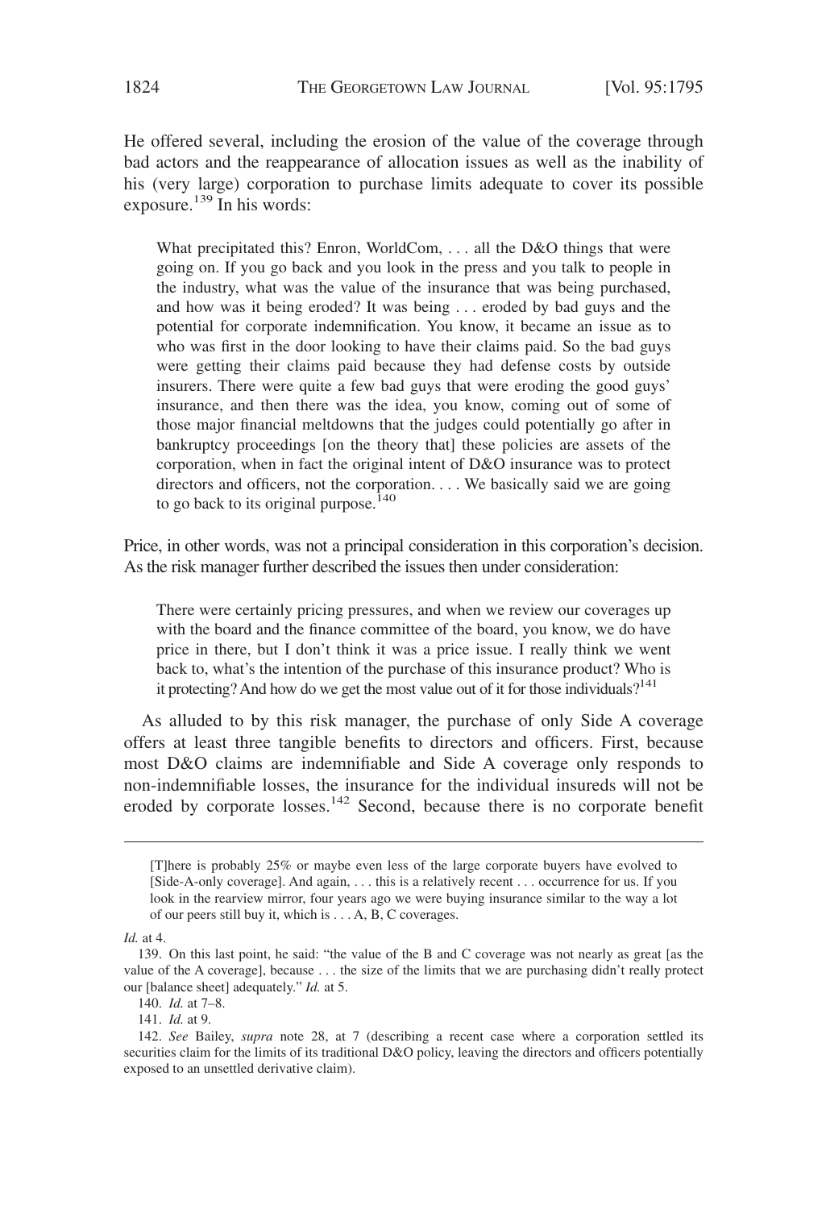He offered several, including the erosion of the value of the coverage through bad actors and the reappearance of allocation issues as well as the inability of his (very large) corporation to purchase limits adequate to cover its possible exposure.[139] In his words:

> What precipitated this? Enron, WorldCom, . . . all the D&O things that were going on. If you go back and you look in the press and you talk to people in the industry, what was the value of the insurance that was being purchased, and how was it being eroded? It was being . . . eroded by bad guys and the potential for corporate indemnification. You know, it became an issue as to who was first in the door looking to have their claims paid. So the bad guys were getting their claims paid because they had defense costs by outside insurers. There were quite a few bad guys that were eroding the good guys' insurance, and then there was the idea, you know, coming out of some of those major financial meltdowns that the judges could potentially go after in bankruptcy proceedings [on the theory that] these policies are assets of the corporation, when in fact the original intent of D&O insurance was to protect directors and officers, not the corporation. . . . We basically said we are going to go back to its original purpose.[140]

Price, in other words, was not a principal consideration in this corporation's decision. As the risk manager further described the issues then under consideration:

> There were certainly pricing pressures, and when we review our coverages up with the board and the finance committee of the board, you know, we do have price in there, but I don't think it was a price issue. I really think we went back to, what's the intention of the purchase of this insurance product? Who is it protecting? And how do we get the most value out of it for those individuals?[141]

As alluded to by this risk manager, the purchase of only Side A coverage offers at least three tangible benefits to directors and officers. First, because most D&O claims are indemnifiable and Side A coverage only responds to non-indemnifiable losses, the insurance for the individual insureds will not be eroded by corporate losses.[142] Second, because there is no corporate benefit

---

> [T]here is probably 25% or maybe even less of the large corporate buyers have evolved to [Side-A-only coverage]. And again, . . . this is a relatively recent . . . occurrence for us. If you look in the rearview mirror, four years ago we were buying insurance similar to the way a lot of our peers still buy it, which is . . . A, B, C coverages.

*Id.* at 4.

139. On this last point, he said: "the value of the B and C coverage was not nearly as great [as the value of the A coverage], because . . . the size of the limits that we are purchasing didn't really protect our [balance sheet] adequately." *Id.* at 5.

140. *Id.* at 7–8.

141. *Id.* at 9.

142. *See* Bailey, *supra* note 28, at 7 (describing a recent case where a corporation settled its securities claim for the limits of its traditional D&O policy, leaving the directors and officers potentially exposed to an unsettled derivative claim).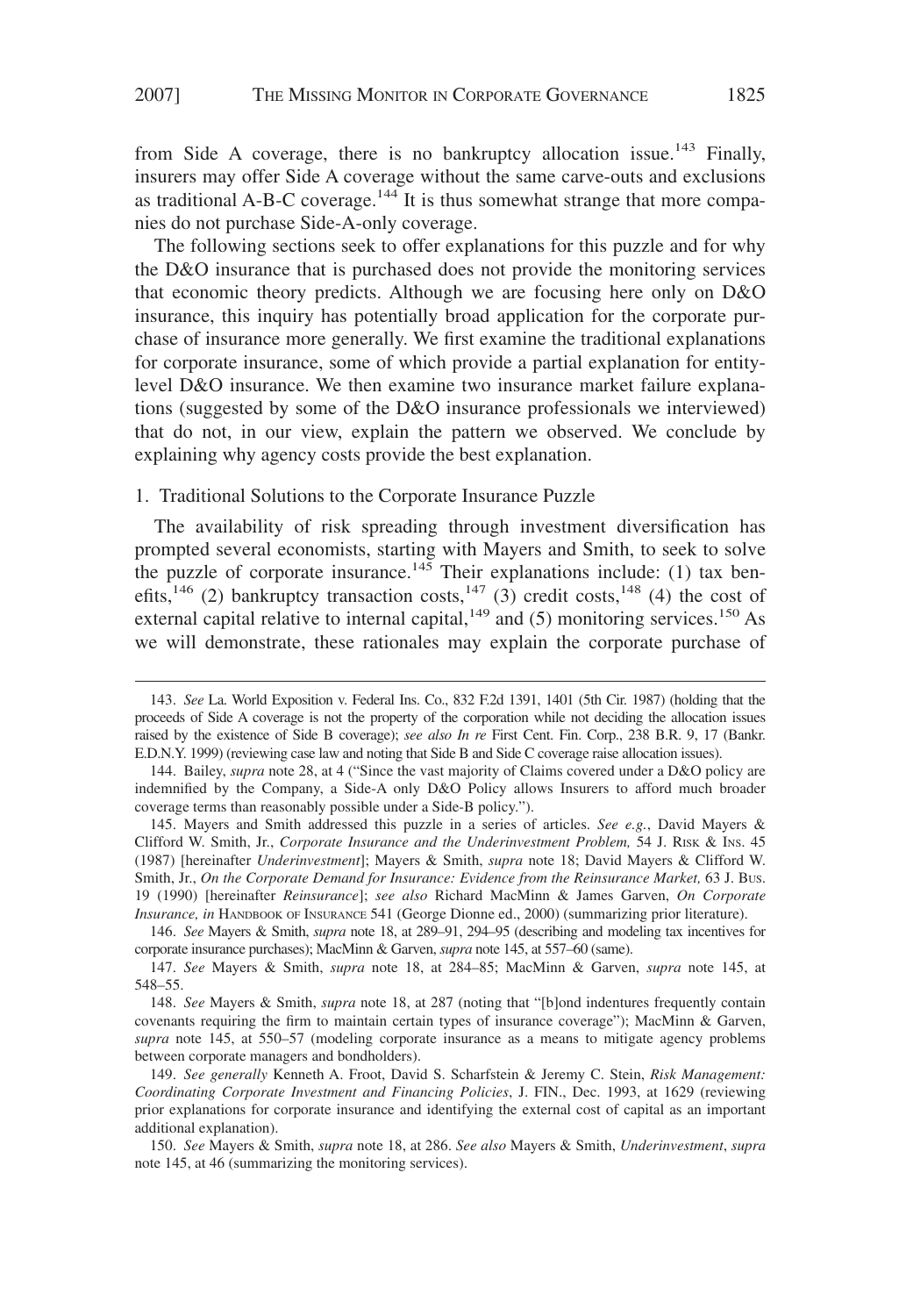from Side A coverage, there is no bankruptcy allocation issue.[143] Finally, insurers may offer Side A coverage without the same carve-outs and exclusions as traditional A-B-C coverage.[144] It is thus somewhat strange that more companies do not purchase Side-A-only coverage.

The following sections seek to offer explanations for this puzzle and for why the D&O insurance that is purchased does not provide the monitoring services that economic theory predicts. Although we are focusing here only on D&O insurance, this inquiry has potentially broad application for the corporate purchase of insurance more generally. We first examine the traditional explanations for corporate insurance, some of which provide a partial explanation for entity-level D&O insurance. We then examine two insurance market failure explanations (suggested by some of the D&O insurance professionals we interviewed) that do not, in our view, explain the pattern we observed. We conclude by explaining why agency costs provide the best explanation.

### 1. Traditional Solutions to the Corporate Insurance Puzzle

The availability of risk spreading through investment diversification has prompted several economists, starting with Mayers and Smith, to seek to solve the puzzle of corporate insurance.[145] Their explanations include: (1) tax benefits,[146] (2) bankruptcy transaction costs,[147] (3) credit costs,[148] (4) the cost of external capital relative to internal capital,[149] and (5) monitoring services.[150] As we will demonstrate, these rationales may explain the corporate purchase of

---

143. *See* La. World Exposition v. Federal Ins. Co., 832 F.2d 1391, 1401 (5th Cir. 1987) (holding that the proceeds of Side A coverage is not the property of the corporation while not deciding the allocation issues raised by the existence of Side B coverage); *see also In re* First Cent. Fin. Corp., 238 B.R. 9, 17 (Bankr. E.D.N.Y. 1999) (reviewing case law and noting that Side B and Side C coverage raise allocation issues).

144. Bailey, *supra* note 28, at 4 ("Since the vast majority of Claims covered under a D&O policy are indemnified by the Company, a Side-A only D&O Policy allows Insurers to afford much broader coverage terms than reasonably possible under a Side-B policy.").

145. Mayers and Smith addressed this puzzle in a series of articles. *See e.g.*, David Mayers & Clifford W. Smith, Jr., *Corporate Insurance and the Underinvestment Problem,* 54 J. RISK & INS. 45 (1987) [hereinafter *Underinvestment*]; Mayers & Smith, *supra* note 18; David Mayers & Clifford W. Smith, Jr., *On the Corporate Demand for Insurance: Evidence from the Reinsurance Market,* 63 J. BUS. 19 (1990) [hereinafter *Reinsurance*]; *see also* Richard MacMinn & James Garven, *On Corporate Insurance, in* HANDBOOK OF INSURANCE 541 (George Dionne ed., 2000) (summarizing prior literature).

146. *See* Mayers & Smith, *supra* note 18, at 289–91, 294–95 (describing and modeling tax incentives for corporate insurance purchases); MacMinn & Garven, *supra* note 145, at 557–60 (same).

147. *See* Mayers & Smith, *supra* note 18, at 284–85; MacMinn & Garven, *supra* note 145, at 548–55.

148. *See* Mayers & Smith, *supra* note 18, at 287 (noting that "[b]ond indentures frequently contain covenants requiring the firm to maintain certain types of insurance coverage"); MacMinn & Garven, *supra* note 145, at 550–57 (modeling corporate insurance as a means to mitigate agency problems between corporate managers and bondholders).

149. *See generally* Kenneth A. Froot, David S. Scharfstein & Jeremy C. Stein, *Risk Management: Coordinating Corporate Investment and Financing Policies*, J. FIN., Dec. 1993, at 1629 (reviewing prior explanations for corporate insurance and identifying the external cost of capital as an important additional explanation).

150. *See* Mayers & Smith, *supra* note 18, at 286. *See also* Mayers & Smith, *Underinvestment*, *supra* note 145, at 46 (summarizing the monitoring services).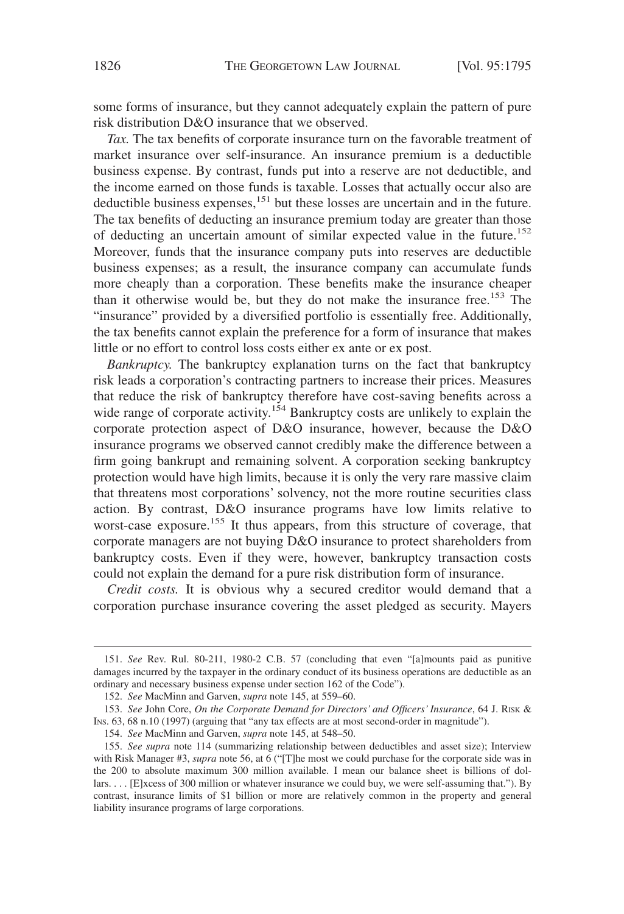some forms of insurance, but they cannot adequately explain the pattern of pure risk distribution D&O insurance that we observed.

*Tax.* The tax benefits of corporate insurance turn on the favorable treatment of market insurance over self-insurance. An insurance premium is a deductible business expense. By contrast, funds put into a reserve are not deductible, and the income earned on those funds is taxable. Losses that actually occur also are deductible business expenses,[151] but these losses are uncertain and in the future. The tax benefits of deducting an insurance premium today are greater than those of deducting an uncertain amount of similar expected value in the future.[152] Moreover, funds that the insurance company puts into reserves are deductible business expenses; as a result, the insurance company can accumulate funds more cheaply than a corporation. These benefits make the insurance cheaper than it otherwise would be, but they do not make the insurance free.[153] The "insurance" provided by a diversified portfolio is essentially free. Additionally, the tax benefits cannot explain the preference for a form of insurance that makes little or no effort to control loss costs either ex ante or ex post.

*Bankruptcy.* The bankruptcy explanation turns on the fact that bankruptcy risk leads a corporation's contracting partners to increase their prices. Measures that reduce the risk of bankruptcy therefore have cost-saving benefits across a wide range of corporate activity.[154] Bankruptcy costs are unlikely to explain the corporate protection aspect of D&O insurance, however, because the D&O insurance programs we observed cannot credibly make the difference between a firm going bankrupt and remaining solvent. A corporation seeking bankruptcy protection would have high limits, because it is only the very rare massive claim that threatens most corporations' solvency, not the more routine securities class action. By contrast, D&O insurance programs have low limits relative to worst-case exposure.[155] It thus appears, from this structure of coverage, that corporate managers are not buying D&O insurance to protect shareholders from bankruptcy costs. Even if they were, however, bankruptcy transaction costs could not explain the demand for a pure risk distribution form of insurance.

*Credit costs.* It is obvious why a secured creditor would demand that a corporation purchase insurance covering the asset pledged as security. Mayers

---

151. *See* Rev. Rul. 80-211, 1980-2 C.B. 57 (concluding that even "[a]mounts paid as punitive damages incurred by the taxpayer in the ordinary conduct of its business operations are deductible as an ordinary and necessary business expense under section 162 of the Code").

152. *See* MacMinn and Garven, *supra* note 145, at 559–60.

153. *See* John Core, *On the Corporate Demand for Directors' and Officers' Insurance*, 64 J. Risk & Ins. 63, 68 n.10 (1997) (arguing that "any tax effects are at most second-order in magnitude").

154. *See* MacMinn and Garven, *supra* note 145, at 548–50.

155. *See supra* note 114 (summarizing relationship between deductibles and asset size); Interview with Risk Manager #3, *supra* note 56, at 6 ("[T]he most we could purchase for the corporate side was in the 200 to absolute maximum 300 million available. I mean our balance sheet is billions of dollars. . . . [E]xcess of 300 million or whatever insurance we could buy, we were self-assuming that."). By contrast, insurance limits of $1 billion or more are relatively common in the property and general liability insurance programs of large corporations.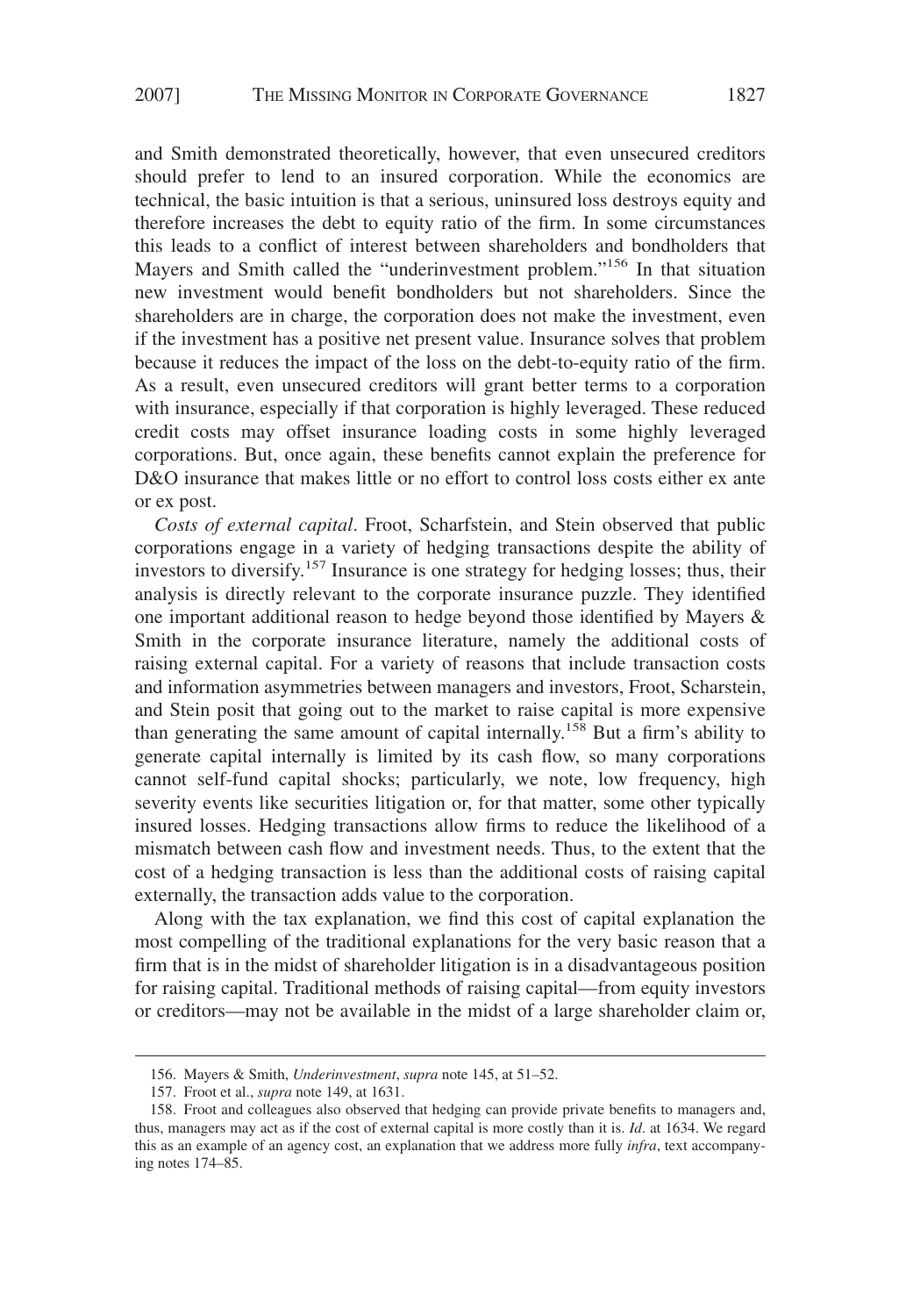and Smith demonstrated theoretically, however, that even unsecured creditors should prefer to lend to an insured corporation. While the economics are technical, the basic intuition is that a serious, uninsured loss destroys equity and therefore increases the debt to equity ratio of the firm. In some circumstances this leads to a conflict of interest between shareholders and bondholders that Mayers and Smith called the "underinvestment problem."[156] In that situation new investment would benefit bondholders but not shareholders. Since the shareholders are in charge, the corporation does not make the investment, even if the investment has a positive net present value. Insurance solves that problem because it reduces the impact of the loss on the debt-to-equity ratio of the firm. As a result, even unsecured creditors will grant better terms to a corporation with insurance, especially if that corporation is highly leveraged. These reduced credit costs may offset insurance loading costs in some highly leveraged corporations. But, once again, these benefits cannot explain the preference for D&O insurance that makes little or no effort to control loss costs either ex ante or ex post.

*Costs of external capital*. Froot, Scharfstein, and Stein observed that public corporations engage in a variety of hedging transactions despite the ability of investors to diversify.[157] Insurance is one strategy for hedging losses; thus, their analysis is directly relevant to the corporate insurance puzzle. They identified one important additional reason to hedge beyond those identified by Mayers & Smith in the corporate insurance literature, namely the additional costs of raising external capital. For a variety of reasons that include transaction costs and information asymmetries between managers and investors, Froot, Scharstein, and Stein posit that going out to the market to raise capital is more expensive than generating the same amount of capital internally.[158] But a firm's ability to generate capital internally is limited by its cash flow, so many corporations cannot self-fund capital shocks; particularly, we note, low frequency, high severity events like securities litigation or, for that matter, some other typically insured losses. Hedging transactions allow firms to reduce the likelihood of a mismatch between cash flow and investment needs. Thus, to the extent that the cost of a hedging transaction is less than the additional costs of raising capital externally, the transaction adds value to the corporation.

Along with the tax explanation, we find this cost of capital explanation the most compelling of the traditional explanations for the very basic reason that a firm that is in the midst of shareholder litigation is in a disadvantageous position for raising capital. Traditional methods of raising capital—from equity investors or creditors—may not be available in the midst of a large shareholder claim or,

---

156. Mayers & Smith, *Underinvestment*, *supra* note 145, at 51–52.

157. Froot et al., *supra* note 149, at 1631.

158. Froot and colleagues also observed that hedging can provide private benefits to managers and, thus, managers may act as if the cost of external capital is more costly than it is. *Id*. at 1634. We regard this as an example of an agency cost, an explanation that we address more fully *infra*, text accompanying notes 174–85.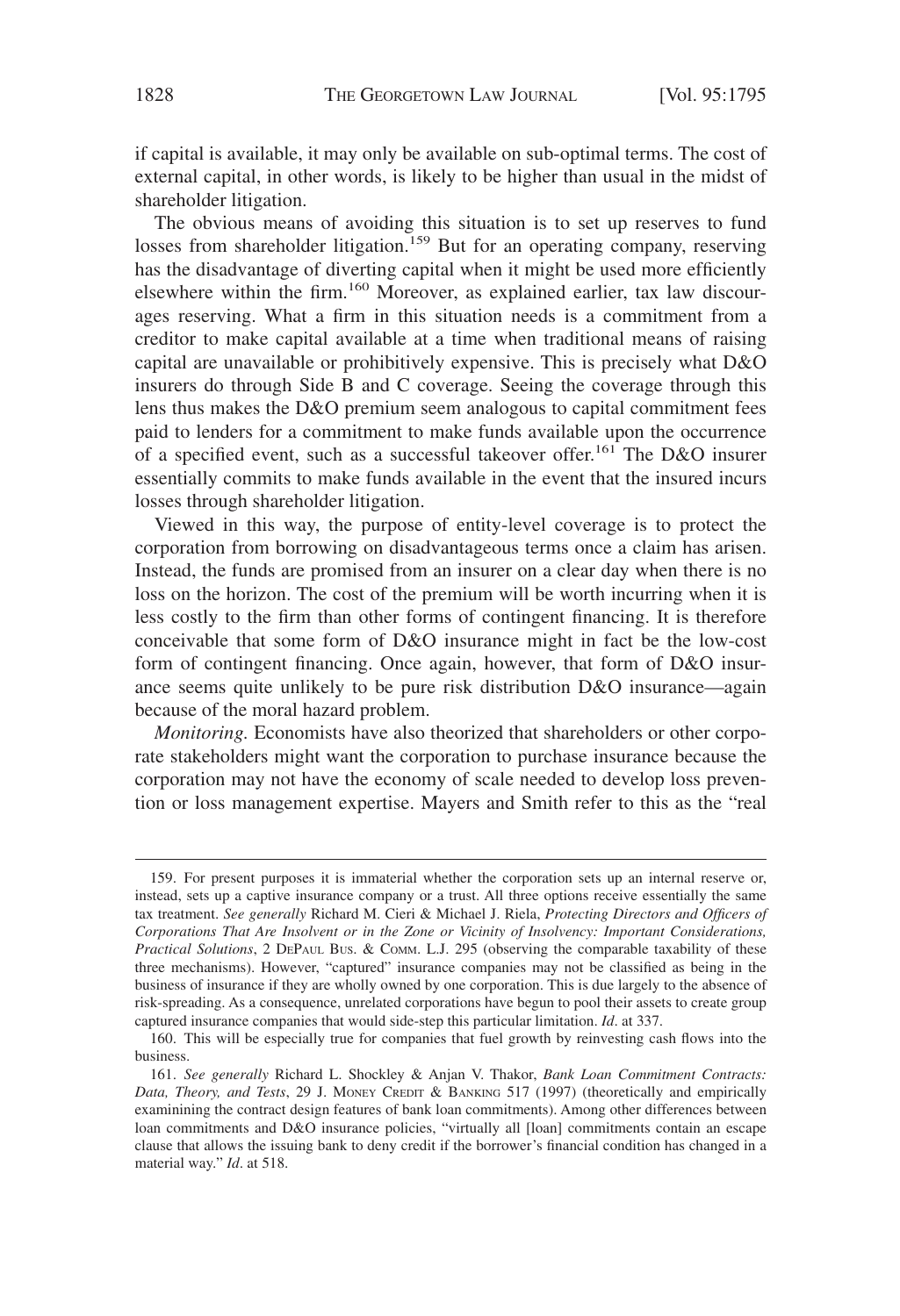if capital is available, it may only be available on sub-optimal terms. The cost of external capital, in other words, is likely to be higher than usual in the midst of shareholder litigation.

The obvious means of avoiding this situation is to set up reserves to fund losses from shareholder litigation.[159] But for an operating company, reserving has the disadvantage of diverting capital when it might be used more efficiently elsewhere within the firm.[160] Moreover, as explained earlier, tax law discourages reserving. What a firm in this situation needs is a commitment from a creditor to make capital available at a time when traditional means of raising capital are unavailable or prohibitively expensive. This is precisely what D&O insurers do through Side B and C coverage. Seeing the coverage through this lens thus makes the D&O premium seem analogous to capital commitment fees paid to lenders for a commitment to make funds available upon the occurrence of a specified event, such as a successful takeover offer.[161] The D&O insurer essentially commits to make funds available in the event that the insured incurs losses through shareholder litigation.

Viewed in this way, the purpose of entity-level coverage is to protect the corporation from borrowing on disadvantageous terms once a claim has arisen. Instead, the funds are promised from an insurer on a clear day when there is no loss on the horizon. The cost of the premium will be worth incurring when it is less costly to the firm than other forms of contingent financing. It is therefore conceivable that some form of D&O insurance might in fact be the low-cost form of contingent financing. Once again, however, that form of D&O insurance seems quite unlikely to be pure risk distribution D&O insurance—again because of the moral hazard problem.

*Monitoring.* Economists have also theorized that shareholders or other corporate stakeholders might want the corporation to purchase insurance because the corporation may not have the economy of scale needed to develop loss prevention or loss management expertise. Mayers and Smith refer to this as the "real

---

159. For present purposes it is immaterial whether the corporation sets up an internal reserve or, instead, sets up a captive insurance company or a trust. All three options receive essentially the same tax treatment. *See generally* Richard M. Cieri & Michael J. Riela, *Protecting Directors and Officers of Corporations That Are Insolvent or in the Zone or Vicinity of Insolvency: Important Considerations, Practical Solutions*, 2 DePaul Bus. & Comm. L.J. 295 (observing the comparable taxability of these three mechanisms). However, "captured" insurance companies may not be classified as being in the business of insurance if they are wholly owned by one corporation. This is due largely to the absence of risk-spreading. As a consequence, unrelated corporations have begun to pool their assets to create group captured insurance companies that would side-step this particular limitation. *Id*. at 337.

160. This will be especially true for companies that fuel growth by reinvesting cash flows into the business.

161. *See generally* Richard L. Shockley & Anjan V. Thakor, *Bank Loan Commitment Contracts: Data, Theory, and Tests*, 29 J. Money Credit & Banking 517 (1997) (theoretically and empirically examinining the contract design features of bank loan commitments). Among other differences between loan commitments and D&O insurance policies, "virtually all [loan] commitments contain an escape clause that allows the issuing bank to deny credit if the borrower's financial condition has changed in a material way." *Id*. at 518.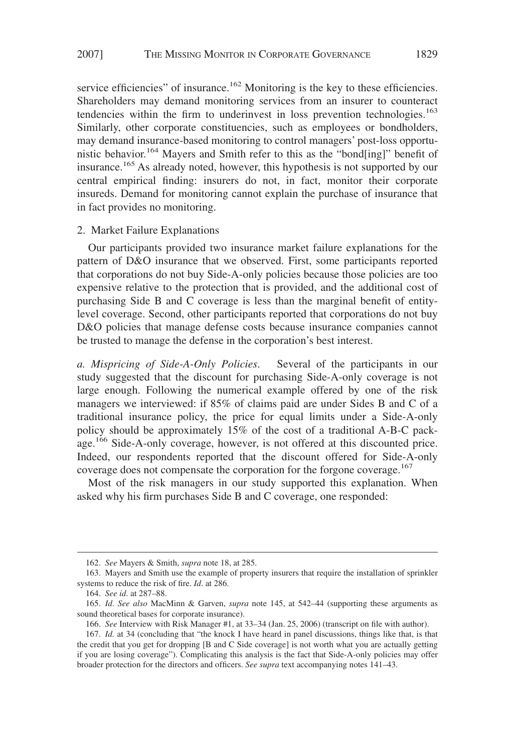service efficiencies" of insurance.[162] Monitoring is the key to these efficiencies. Shareholders may demand monitoring services from an insurer to counteract tendencies within the firm to underinvest in loss prevention technologies.[163] Similarly, other corporate constituencies, such as employees or bondholders, may demand insurance-based monitoring to control managers' post-loss opportunistic behavior.[164] Mayers and Smith refer to this as the "bond[ing]" benefit of insurance.[165] As already noted, however, this hypothesis is not supported by our central empirical finding: insurers do not, in fact, monitor their corporate insureds. Demand for monitoring cannot explain the purchase of insurance that in fact provides no monitoring.

### 2. Market Failure Explanations

Our participants provided two insurance market failure explanations for the pattern of D&O insurance that we observed. First, some participants reported that corporations do not buy Side-A-only policies because those policies are too expensive relative to the protection that is provided, and the additional cost of purchasing Side B and C coverage is less than the marginal benefit of entity-level coverage. Second, other participants reported that corporations do not buy D&O policies that manage defense costs because insurance companies cannot be trusted to manage the defense in the corporation's best interest.

*a. Mispricing of Side-A-Only Policies*. Several of the participants in our study suggested that the discount for purchasing Side-A-only coverage is not large enough. Following the numerical example offered by one of the risk managers we interviewed: if 85% of claims paid are under Sides B and C of a traditional insurance policy, the price for equal limits under a Side-A-only policy should be approximately 15% of the cost of a traditional A-B-C package.[166] Side-A-only coverage, however, is not offered at this discounted price. Indeed, our respondents reported that the discount offered for Side-A-only coverage does not compensate the corporation for the forgone coverage.[167]

Most of the risk managers in our study supported this explanation. When asked why his firm purchases Side B and C coverage, one responded:

---

162. *See* Mayers & Smith, *supra* note 18, at 285.

163. Mayers and Smith use the example of property insurers that require the installation of sprinkler systems to reduce the risk of fire. *Id*. at 286.

164. *See id.* at 287–88.

165. *Id*. *See also* MacMinn & Garven, *supra* note 145, at 542–44 (supporting these arguments as sound theoretical bases for corporate insurance).

166. *See* Interview with Risk Manager #1, at 33–34 (Jan. 25, 2006) (transcript on file with author).

167. *Id.* at 34 (concluding that "the knock I have heard in panel discussions, things like that, is that the credit that you get for dropping [B and C Side coverage] is not worth what you are actually getting if you are losing coverage"). Complicating this analysis is the fact that Side-A-only policies may offer broader protection for the directors and officers. *See supra* text accompanying notes 141–43.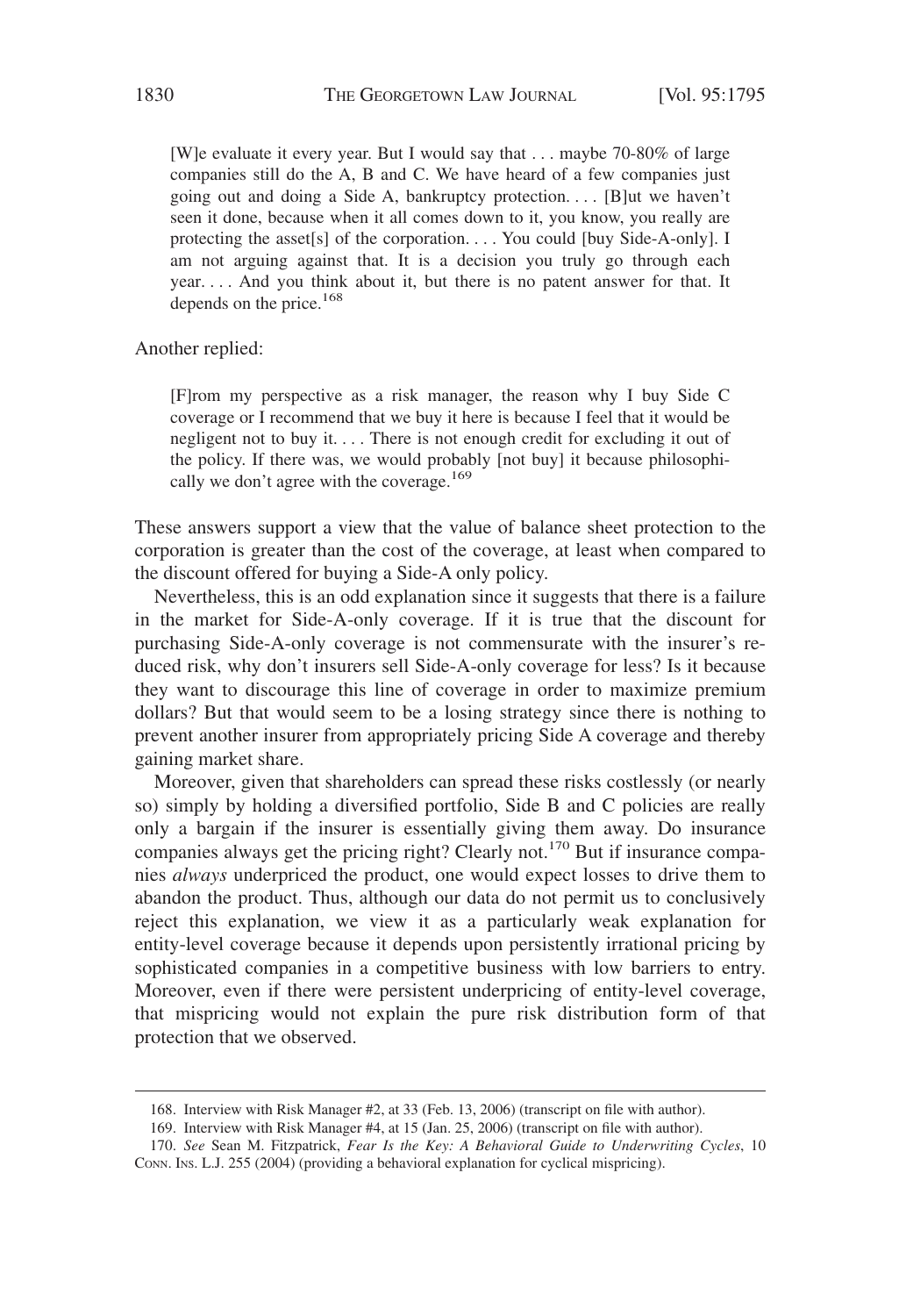> [W]e evaluate it every year. But I would say that . . . maybe 70-80% of large companies still do the A, B and C. We have heard of a few companies just going out and doing a Side A, bankruptcy protection. . . . [B]ut we haven't seen it done, because when it all comes down to it, you know, you really are protecting the asset[s] of the corporation. . . . You could [buy Side-A-only]. I am not arguing against that. It is a decision you truly go through each year. . . . And you think about it, but there is no patent answer for that. It depends on the price.[168]

Another replied:

> [F]rom my perspective as a risk manager, the reason why I buy Side C coverage or I recommend that we buy it here is because I feel that it would be negligent not to buy it. . . . There is not enough credit for excluding it out of the policy. If there was, we would probably [not buy] it because philosophically we don't agree with the coverage.[169]

These answers support a view that the value of balance sheet protection to the corporation is greater than the cost of the coverage, at least when compared to the discount offered for buying a Side-A only policy.

Nevertheless, this is an odd explanation since it suggests that there is a failure in the market for Side-A-only coverage. If it is true that the discount for purchasing Side-A-only coverage is not commensurate with the insurer's reduced risk, why don't insurers sell Side-A-only coverage for less? Is it because they want to discourage this line of coverage in order to maximize premium dollars? But that would seem to be a losing strategy since there is nothing to prevent another insurer from appropriately pricing Side A coverage and thereby gaining market share.

Moreover, given that shareholders can spread these risks costlessly (or nearly so) simply by holding a diversified portfolio, Side B and C policies are really only a bargain if the insurer is essentially giving them away. Do insurance companies always get the pricing right? Clearly not.[170] But if insurance companies *always* underpriced the product, one would expect losses to drive them to abandon the product. Thus, although our data do not permit us to conclusively reject this explanation, we view it as a particularly weak explanation for entity-level coverage because it depends upon persistently irrational pricing by sophisticated companies in a competitive business with low barriers to entry. Moreover, even if there were persistent underpricing of entity-level coverage, that mispricing would not explain the pure risk distribution form of that protection that we observed.

---

168. Interview with Risk Manager #2, at 33 (Feb. 13, 2006) (transcript on file with author).

169. Interview with Risk Manager #4, at 15 (Jan. 25, 2006) (transcript on file with author).

170. *See* Sean M. Fitzpatrick, *Fear Is the Key: A Behavioral Guide to Underwriting Cycles*, 10 CONN. INS. L.J. 255 (2004) (providing a behavioral explanation for cyclical mispricing).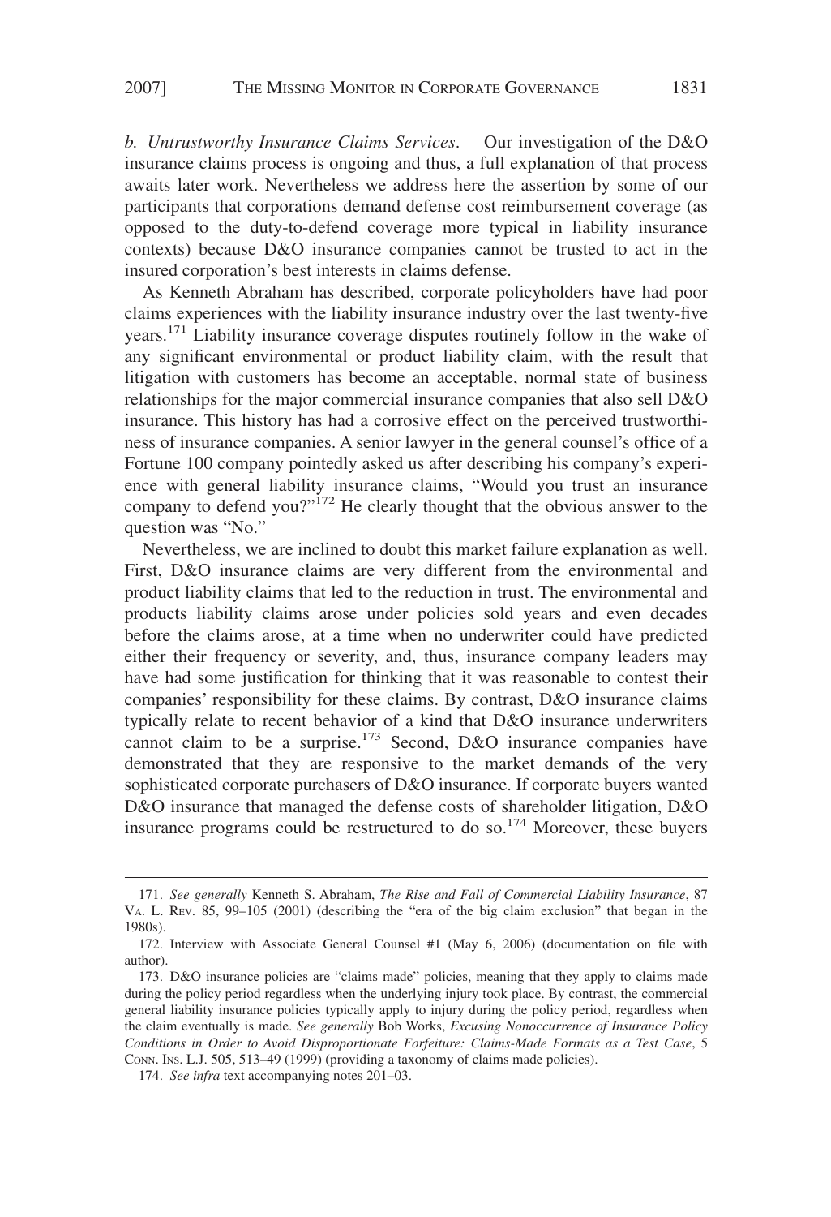*b. Untrustworthy Insurance Claims Services*. Our investigation of the D&O insurance claims process is ongoing and thus, a full explanation of that process awaits later work. Nevertheless we address here the assertion by some of our participants that corporations demand defense cost reimbursement coverage (as opposed to the duty-to-defend coverage more typical in liability insurance contexts) because D&O insurance companies cannot be trusted to act in the insured corporation's best interests in claims defense.

As Kenneth Abraham has described, corporate policyholders have had poor claims experiences with the liability insurance industry over the last twenty-five years.[171] Liability insurance coverage disputes routinely follow in the wake of any significant environmental or product liability claim, with the result that litigation with customers has become an acceptable, normal state of business relationships for the major commercial insurance companies that also sell D&O insurance. This history has had a corrosive effect on the perceived trustworthiness of insurance companies. A senior lawyer in the general counsel's office of a Fortune 100 company pointedly asked us after describing his company's experience with general liability insurance claims, "Would you trust an insurance company to defend you?"[172] He clearly thought that the obvious answer to the question was "No."

Nevertheless, we are inclined to doubt this market failure explanation as well. First, D&O insurance claims are very different from the environmental and product liability claims that led to the reduction in trust. The environmental and products liability claims arose under policies sold years and even decades before the claims arose, at a time when no underwriter could have predicted either their frequency or severity, and, thus, insurance company leaders may have had some justification for thinking that it was reasonable to contest their companies' responsibility for these claims. By contrast, D&O insurance claims typically relate to recent behavior of a kind that D&O insurance underwriters cannot claim to be a surprise.[173] Second, D&O insurance companies have demonstrated that they are responsive to the market demands of the very sophisticated corporate purchasers of D&O insurance. If corporate buyers wanted D&O insurance that managed the defense costs of shareholder litigation, D&O insurance programs could be restructured to do so.[174] Moreover, these buyers

---

171. *See generally* Kenneth S. Abraham, *The Rise and Fall of Commercial Liability Insurance*, 87 VA. L. REV. 85, 99–105 (2001) (describing the "era of the big claim exclusion" that began in the 1980s).

172. Interview with Associate General Counsel #1 (May 6, 2006) (documentation on file with author).

173. D&O insurance policies are "claims made" policies, meaning that they apply to claims made during the policy period regardless when the underlying injury took place. By contrast, the commercial general liability insurance policies typically apply to injury during the policy period, regardless when the claim eventually is made. *See generally* Bob Works, *Excusing Nonoccurrence of Insurance Policy Conditions in Order to Avoid Disproportionate Forfeiture: Claims-Made Formats as a Test Case*, 5 CONN. INS. L.J. 505, 513–49 (1999) (providing a taxonomy of claims made policies).

174. *See infra* text accompanying notes 201–03.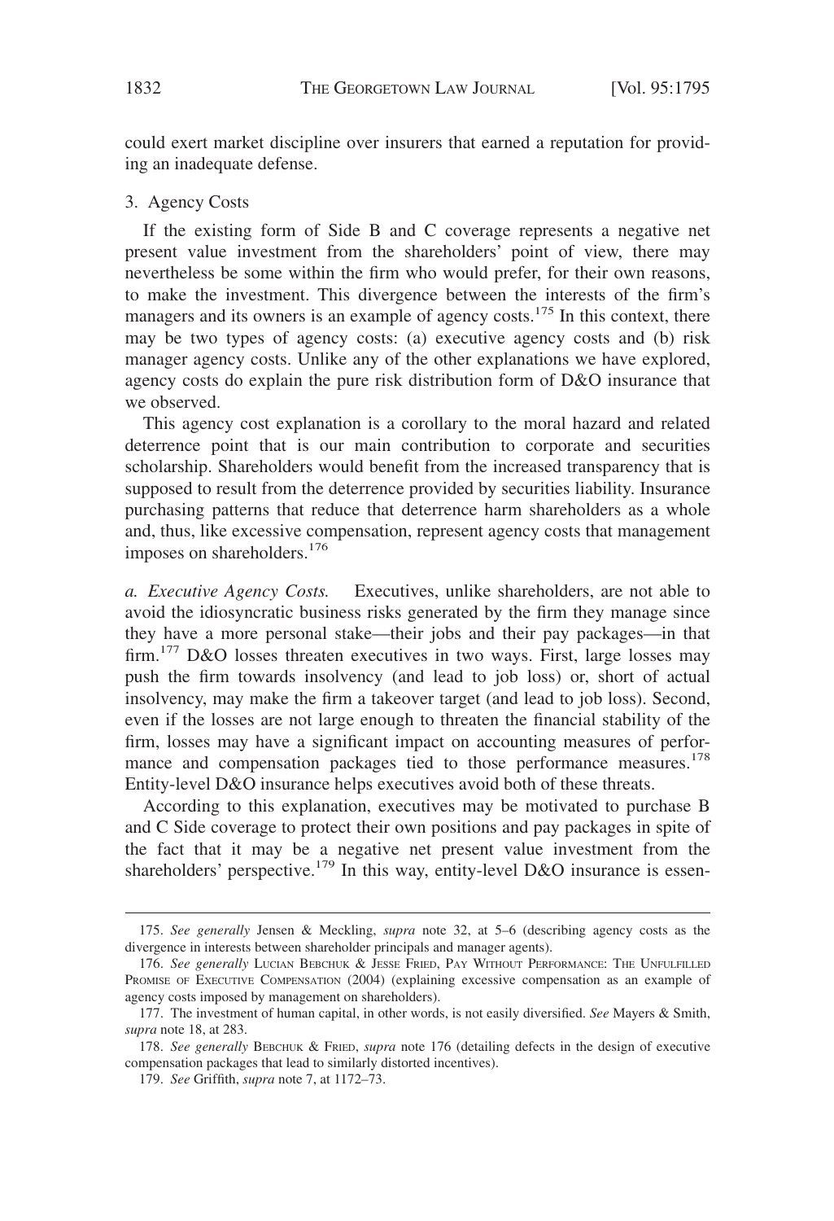could exert market discipline over insurers that earned a reputation for providing an inadequate defense.

### 3. Agency Costs

If the existing form of Side B and C coverage represents a negative net present value investment from the shareholders' point of view, there may nevertheless be some within the firm who would prefer, for their own reasons, to make the investment. This divergence between the interests of the firm's managers and its owners is an example of agency costs.[175] In this context, there may be two types of agency costs: (a) executive agency costs and (b) risk manager agency costs. Unlike any of the other explanations we have explored, agency costs do explain the pure risk distribution form of D&O insurance that we observed.

This agency cost explanation is a corollary to the moral hazard and related deterrence point that is our main contribution to corporate and securities scholarship. Shareholders would benefit from the increased transparency that is supposed to result from the deterrence provided by securities liability. Insurance purchasing patterns that reduce that deterrence harm shareholders as a whole and, thus, like excessive compensation, represent agency costs that management imposes on shareholders.[176]

*a. Executive Agency Costs.* Executives, unlike shareholders, are not able to avoid the idiosyncratic business risks generated by the firm they manage since they have a more personal stake—their jobs and their pay packages—in that firm.[177] D&O losses threaten executives in two ways. First, large losses may push the firm towards insolvency (and lead to job loss) or, short of actual insolvency, may make the firm a takeover target (and lead to job loss). Second, even if the losses are not large enough to threaten the financial stability of the firm, losses may have a significant impact on accounting measures of performance and compensation packages tied to those performance measures.[178] Entity-level D&O insurance helps executives avoid both of these threats.

According to this explanation, executives may be motivated to purchase B and C Side coverage to protect their own positions and pay packages in spite of the fact that it may be a negative net present value investment from the shareholders' perspective.[179] In this way, entity-level D&O insurance is essen-

---

175. *See generally* Jensen & Meckling, *supra* note 32, at 5–6 (describing agency costs as the divergence in interests between shareholder principals and manager agents).

176. *See generally* Lucian Bebchuk & Jesse Fried, Pay Without Performance: The Unfulfilled Promise of Executive Compensation (2004) (explaining excessive compensation as an example of agency costs imposed by management on shareholders).

177. The investment of human capital, in other words, is not easily diversified. *See* Mayers & Smith, *supra* note 18, at 283.

178. *See generally* Bebchuk & Fried, *supra* note 176 (detailing defects in the design of executive compensation packages that lead to similarly distorted incentives).

179. *See* Griffith, *supra* note 7, at 1172–73.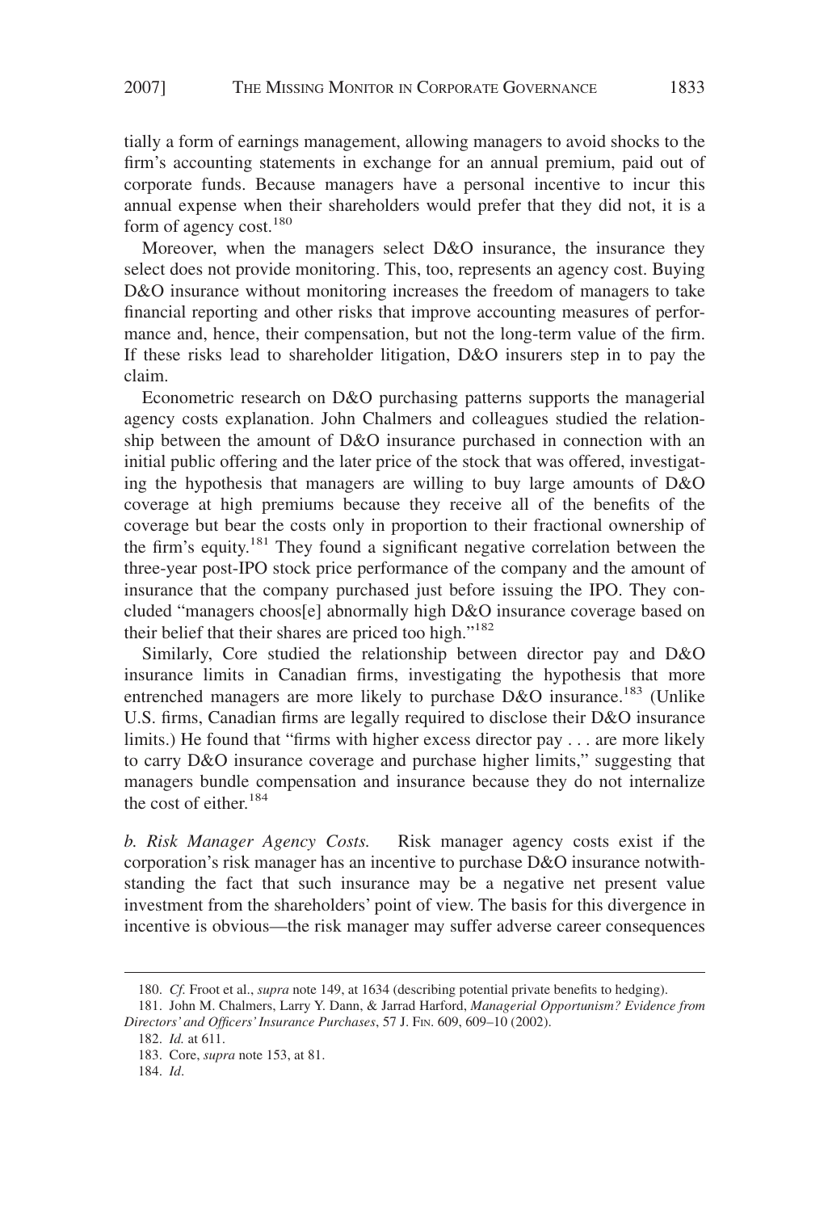tially a form of earnings management, allowing managers to avoid shocks to the firm's accounting statements in exchange for an annual premium, paid out of corporate funds. Because managers have a personal incentive to incur this annual expense when their shareholders would prefer that they did not, it is a form of agency cost.[180]

Moreover, when the managers select D&O insurance, the insurance they select does not provide monitoring. This, too, represents an agency cost. Buying D&O insurance without monitoring increases the freedom of managers to take financial reporting and other risks that improve accounting measures of performance and, hence, their compensation, but not the long-term value of the firm. If these risks lead to shareholder litigation, D&O insurers step in to pay the claim.

Econometric research on D&O purchasing patterns supports the managerial agency costs explanation. John Chalmers and colleagues studied the relationship between the amount of D&O insurance purchased in connection with an initial public offering and the later price of the stock that was offered, investigating the hypothesis that managers are willing to buy large amounts of D&O coverage at high premiums because they receive all of the benefits of the coverage but bear the costs only in proportion to their fractional ownership of the firm's equity.[181] They found a significant negative correlation between the three-year post-IPO stock price performance of the company and the amount of insurance that the company purchased just before issuing the IPO. They concluded "managers choos[e] abnormally high D&O insurance coverage based on their belief that their shares are priced too high."[182]

Similarly, Core studied the relationship between director pay and D&O insurance limits in Canadian firms, investigating the hypothesis that more entrenched managers are more likely to purchase D&O insurance.[183] (Unlike U.S. firms, Canadian firms are legally required to disclose their D&O insurance limits.) He found that "firms with higher excess director pay . . . are more likely to carry D&O insurance coverage and purchase higher limits," suggesting that managers bundle compensation and insurance because they do not internalize the cost of either.[184]

*b. Risk Manager Agency Costs.* Risk manager agency costs exist if the corporation's risk manager has an incentive to purchase D&O insurance notwithstanding the fact that such insurance may be a negative net present value investment from the shareholders' point of view. The basis for this divergence in incentive is obvious—the risk manager may suffer adverse career consequences

---

180. *Cf.* Froot et al., *supra* note 149, at 1634 (describing potential private benefits to hedging).

181. John M. Chalmers, Larry Y. Dann, & Jarrad Harford, *Managerial Opportunism? Evidence from Directors' and Officers' Insurance Purchases*, 57 J. FIN. 609, 609–10 (2002).

182. *Id.* at 611.

183. Core, *supra* note 153, at 81.

184. *Id*.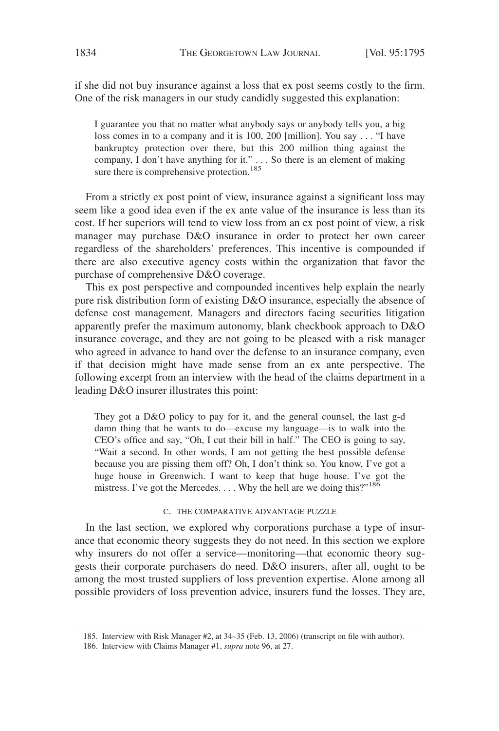if she did not buy insurance against a loss that ex post seems costly to the firm. One of the risk managers in our study candidly suggested this explanation:

> I guarantee you that no matter what anybody says or anybody tells you, a big loss comes in to a company and it is 100, 200 [million]. You say . . . "I have bankruptcy protection over there, but this 200 million thing against the company, I don't have anything for it." . . . So there is an element of making sure there is comprehensive protection.[185]

From a strictly ex post point of view, insurance against a significant loss may seem like a good idea even if the ex ante value of the insurance is less than its cost. If her superiors will tend to view loss from an ex post point of view, a risk manager may purchase D&O insurance in order to protect her own career regardless of the shareholders' preferences. This incentive is compounded if there are also executive agency costs within the organization that favor the purchase of comprehensive D&O coverage.

This ex post perspective and compounded incentives help explain the nearly pure risk distribution form of existing D&O insurance, especially the absence of defense cost management. Managers and directors facing securities litigation apparently prefer the maximum autonomy, blank checkbook approach to D&O insurance coverage, and they are not going to be pleased with a risk manager who agreed in advance to hand over the defense to an insurance company, even if that decision might have made sense from an ex ante perspective. The following excerpt from an interview with the head of the claims department in a leading D&O insurer illustrates this point:

> They got a D&O policy to pay for it, and the general counsel, the last g-d damn thing that he wants to do—excuse my language—is to walk into the CEO's office and say, "Oh, I cut their bill in half." The CEO is going to say, "Wait a second. In other words, I am not getting the best possible defense because you are pissing them off? Oh, I don't think so. You know, I've got a huge house in Greenwich. I want to keep that huge house. I've got the mistress. I've got the Mercedes. . . . Why the hell are we doing this?"[186]

### C. THE COMPARATIVE ADVANTAGE PUZZLE

In the last section, we explored why corporations purchase a type of insurance that economic theory suggests they do not need. In this section we explore why insurers do not offer a service—monitoring—that economic theory suggests their corporate purchasers do need. D&O insurers, after all, ought to be among the most trusted suppliers of loss prevention expertise. Alone among all possible providers of loss prevention advice, insurers fund the losses. They are,

---

185. Interview with Risk Manager #2, at 34–35 (Feb. 13, 2006) (transcript on file with author).

186. Interview with Claims Manager #1, *supra* note 96, at 27.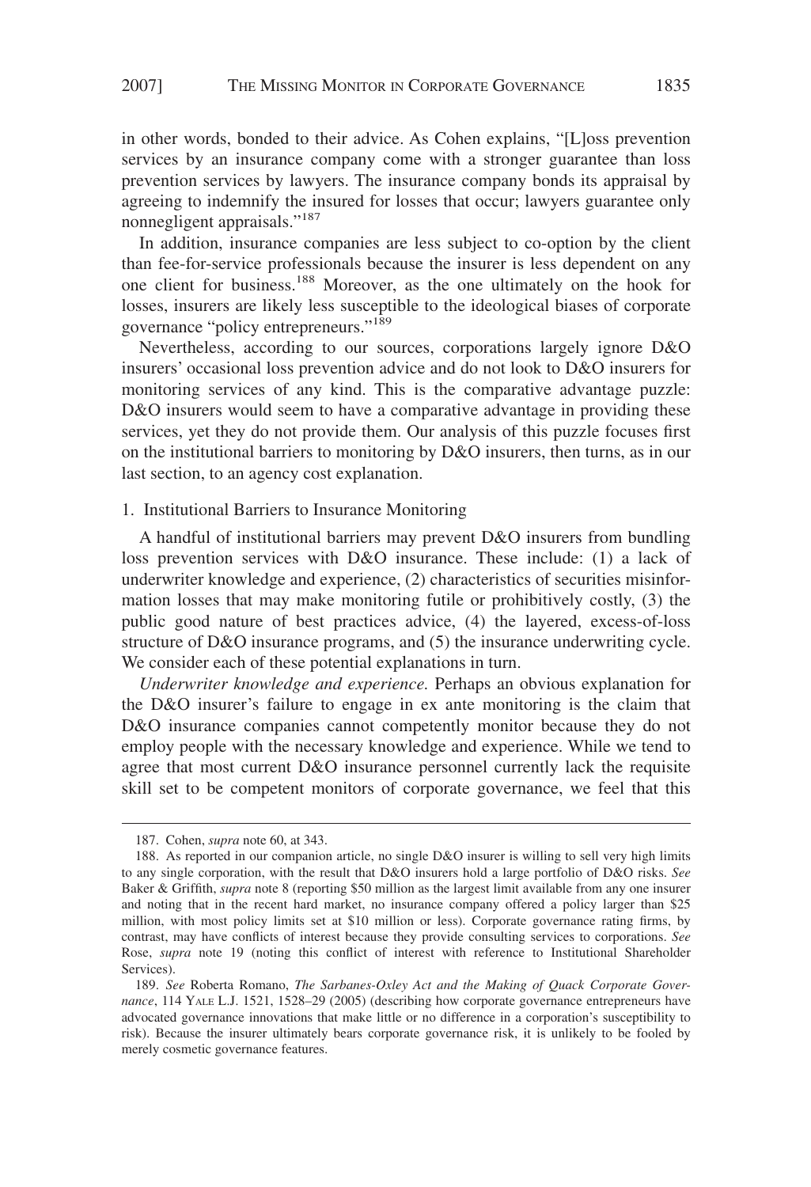in other words, bonded to their advice. As Cohen explains, "[L]oss prevention services by an insurance company come with a stronger guarantee than loss prevention services by lawyers. The insurance company bonds its appraisal by agreeing to indemnify the insured for losses that occur; lawyers guarantee only nonnegligent appraisals."[187]

In addition, insurance companies are less subject to co-option by the client than fee-for-service professionals because the insurer is less dependent on any one client for business.[188] Moreover, as the one ultimately on the hook for losses, insurers are likely less susceptible to the ideological biases of corporate governance "policy entrepreneurs."[189]

Nevertheless, according to our sources, corporations largely ignore D&O insurers' occasional loss prevention advice and do not look to D&O insurers for monitoring services of any kind. This is the comparative advantage puzzle: D&O insurers would seem to have a comparative advantage in providing these services, yet they do not provide them. Our analysis of this puzzle focuses first on the institutional barriers to monitoring by D&O insurers, then turns, as in our last section, to an agency cost explanation.

### 1. Institutional Barriers to Insurance Monitoring

A handful of institutional barriers may prevent D&O insurers from bundling loss prevention services with D&O insurance. These include: (1) a lack of underwriter knowledge and experience, (2) characteristics of securities misinformation losses that may make monitoring futile or prohibitively costly, (3) the public good nature of best practices advice, (4) the layered, excess-of-loss structure of D&O insurance programs, and (5) the insurance underwriting cycle. We consider each of these potential explanations in turn.

*Underwriter knowledge and experience.* Perhaps an obvious explanation for the D&O insurer's failure to engage in ex ante monitoring is the claim that D&O insurance companies cannot competently monitor because they do not employ people with the necessary knowledge and experience. While we tend to agree that most current D&O insurance personnel currently lack the requisite skill set to be competent monitors of corporate governance, we feel that this

---

187. Cohen, *supra* note 60, at 343.

188. As reported in our companion article, no single D&O insurer is willing to sell very high limits to any single corporation, with the result that D&O insurers hold a large portfolio of D&O risks. *See* Baker & Griffith, *supra* note 8 (reporting $50 million as the largest limit available from any one insurer and noting that in the recent hard market, no insurance company offered a policy larger than $25 million, with most policy limits set at $10 million or less). Corporate governance rating firms, by contrast, may have conflicts of interest because they provide consulting services to corporations. *See* Rose, *supra* note 19 (noting this conflict of interest with reference to Institutional Shareholder Services).

189. *See* Roberta Romano, *The Sarbanes-Oxley Act and the Making of Quack Corporate Governance*, 114 YALE L.J. 1521, 1528–29 (2005) (describing how corporate governance entrepreneurs have advocated governance innovations that make little or no difference in a corporation's susceptibility to risk). Because the insurer ultimately bears corporate governance risk, it is unlikely to be fooled by merely cosmetic governance features.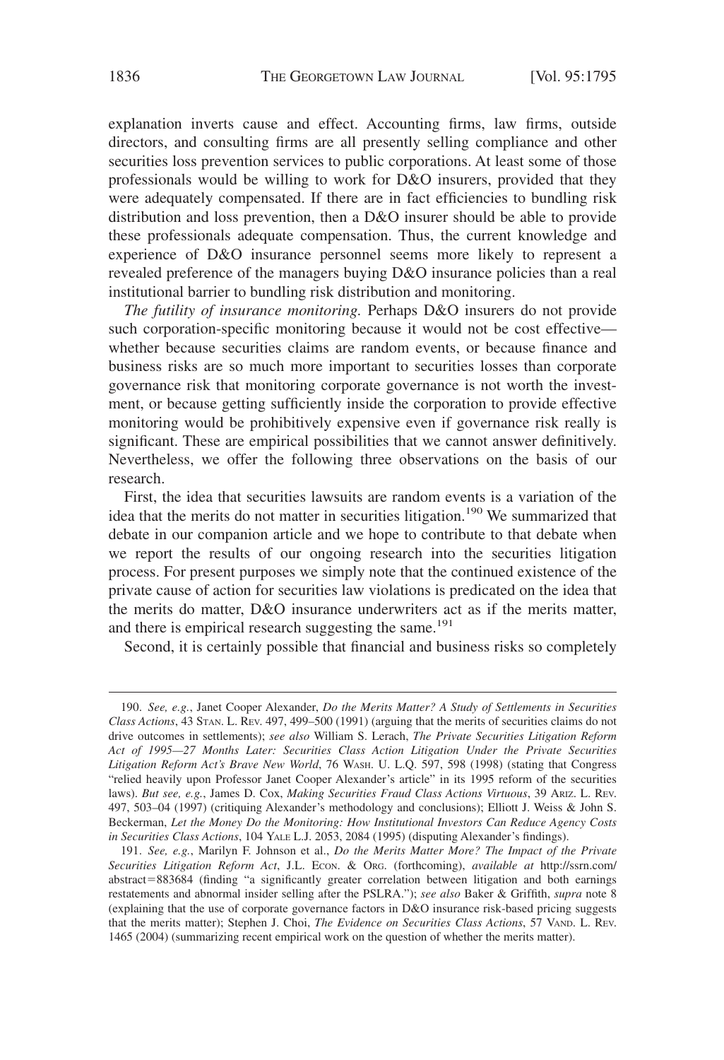explanation inverts cause and effect. Accounting firms, law firms, outside directors, and consulting firms are all presently selling compliance and other securities loss prevention services to public corporations. At least some of those professionals would be willing to work for D&O insurers, provided that they were adequately compensated. If there are in fact efficiencies to bundling risk distribution and loss prevention, then a D&O insurer should be able to provide these professionals adequate compensation. Thus, the current knowledge and experience of D&O insurance personnel seems more likely to represent a revealed preference of the managers buying D&O insurance policies than a real institutional barrier to bundling risk distribution and monitoring.

*The futility of insurance monitoring.* Perhaps D&O insurers do not provide such corporation-specific monitoring because it would not be cost effective—whether because securities claims are random events, or because finance and business risks are so much more important to securities losses than corporate governance risk that monitoring corporate governance is not worth the investment, or because getting sufficiently inside the corporation to provide effective monitoring would be prohibitively expensive even if governance risk really is significant. These are empirical possibilities that we cannot answer definitively. Nevertheless, we offer the following three observations on the basis of our research.

First, the idea that securities lawsuits are random events is a variation of the idea that the merits do not matter in securities litigation.[190] We summarized that debate in our companion article and we hope to contribute to that debate when we report the results of our ongoing research into the securities litigation process. For present purposes we simply note that the continued existence of the private cause of action for securities law violations is predicated on the idea that the merits do matter, D&O insurance underwriters act as if the merits matter, and there is empirical research suggesting the same.[191]

Second, it is certainly possible that financial and business risks so completely

---

190. *See, e.g.*, Janet Cooper Alexander, *Do the Merits Matter? A Study of Settlements in Securities Class Actions*, 43 STAN. L. REV. 497, 499–500 (1991) (arguing that the merits of securities claims do not drive outcomes in settlements); *see also* William S. Lerach, *The Private Securities Litigation Reform Act of 1995—27 Months Later: Securities Class Action Litigation Under the Private Securities Litigation Reform Act's Brave New World*, 76 WASH. U. L.Q. 597, 598 (1998) (stating that Congress "relied heavily upon Professor Janet Cooper Alexander's article" in its 1995 reform of the securities laws). *But see, e.g.*, James D. Cox, *Making Securities Fraud Class Actions Virtuous*, 39 ARIZ. L. REV. 497, 503–04 (1997) (critiquing Alexander's methodology and conclusions); Elliott J. Weiss & John S. Beckerman, *Let the Money Do the Monitoring: How Institutional Investors Can Reduce Agency Costs in Securities Class Actions*, 104 YALE L.J. 2053, 2084 (1995) (disputing Alexander's findings).

191. *See, e.g.*, Marilyn F. Johnson et al., *Do the Merits Matter More? The Impact of the Private Securities Litigation Reform Act*, J.L. ECON. & ORG. (forthcoming), *available at* http://ssrn.com/abstract=883684 (finding "a significantly greater correlation between litigation and both earnings restatements and abnormal insider selling after the PSLRA."); *see also* Baker & Griffith, *supra* note 8 (explaining that the use of corporate governance factors in D&O insurance risk-based pricing suggests that the merits matter); Stephen J. Choi, *The Evidence on Securities Class Actions*, 57 VAND. L. REV. 1465 (2004) (summarizing recent empirical work on the question of whether the merits matter).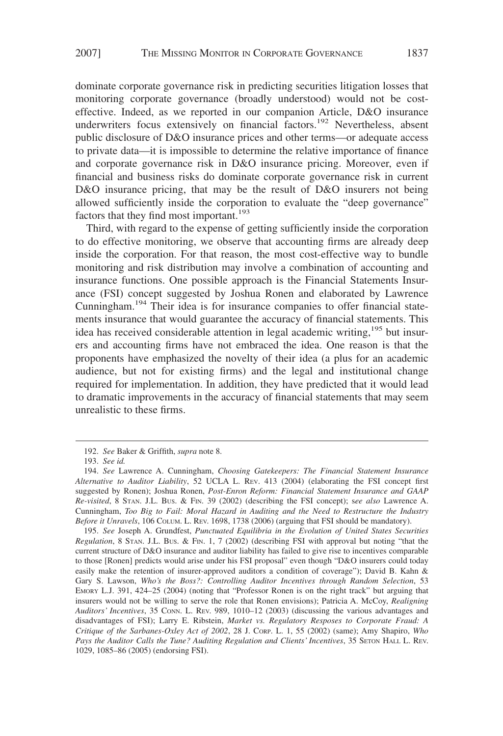dominate corporate governance risk in predicting securities litigation losses that monitoring corporate governance (broadly understood) would not be cost-effective. Indeed, as we reported in our companion Article, D&O insurance underwriters focus extensively on financial factors.[192] Nevertheless, absent public disclosure of D&O insurance prices and other terms—or adequate access to private data—it is impossible to determine the relative importance of finance and corporate governance risk in D&O insurance pricing. Moreover, even if financial and business risks do dominate corporate governance risk in current D&O insurance pricing, that may be the result of D&O insurers not being allowed sufficiently inside the corporation to evaluate the "deep governance" factors that they find most important.[193]

Third, with regard to the expense of getting sufficiently inside the corporation to do effective monitoring, we observe that accounting firms are already deep inside the corporation. For that reason, the most cost-effective way to bundle monitoring and risk distribution may involve a combination of accounting and insurance functions. One possible approach is the Financial Statements Insurance (FSI) concept suggested by Joshua Ronen and elaborated by Lawrence Cunningham.[194] Their idea is for insurance companies to offer financial statements insurance that would guarantee the accuracy of financial statements. This idea has received considerable attention in legal academic writing,[195] but insurers and accounting firms have not embraced the idea. One reason is that the proponents have emphasized the novelty of their idea (a plus for an academic audience, but not for existing firms) and the legal and institutional change required for implementation. In addition, they have predicted that it would lead to dramatic improvements in the accuracy of financial statements that may seem unrealistic to these firms.

---

192. *See* Baker & Griffith, *supra* note 8.

193. *See id.*

194. *See* Lawrence A. Cunningham, *Choosing Gatekeepers: The Financial Statement Insurance Alternative to Auditor Liability*, 52 UCLA L. Rev. 413 (2004) (elaborating the FSI concept first suggested by Ronen); Joshua Ronen, *Post-Enron Reform: Financial Statement Insurance and GAAP Re-visited*, 8 Stan. J.L. Bus. & Fin. 39 (2002) (describing the FSI concept); s*ee also* Lawrence A. Cunningham, *Too Big to Fail: Moral Hazard in Auditing and the Need to Restructure the Industry Before it Unravels*, 106 Colum. L. Rev. 1698, 1738 (2006) (arguing that FSI should be mandatory).

195. *See* Joseph A. Grundfest, *Punctuated Equilibria in the Evolution of United States Securities Regulation*, 8 Stan. J.L. Bus. & Fin. 1, 7 (2002) (describing FSI with approval but noting "that the current structure of D&O insurance and auditor liability has failed to give rise to incentives comparable to those [Ronen] predicts would arise under his FSI proposal" even though "D&O insurers could today easily make the retention of insurer-approved auditors a condition of coverage"); David B. Kahn & Gary S. Lawson, *Who's the Boss?: Controlling Auditor Incentives through Random Selection*, 53 Emory L.J. 391, 424–25 (2004) (noting that "Professor Ronen is on the right track" but arguing that insurers would not be willing to serve the role that Ronen envisions); Patricia A. McCoy, *Realigning Auditors' Incentives*, 35 Conn. L. Rev. 989, 1010–12 (2003) (discussing the various advantages and disadvantages of FSI); Larry E. Ribstein, *Market vs. Regulatory Resposes to Corporate Fraud: A Critique of the Sarbanes-Oxley Act of 2002*, 28 J. Corp. L. 1, 55 (2002) (same); Amy Shapiro, *Who Pays the Auditor Calls the Tune? Auditing Regulation and Clients' Incentives*, 35 Seton Hall L. Rev. 1029, 1085–86 (2005) (endorsing FSI).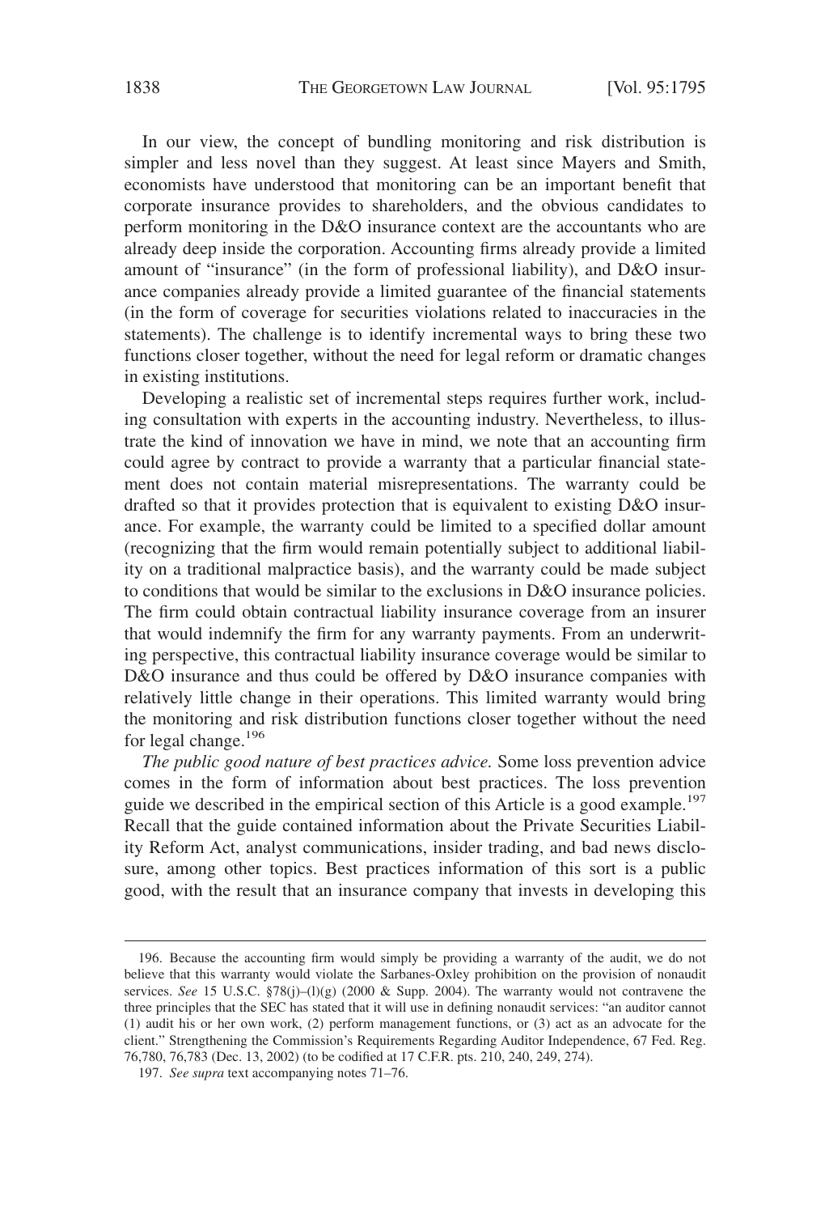In our view, the concept of bundling monitoring and risk distribution is simpler and less novel than they suggest. At least since Mayers and Smith, economists have understood that monitoring can be an important benefit that corporate insurance provides to shareholders, and the obvious candidates to perform monitoring in the D&O insurance context are the accountants who are already deep inside the corporation. Accounting firms already provide a limited amount of "insurance" (in the form of professional liability), and D&O insurance companies already provide a limited guarantee of the financial statements (in the form of coverage for securities violations related to inaccuracies in the statements). The challenge is to identify incremental ways to bring these two functions closer together, without the need for legal reform or dramatic changes in existing institutions.

Developing a realistic set of incremental steps requires further work, including consultation with experts in the accounting industry. Nevertheless, to illustrate the kind of innovation we have in mind, we note that an accounting firm could agree by contract to provide a warranty that a particular financial statement does not contain material misrepresentations. The warranty could be drafted so that it provides protection that is equivalent to existing D&O insurance. For example, the warranty could be limited to a specified dollar amount (recognizing that the firm would remain potentially subject to additional liability on a traditional malpractice basis), and the warranty could be made subject to conditions that would be similar to the exclusions in D&O insurance policies. The firm could obtain contractual liability insurance coverage from an insurer that would indemnify the firm for any warranty payments. From an underwriting perspective, this contractual liability insurance coverage would be similar to D&O insurance and thus could be offered by D&O insurance companies with relatively little change in their operations. This limited warranty would bring the monitoring and risk distribution functions closer together without the need for legal change.[196]

*The public good nature of best practices advice.* Some loss prevention advice comes in the form of information about best practices. The loss prevention guide we described in the empirical section of this Article is a good example.[197] Recall that the guide contained information about the Private Securities Liability Reform Act, analyst communications, insider trading, and bad news disclosure, among other topics. Best practices information of this sort is a public good, with the result that an insurance company that invests in developing this

---

196. Because the accounting firm would simply be providing a warranty of the audit, we do not believe that this warranty would violate the Sarbanes-Oxley prohibition on the provision of nonaudit services. *See* 15 U.S.C. §78(j)–(l)(g) (2000 & Supp. 2004). The warranty would not contravene the three principles that the SEC has stated that it will use in defining nonaudit services: "an auditor cannot (1) audit his or her own work, (2) perform management functions, or (3) act as an advocate for the client." Strengthening the Commission's Requirements Regarding Auditor Independence, 67 Fed. Reg. 76,780, 76,783 (Dec. 13, 2002) (to be codified at 17 C.F.R. pts. 210, 240, 249, 274).

197. *See supra* text accompanying notes 71–76.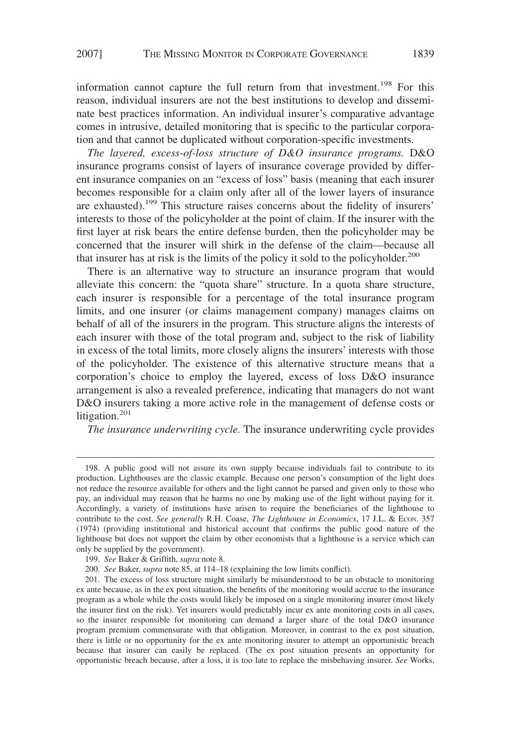information cannot capture the full return from that investment.[198] For this reason, individual insurers are not the best institutions to develop and disseminate best practices information. An individual insurer's comparative advantage comes in intrusive, detailed monitoring that is specific to the particular corporation and that cannot be duplicated without corporation-specific investments.

*The layered, excess-of-loss structure of D&O insurance programs.* D&O insurance programs consist of layers of insurance coverage provided by different insurance companies on an "excess of loss" basis (meaning that each insurer becomes responsible for a claim only after all of the lower layers of insurance are exhausted).[199] This structure raises concerns about the fidelity of insurers' interests to those of the policyholder at the point of claim. If the insurer with the first layer at risk bears the entire defense burden, then the policyholder may be concerned that the insurer will shirk in the defense of the claim—because all that insurer has at risk is the limits of the policy it sold to the policyholder.[200]

There is an alternative way to structure an insurance program that would alleviate this concern: the "quota share" structure. In a quota share structure, each insurer is responsible for a percentage of the total insurance program limits, and one insurer (or claims management company) manages claims on behalf of all of the insurers in the program. This structure aligns the interests of each insurer with those of the total program and, subject to the risk of liability in excess of the total limits, more closely aligns the insurers' interests with those of the policyholder. The existence of this alternative structure means that a corporation's choice to employ the layered, excess of loss D&O insurance arrangement is also a revealed preference, indicating that managers do not want D&O insurers taking a more active role in the management of defense costs or litigation.[201]

*The insurance underwriting cycle.* The insurance underwriting cycle provides

---

198. A public good will not assure its own supply because individuals fail to contribute to its production. Lighthouses are the classic example. Because one person's consumption of the light does not reduce the resource available for others and the light cannot be parsed and given only to those who pay, an individual may reason that he harms no one by making use of the light without paying for it. Accordingly, a variety of institutions have arisen to require the beneficiaries of the lighthouse to contribute to the cost. *See generally* R.H. Coase, *The Lighthouse in Economics*, 17 J.L. & ECON. 357 (1974) (providing institutional and historical account that confirms the public good nature of the lighthouse but does not support the claim by other economists that a lighthouse is a service which can only be supplied by the government).

199. *See* Baker & Griffith, *supra* note 8.

200. *See* Baker, *supra* note 85, at 114–18 (explaining the low limits conflict).

201. The excess of loss structure might similarly be misunderstood to be an obstacle to monitoring ex ante because, as in the ex post situation, the benefits of the monitoring would accrue to the insurance program as a whole while the costs would likely be imposed on a single monitoring insurer (most likely the insurer first on the risk). Yet insurers would predictably incur ex ante monitoring costs in all cases, so the insurer responsible for monitoring can demand a larger share of the total D&O insurance program premium commensurate with that obligation. Moreover, in contrast to the ex post situation, there is little or no opportunity for the ex ante monitoring insurer to attempt an opportunistic breach because that insurer can easily be replaced. (The ex post situation presents an opportunity for opportunistic breach because, after a loss, it is too late to replace the misbehaving insurer. *See* Works,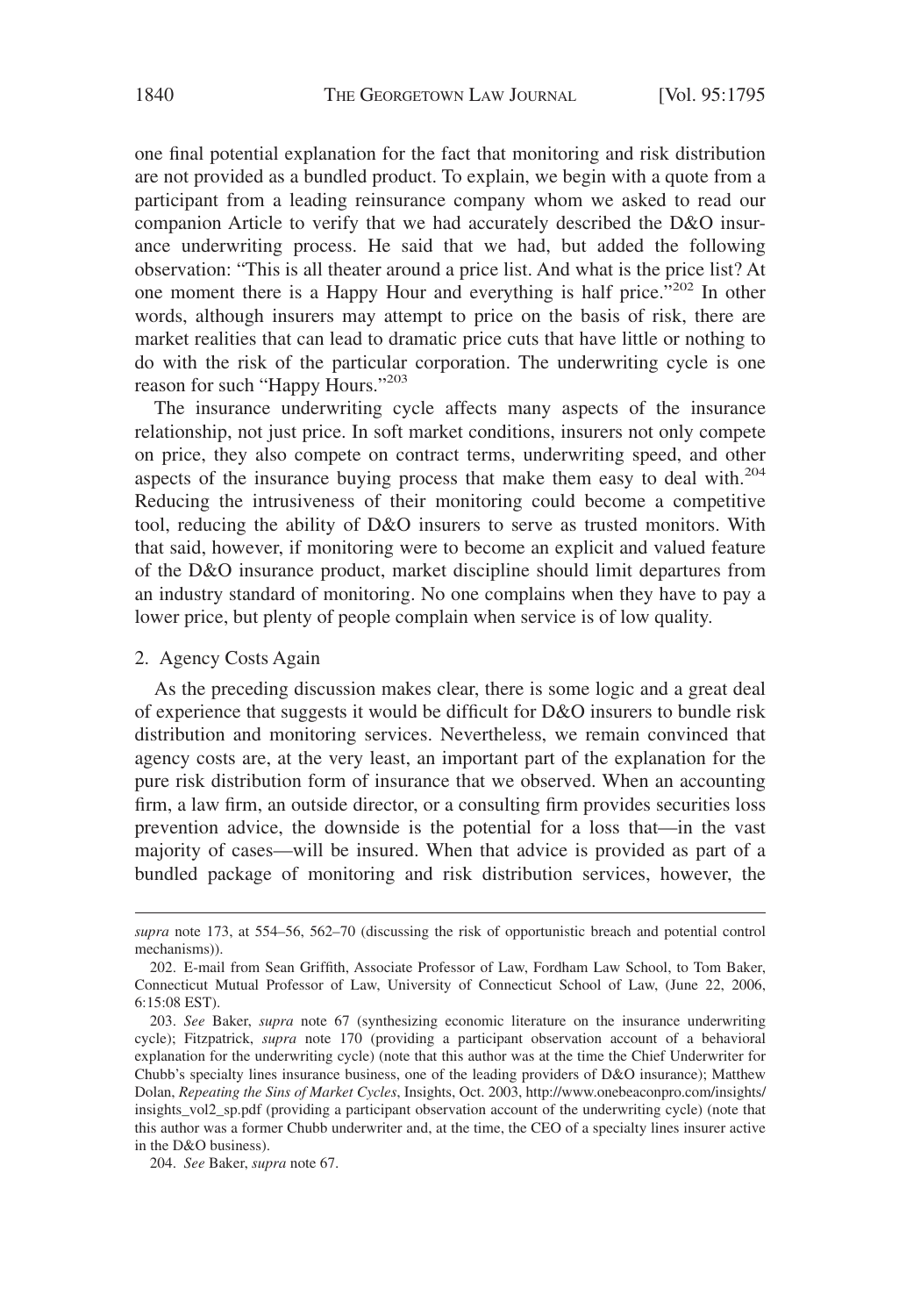one final potential explanation for the fact that monitoring and risk distribution are not provided as a bundled product. To explain, we begin with a quote from a participant from a leading reinsurance company whom we asked to read our companion Article to verify that we had accurately described the D&O insurance underwriting process. He said that we had, but added the following observation: "This is all theater around a price list. And what is the price list? At one moment there is a Happy Hour and everything is half price."[202] In other words, although insurers may attempt to price on the basis of risk, there are market realities that can lead to dramatic price cuts that have little or nothing to do with the risk of the particular corporation. The underwriting cycle is one reason for such "Happy Hours."[203]

The insurance underwriting cycle affects many aspects of the insurance relationship, not just price. In soft market conditions, insurers not only compete on price, they also compete on contract terms, underwriting speed, and other aspects of the insurance buying process that make them easy to deal with.[204] Reducing the intrusiveness of their monitoring could become a competitive tool, reducing the ability of D&O insurers to serve as trusted monitors. With that said, however, if monitoring were to become an explicit and valued feature of the D&O insurance product, market discipline should limit departures from an industry standard of monitoring. No one complains when they have to pay a lower price, but plenty of people complain when service is of low quality.

### 2. Agency Costs Again

As the preceding discussion makes clear, there is some logic and a great deal of experience that suggests it would be difficult for D&O insurers to bundle risk distribution and monitoring services. Nevertheless, we remain convinced that agency costs are, at the very least, an important part of the explanation for the pure risk distribution form of insurance that we observed. When an accounting firm, a law firm, an outside director, or a consulting firm provides securities loss prevention advice, the downside is the potential for a loss that—in the vast majority of cases—will be insured. When that advice is provided as part of a bundled package of monitoring and risk distribution services, however, the

---

*supra* note 173, at 554–56, 562–70 (discussing the risk of opportunistic breach and potential control mechanisms)).

202. E-mail from Sean Griffith, Associate Professor of Law, Fordham Law School, to Tom Baker, Connecticut Mutual Professor of Law, University of Connecticut School of Law, (June 22, 2006, 6:15:08 EST).

203. *See* Baker, *supra* note 67 (synthesizing economic literature on the insurance underwriting cycle); Fitzpatrick, *supra* note 170 (providing a participant observation account of a behavioral explanation for the underwriting cycle) (note that this author was at the time the Chief Underwriter for Chubb's specialty lines insurance business, one of the leading providers of D&O insurance); Matthew Dolan, *Repeating the Sins of Market Cycles*, Insights, Oct. 2003, http://www.onebeaconpro.com/insights/insights_vol2_sp.pdf (providing a participant observation account of the underwriting cycle) (note that this author was a former Chubb underwriter and, at the time, the CEO of a specialty lines insurer active in the D&O business).

204. *See* Baker, *supra* note 67.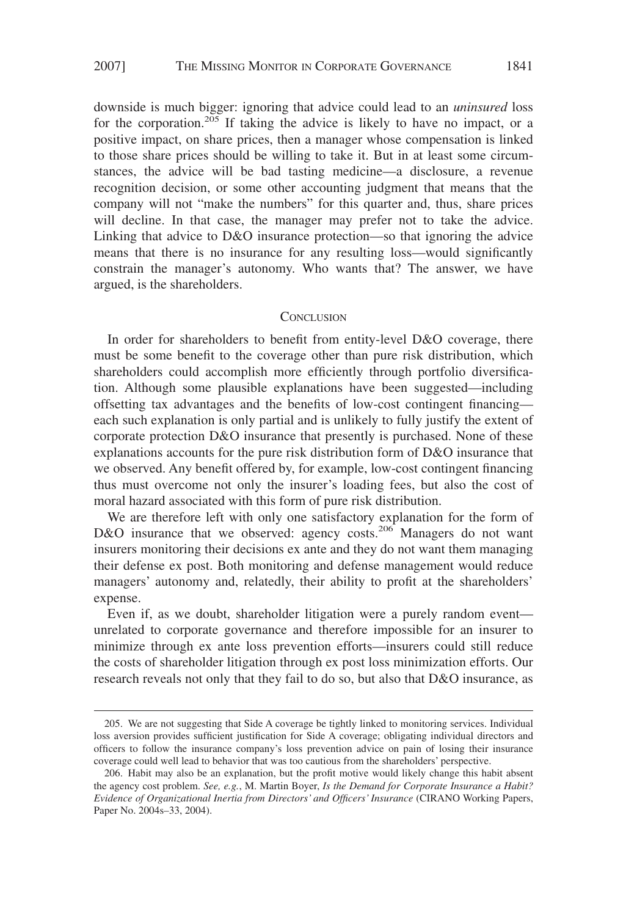downside is much bigger: ignoring that advice could lead to an *uninsured* loss for the corporation.[205] If taking the advice is likely to have no impact, or a positive impact, on share prices, then a manager whose compensation is linked to those share prices should be willing to take it. But in at least some circumstances, the advice will be bad tasting medicine—a disclosure, a revenue recognition decision, or some other accounting judgment that means that the company will not "make the numbers" for this quarter and, thus, share prices will decline. In that case, the manager may prefer not to take the advice. Linking that advice to D&O insurance protection—so that ignoring the advice means that there is no insurance for any resulting loss—would significantly constrain the manager's autonomy. Who wants that? The answer, we have argued, is the shareholders.

## Conclusion

In order for shareholders to benefit from entity-level D&O coverage, there must be some benefit to the coverage other than pure risk distribution, which shareholders could accomplish more efficiently through portfolio diversification. Although some plausible explanations have been suggested—including offsetting tax advantages and the benefits of low-cost contingent financing—each such explanation is only partial and is unlikely to fully justify the extent of corporate protection D&O insurance that presently is purchased. None of these explanations accounts for the pure risk distribution form of D&O insurance that we observed. Any benefit offered by, for example, low-cost contingent financing thus must overcome not only the insurer's loading fees, but also the cost of moral hazard associated with this form of pure risk distribution.

We are therefore left with only one satisfactory explanation for the form of D&O insurance that we observed: agency costs.[206] Managers do not want insurers monitoring their decisions ex ante and they do not want them managing their defense ex post. Both monitoring and defense management would reduce managers' autonomy and, relatedly, their ability to profit at the shareholders' expense.

Even if, as we doubt, shareholder litigation were a purely random event—unrelated to corporate governance and therefore impossible for an insurer to minimize through ex ante loss prevention efforts—insurers could still reduce the costs of shareholder litigation through ex post loss minimization efforts. Our research reveals not only that they fail to do so, but also that D&O insurance, as

---

205. We are not suggesting that Side A coverage be tightly linked to monitoring services. Individual loss aversion provides sufficient justification for Side A coverage; obligating individual directors and officers to follow the insurance company's loss prevention advice on pain of losing their insurance coverage could well lead to behavior that was too cautious from the shareholders' perspective.

206. Habit may also be an explanation, but the profit motive would likely change this habit absent the agency cost problem. *See, e.g.*, M. Martin Boyer, *Is the Demand for Corporate Insurance a Habit? Evidence of Organizational Inertia from Directors' and Officers' Insurance* (CIRANO Working Papers, Paper No. 2004s–33, 2004).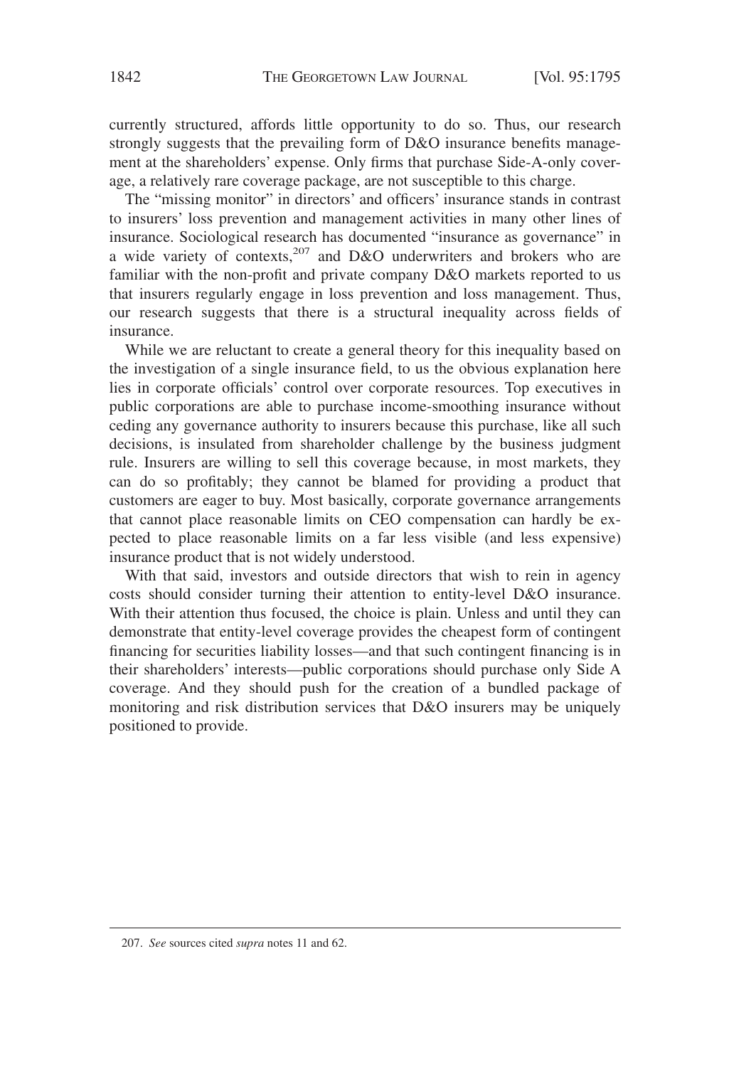currently structured, affords little opportunity to do so. Thus, our research strongly suggests that the prevailing form of D&O insurance benefits management at the shareholders' expense. Only firms that purchase Side-A-only coverage, a relatively rare coverage package, are not susceptible to this charge.

The "missing monitor" in directors' and officers' insurance stands in contrast to insurers' loss prevention and management activities in many other lines of insurance. Sociological research has documented "insurance as governance" in a wide variety of contexts,[207] and D&O underwriters and brokers who are familiar with the non-profit and private company D&O markets reported to us that insurers regularly engage in loss prevention and loss management. Thus, our research suggests that there is a structural inequality across fields of insurance.

While we are reluctant to create a general theory for this inequality based on the investigation of a single insurance field, to us the obvious explanation here lies in corporate officials' control over corporate resources. Top executives in public corporations are able to purchase income-smoothing insurance without ceding any governance authority to insurers because this purchase, like all such decisions, is insulated from shareholder challenge by the business judgment rule. Insurers are willing to sell this coverage because, in most markets, they can do so profitably; they cannot be blamed for providing a product that customers are eager to buy. Most basically, corporate governance arrangements that cannot place reasonable limits on CEO compensation can hardly be expected to place reasonable limits on a far less visible (and less expensive) insurance product that is not widely understood.

With that said, investors and outside directors that wish to rein in agency costs should consider turning their attention to entity-level D&O insurance. With their attention thus focused, the choice is plain. Unless and until they can demonstrate that entity-level coverage provides the cheapest form of contingent financing for securities liability losses—and that such contingent financing is in their shareholders' interests—public corporations should purchase only Side A coverage. And they should push for the creation of a bundled package of monitoring and risk distribution services that D&O insurers may be uniquely positioned to provide.

---

207. *See* sources cited *supra* notes 11 and 62.